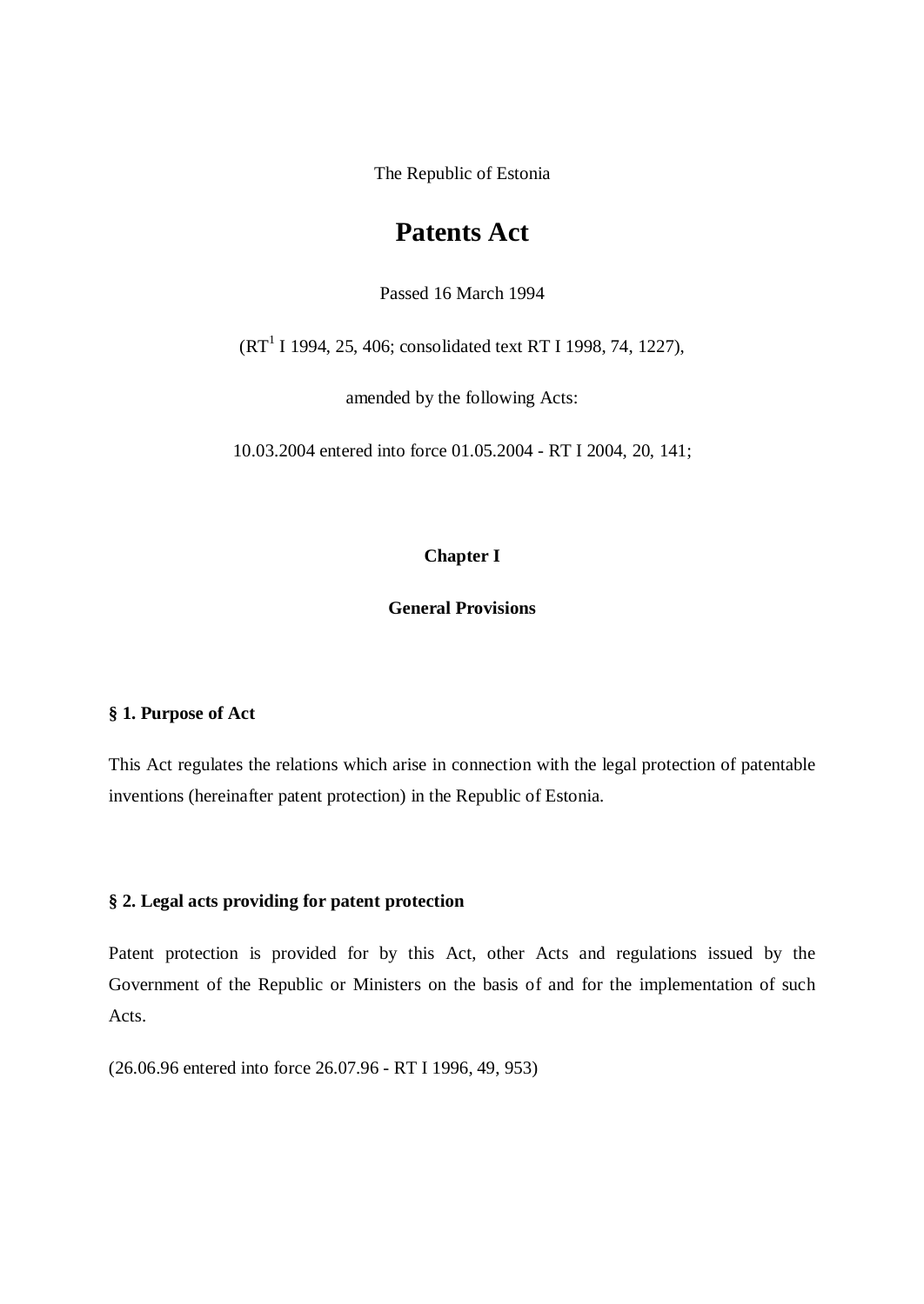The Republic of Estonia

# Patents Act

Passed 16 March 1994

(RT[1] I 1994, 25, 406; consolidated text RT I 1998, 74, 1227),

amended by the following Acts:

10.03.2004 entered into force 01.05.2004 - RT I 2004, 20, 141;

## Chapter I

## General Provisions

### § 1. Purpose of Act

This Act regulates the relations which arise in connection with the legal protection of patentable inventions (hereinafter patent protection) in the Republic of Estonia.

### § 2. Legal acts providing for patent protection

Patent protection is provided for by this Act, other Acts and regulations issued by the Government of the Republic or Ministers on the basis of and for the implementation of such Acts.

(26.06.96 entered into force 26.07.96 - RT I 1996, 49, 953)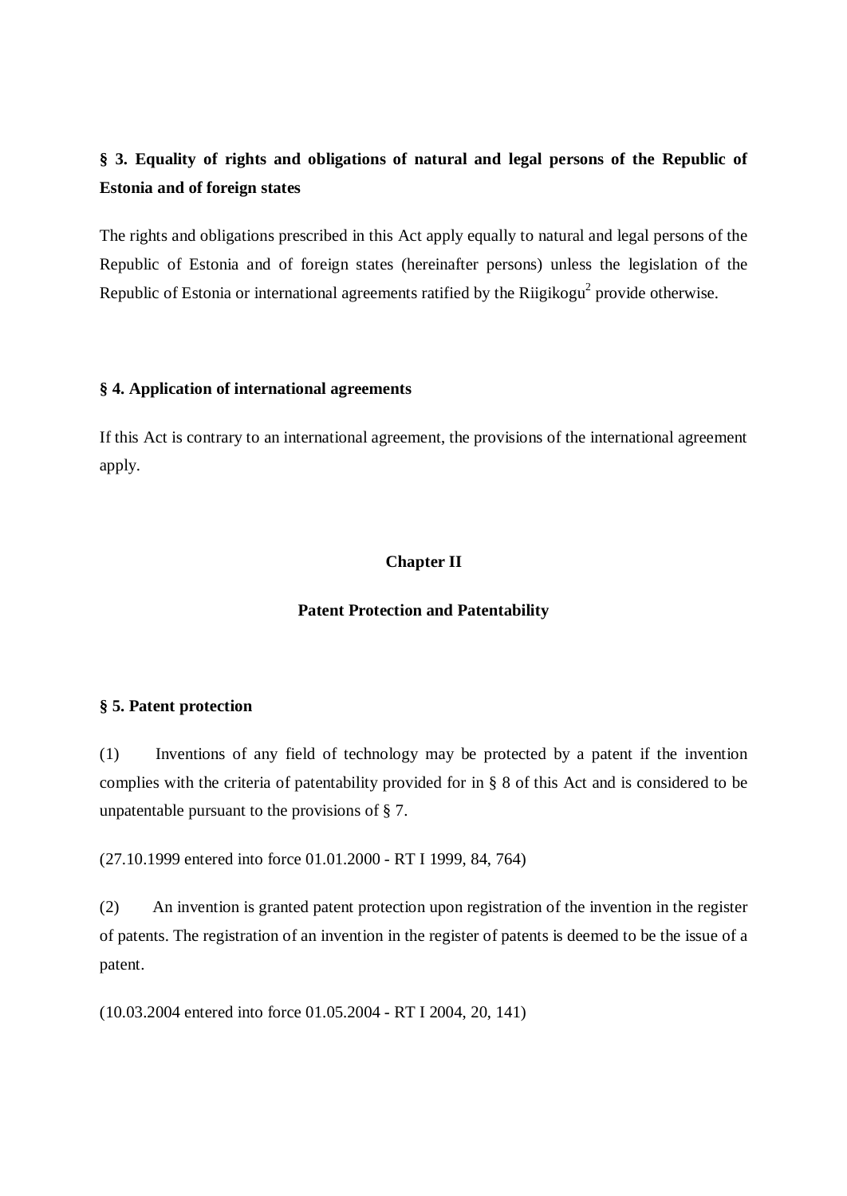**§ 3. Equality of rights and obligations of natural and legal persons of the Republic of Estonia and of foreign states**

The rights and obligations prescribed in this Act apply equally to natural and legal persons of the Republic of Estonia and of foreign states (hereinafter persons) unless the legislation of the Republic of Estonia or international agreements ratified by the Riigikogu[2] provide otherwise.

**§ 4. Application of international agreements**

If this Act is contrary to an international agreement, the provisions of the international agreement apply.

## Chapter II

## Patent Protection and Patentability

**§ 5. Patent protection**

(1) Inventions of any field of technology may be protected by a patent if the invention complies with the criteria of patentability provided for in § 8 of this Act and is considered to be unpatentable pursuant to the provisions of § 7.

(27.10.1999 entered into force 01.01.2000 - RT I 1999, 84, 764)

(2) An invention is granted patent protection upon registration of the invention in the register of patents. The registration of an invention in the register of patents is deemed to be the issue of a patent.

(10.03.2004 entered into force 01.05.2004 - RT I 2004, 20, 141)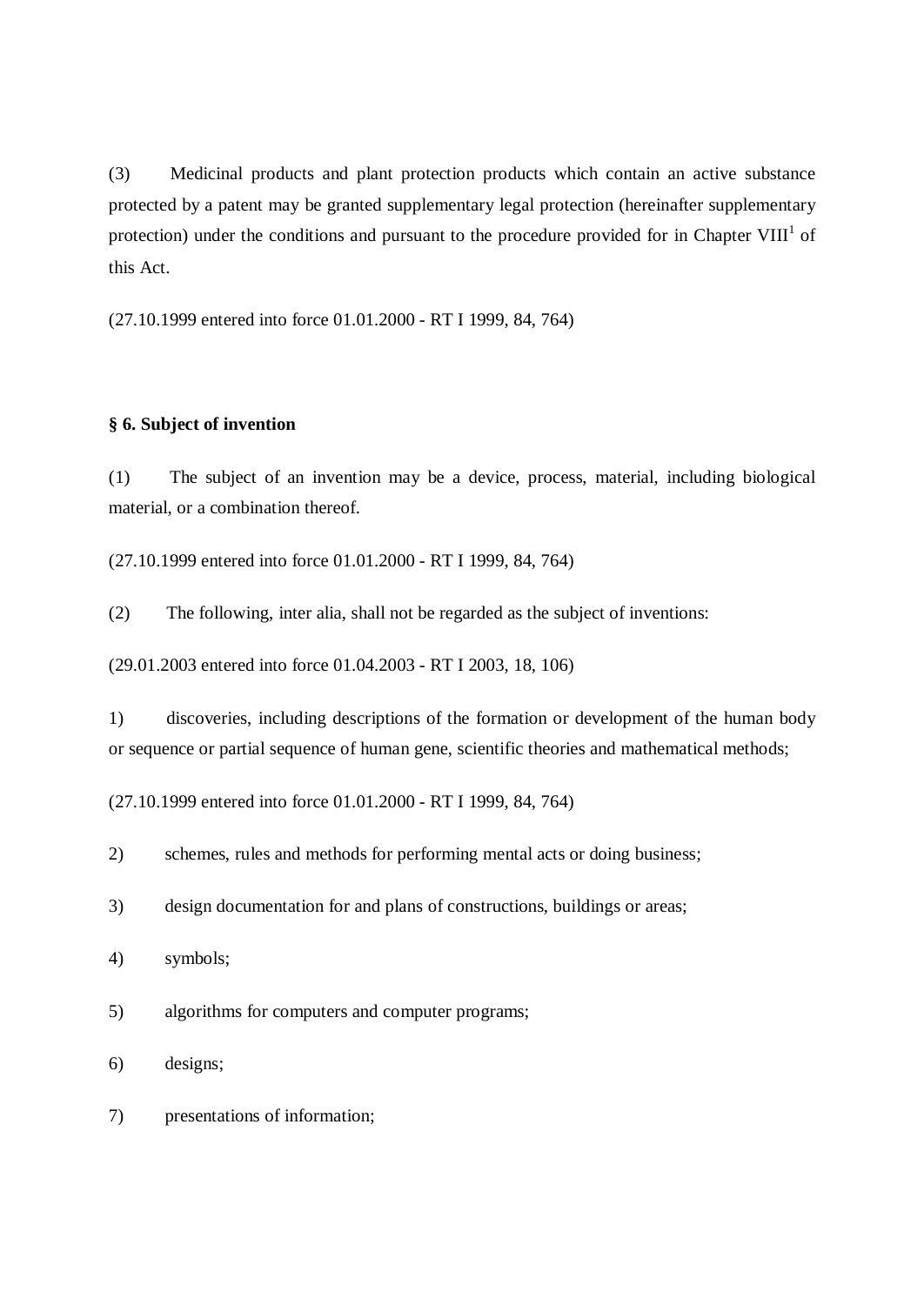(3) Medicinal products and plant protection products which contain an active substance protected by a patent may be granted supplementary legal protection (hereinafter supplementary protection) under the conditions and pursuant to the procedure provided for in Chapter VIII[1] of this Act.

(27.10.1999 entered into force 01.01.2000 - RT I 1999, 84, 764)

**§ 6. Subject of invention**

(1) The subject of an invention may be a device, process, material, including biological material, or a combination thereof.

(27.10.1999 entered into force 01.01.2000 - RT I 1999, 84, 764)

(2) The following, inter alia, shall not be regarded as the subject of inventions:

(29.01.2003 entered into force 01.04.2003 - RT I 2003, 18, 106)

1) discoveries, including descriptions of the formation or development of the human body or sequence or partial sequence of human gene, scientific theories and mathematical methods;

(27.10.1999 entered into force 01.01.2000 - RT I 1999, 84, 764)

2) schemes, rules and methods for performing mental acts or doing business;

3) design documentation for and plans of constructions, buildings or areas;

4) symbols;

5) algorithms for computers and computer programs;

6) designs;

7) presentations of information;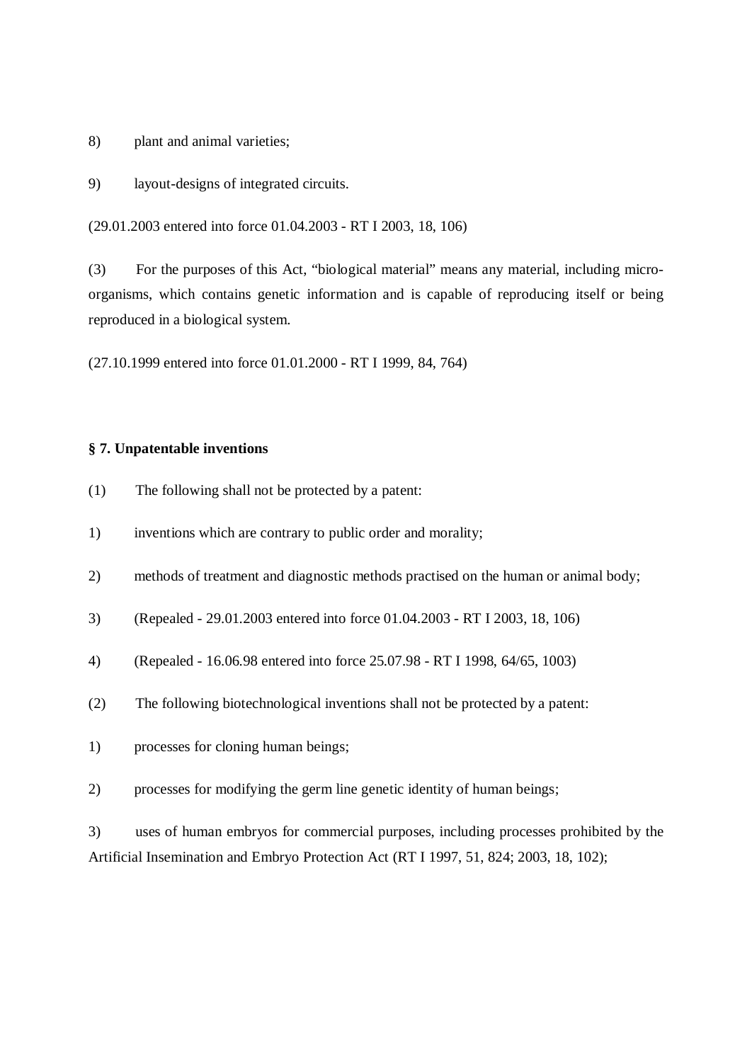8) plant and animal varieties;

9) layout-designs of integrated circuits.

(29.01.2003 entered into force 01.04.2003 - RT I 2003, 18, 106)

(3) For the purposes of this Act, “biological material” means any material, including micro-organisms, which contains genetic information and is capable of reproducing itself or being reproduced in a biological system.

(27.10.1999 entered into force 01.01.2000 - RT I 1999, 84, 764)

**§ 7. Unpatentable inventions**

(1) The following shall not be protected by a patent:

1) inventions which are contrary to public order and morality;

2) methods of treatment and diagnostic methods practised on the human or animal body;

3) (Repealed - 29.01.2003 entered into force 01.04.2003 - RT I 2003, 18, 106)

4) (Repealed - 16.06.98 entered into force 25.07.98 - RT I 1998, 64/65, 1003)

(2) The following biotechnological inventions shall not be protected by a patent:

1) processes for cloning human beings;

2) processes for modifying the germ line genetic identity of human beings;

3) uses of human embryos for commercial purposes, including processes prohibited by the Artificial Insemination and Embryo Protection Act (RT I 1997, 51, 824; 2003, 18, 102);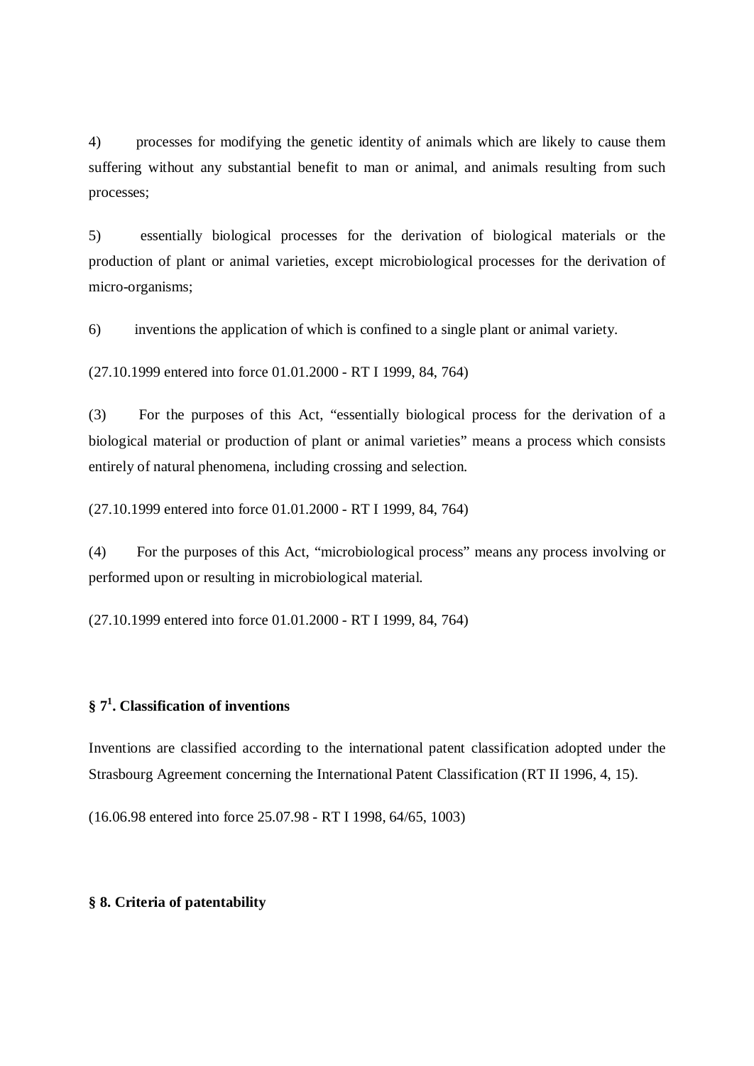4) processes for modifying the genetic identity of animals which are likely to cause them suffering without any substantial benefit to man or animal, and animals resulting from such processes;

5) essentially biological processes for the derivation of biological materials or the production of plant or animal varieties, except microbiological processes for the derivation of micro-organisms;

6) inventions the application of which is confined to a single plant or animal variety.

(27.10.1999 entered into force 01.01.2000 - RT I 1999, 84, 764)

(3) For the purposes of this Act, "essentially biological process for the derivation of a biological material or production of plant or animal varieties" means a process which consists entirely of natural phenomena, including crossing and selection.

(27.10.1999 entered into force 01.01.2000 - RT I 1999, 84, 764)

(4) For the purposes of this Act, "microbiological process" means any process involving or performed upon or resulting in microbiological material.

(27.10.1999 entered into force 01.01.2000 - RT I 1999, 84, 764)

### § 7[1]. Classification of inventions

Inventions are classified according to the international patent classification adopted under the Strasbourg Agreement concerning the International Patent Classification (RT II 1996, 4, 15).

(16.06.98 entered into force 25.07.98 - RT I 1998, 64/65, 1003)

### § 8. Criteria of patentability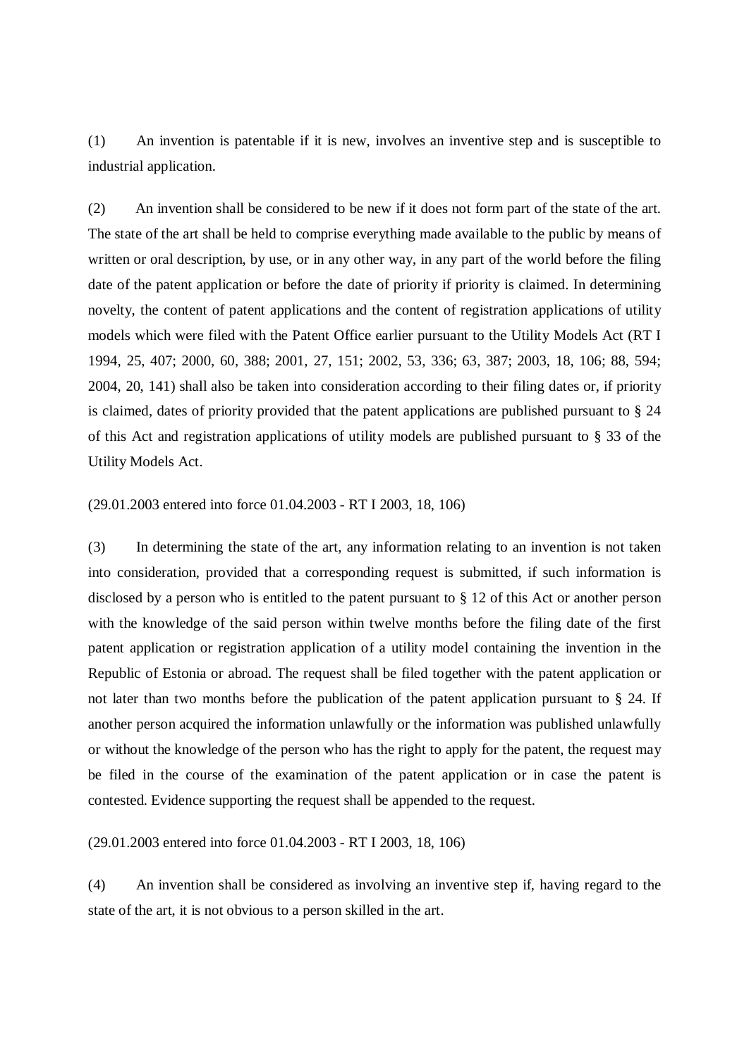(1) An invention is patentable if it is new, involves an inventive step and is susceptible to industrial application.

(2) An invention shall be considered to be new if it does not form part of the state of the art. The state of the art shall be held to comprise everything made available to the public by means of written or oral description, by use, or in any other way, in any part of the world before the filing date of the patent application or before the date of priority if priority is claimed. In determining novelty, the content of patent applications and the content of registration applications of utility models which were filed with the Patent Office earlier pursuant to the Utility Models Act (RT I 1994, 25, 407; 2000, 60, 388; 2001, 27, 151; 2002, 53, 336; 63, 387; 2003, 18, 106; 88, 594; 2004, 20, 141) shall also be taken into consideration according to their filing dates or, if priority is claimed, dates of priority provided that the patent applications are published pursuant to § 24 of this Act and registration applications of utility models are published pursuant to § 33 of the Utility Models Act.

(29.01.2003 entered into force 01.04.2003 - RT I 2003, 18, 106)

(3) In determining the state of the art, any information relating to an invention is not taken into consideration, provided that a corresponding request is submitted, if such information is disclosed by a person who is entitled to the patent pursuant to § 12 of this Act or another person with the knowledge of the said person within twelve months before the filing date of the first patent application or registration application of a utility model containing the invention in the Republic of Estonia or abroad. The request shall be filed together with the patent application or not later than two months before the publication of the patent application pursuant to § 24. If another person acquired the information unlawfully or the information was published unlawfully or without the knowledge of the person who has the right to apply for the patent, the request may be filed in the course of the examination of the patent application or in case the patent is contested. Evidence supporting the request shall be appended to the request.

(29.01.2003 entered into force 01.04.2003 - RT I 2003, 18, 106)

(4) An invention shall be considered as involving an inventive step if, having regard to the state of the art, it is not obvious to a person skilled in the art.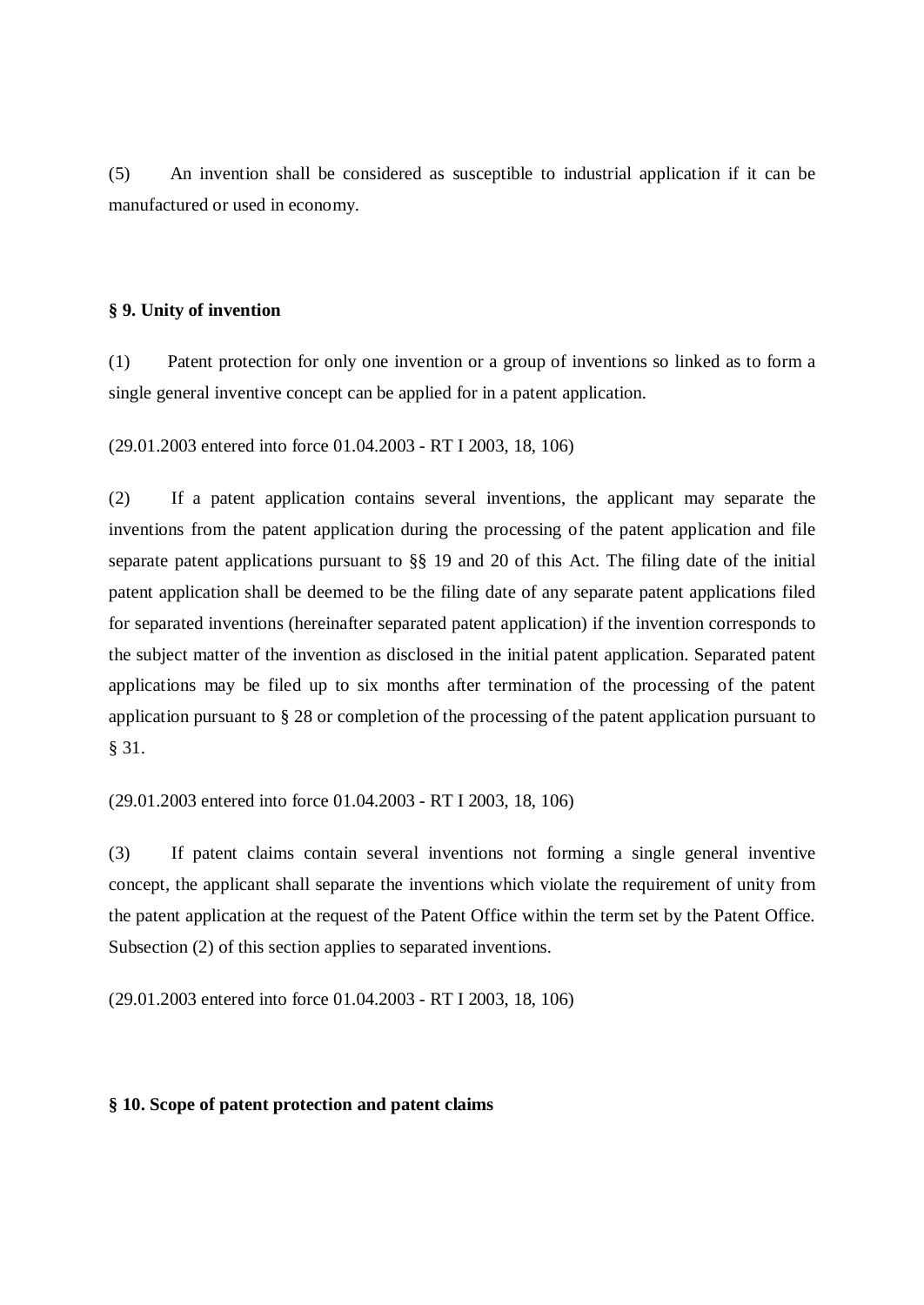(5) An invention shall be considered as susceptible to industrial application if it can be manufactured or used in economy.

**§ 9. Unity of invention**

(1) Patent protection for only one invention or a group of inventions so linked as to form a single general inventive concept can be applied for in a patent application.

(29.01.2003 entered into force 01.04.2003 - RT I 2003, 18, 106)

(2) If a patent application contains several inventions, the applicant may separate the inventions from the patent application during the processing of the patent application and file separate patent applications pursuant to §§ 19 and 20 of this Act. The filing date of the initial patent application shall be deemed to be the filing date of any separate patent applications filed for separated inventions (hereinafter separated patent application) if the invention corresponds to the subject matter of the invention as disclosed in the initial patent application. Separated patent applications may be filed up to six months after termination of the processing of the patent application pursuant to § 28 or completion of the processing of the patent application pursuant to § 31.

(29.01.2003 entered into force 01.04.2003 - RT I 2003, 18, 106)

(3) If patent claims contain several inventions not forming a single general inventive concept, the applicant shall separate the inventions which violate the requirement of unity from the patent application at the request of the Patent Office within the term set by the Patent Office. Subsection (2) of this section applies to separated inventions.

(29.01.2003 entered into force 01.04.2003 - RT I 2003, 18, 106)

**§ 10. Scope of patent protection and patent claims**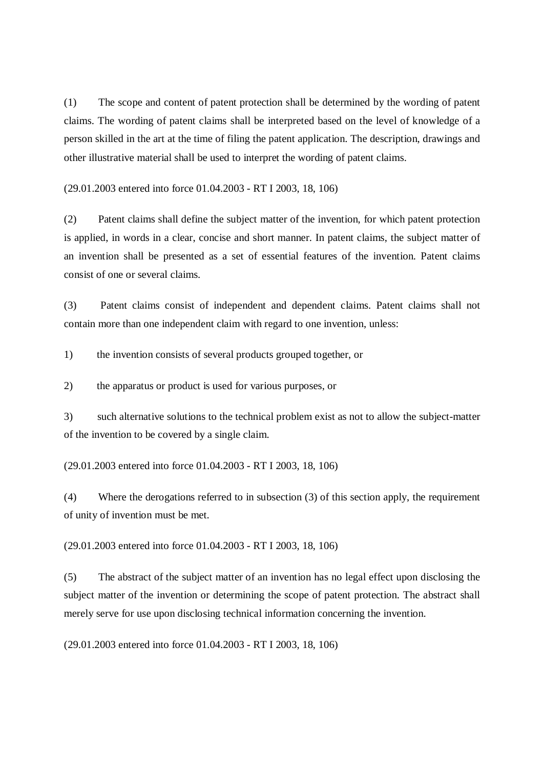(1) The scope and content of patent protection shall be determined by the wording of patent claims. The wording of patent claims shall be interpreted based on the level of knowledge of a person skilled in the art at the time of filing the patent application. The description, drawings and other illustrative material shall be used to interpret the wording of patent claims.

(29.01.2003 entered into force 01.04.2003 - RT I 2003, 18, 106)

(2) Patent claims shall define the subject matter of the invention, for which patent protection is applied, in words in a clear, concise and short manner. In patent claims, the subject matter of an invention shall be presented as a set of essential features of the invention. Patent claims consist of one or several claims.

(3) Patent claims consist of independent and dependent claims. Patent claims shall not contain more than one independent claim with regard to one invention, unless:

1) the invention consists of several products grouped together, or

2) the apparatus or product is used for various purposes, or

3) such alternative solutions to the technical problem exist as not to allow the subject-matter of the invention to be covered by a single claim.

(29.01.2003 entered into force 01.04.2003 - RT I 2003, 18, 106)

(4) Where the derogations referred to in subsection (3) of this section apply, the requirement of unity of invention must be met.

(29.01.2003 entered into force 01.04.2003 - RT I 2003, 18, 106)

(5) The abstract of the subject matter of an invention has no legal effect upon disclosing the subject matter of the invention or determining the scope of patent protection. The abstract shall merely serve for use upon disclosing technical information concerning the invention.

(29.01.2003 entered into force 01.04.2003 - RT I 2003, 18, 106)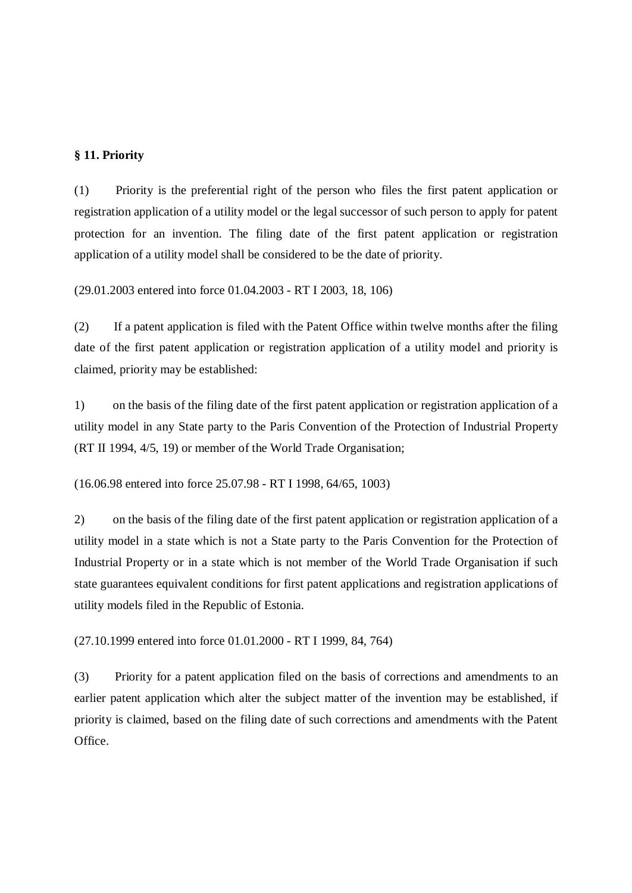**§ 11. Priority**

(1) Priority is the preferential right of the person who files the first patent application or registration application of a utility model or the legal successor of such person to apply for patent protection for an invention. The filing date of the first patent application or registration application of a utility model shall be considered to be the date of priority.

(29.01.2003 entered into force 01.04.2003 - RT I 2003, 18, 106)

(2) If a patent application is filed with the Patent Office within twelve months after the filing date of the first patent application or registration application of a utility model and priority is claimed, priority may be established:

1) on the basis of the filing date of the first patent application or registration application of a utility model in any State party to the Paris Convention of the Protection of Industrial Property (RT II 1994, 4/5, 19) or member of the World Trade Organisation;

(16.06.98 entered into force 25.07.98 - RT I 1998, 64/65, 1003)

2) on the basis of the filing date of the first patent application or registration application of a utility model in a state which is not a State party to the Paris Convention for the Protection of Industrial Property or in a state which is not member of the World Trade Organisation if such state guarantees equivalent conditions for first patent applications and registration applications of utility models filed in the Republic of Estonia.

(27.10.1999 entered into force 01.01.2000 - RT I 1999, 84, 764)

(3) Priority for a patent application filed on the basis of corrections and amendments to an earlier patent application which alter the subject matter of the invention may be established, if priority is claimed, based on the filing date of such corrections and amendments with the Patent Office.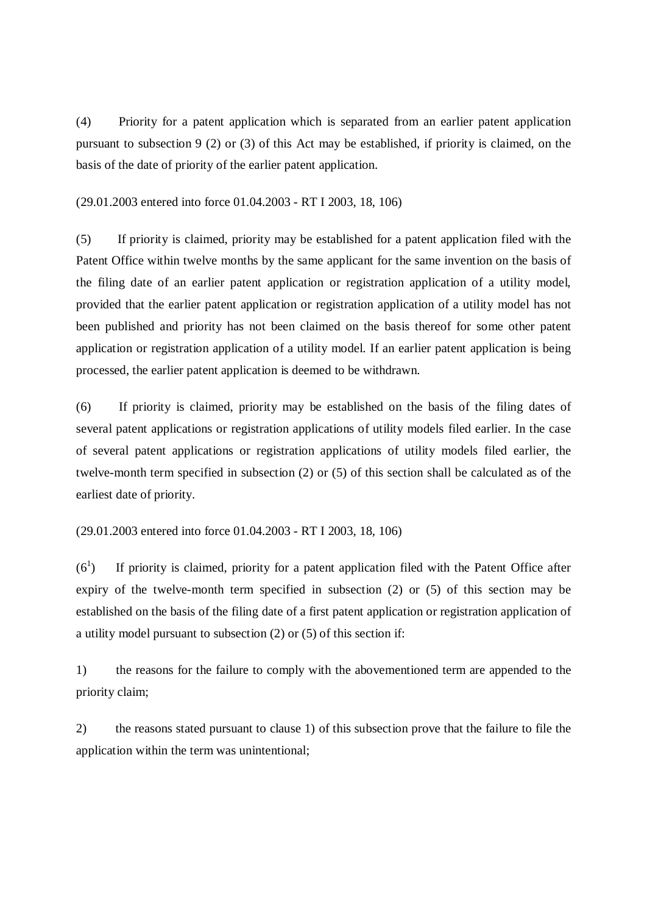(4) Priority for a patent application which is separated from an earlier patent application pursuant to subsection 9 (2) or (3) of this Act may be established, if priority is claimed, on the basis of the date of priority of the earlier patent application.

(29.01.2003 entered into force 01.04.2003 - RT I 2003, 18, 106)

(5) If priority is claimed, priority may be established for a patent application filed with the Patent Office within twelve months by the same applicant for the same invention on the basis of the filing date of an earlier patent application or registration application of a utility model, provided that the earlier patent application or registration application of a utility model has not been published and priority has not been claimed on the basis thereof for some other patent application or registration application of a utility model. If an earlier patent application is being processed, the earlier patent application is deemed to be withdrawn.

(6) If priority is claimed, priority may be established on the basis of the filing dates of several patent applications or registration applications of utility models filed earlier. In the case of several patent applications or registration applications of utility models filed earlier, the twelve-month term specified in subsection (2) or (5) of this section shall be calculated as of the earliest date of priority.

(29.01.2003 entered into force 01.04.2003 - RT I 2003, 18, 106)

($6^1$) If priority is claimed, priority for a patent application filed with the Patent Office after expiry of the twelve-month term specified in subsection (2) or (5) of this section may be established on the basis of the filing date of a first patent application or registration application of a utility model pursuant to subsection (2) or (5) of this section if:

1) the reasons for the failure to comply with the abovementioned term are appended to the priority claim;

2) the reasons stated pursuant to clause 1) of this subsection prove that the failure to file the application within the term was unintentional;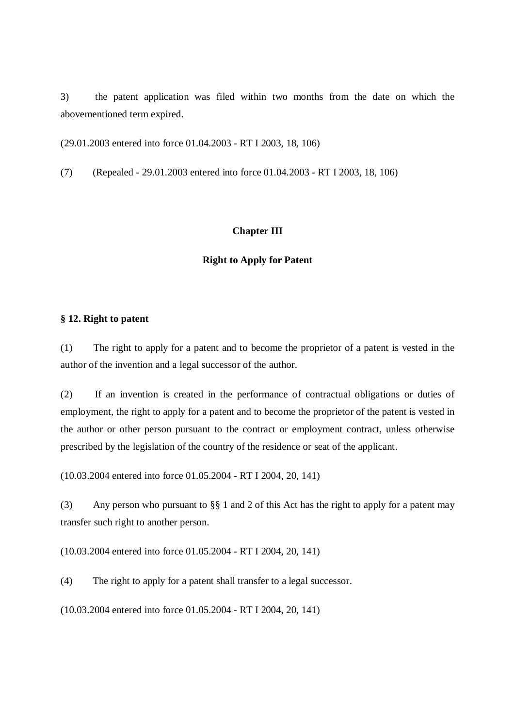3) the patent application was filed within two months from the date on which the abovementioned term expired.

(29.01.2003 entered into force 01.04.2003 - RT I 2003, 18, 106)

(7) (Repealed - 29.01.2003 entered into force 01.04.2003 - RT I 2003, 18, 106)

## Chapter III

## Right to Apply for Patent

### § 12. Right to patent

(1) The right to apply for a patent and to become the proprietor of a patent is vested in the author of the invention and a legal successor of the author.

(2) If an invention is created in the performance of contractual obligations or duties of employment, the right to apply for a patent and to become the proprietor of the patent is vested in the author or other person pursuant to the contract or employment contract, unless otherwise prescribed by the legislation of the country of the residence or seat of the applicant.

(10.03.2004 entered into force 01.05.2004 - RT I 2004, 20, 141)

(3) Any person who pursuant to §§ 1 and 2 of this Act has the right to apply for a patent may transfer such right to another person.

(10.03.2004 entered into force 01.05.2004 - RT I 2004, 20, 141)

(4) The right to apply for a patent shall transfer to a legal successor.

(10.03.2004 entered into force 01.05.2004 - RT I 2004, 20, 141)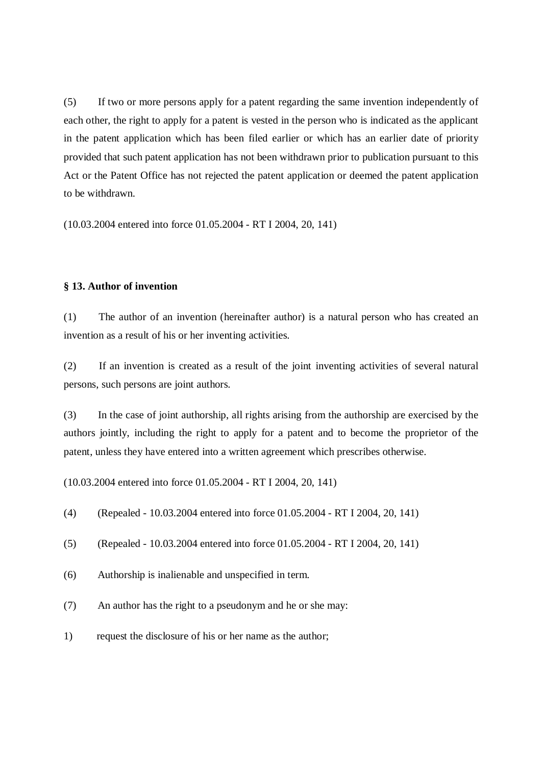(5) If two or more persons apply for a patent regarding the same invention independently of each other, the right to apply for a patent is vested in the person who is indicated as the applicant in the patent application which has been filed earlier or which has an earlier date of priority provided that such patent application has not been withdrawn prior to publication pursuant to this Act or the Patent Office has not rejected the patent application or deemed the patent application to be withdrawn.

(10.03.2004 entered into force 01.05.2004 - RT I 2004, 20, 141)

### § 13. Author of invention

(1) The author of an invention (hereinafter author) is a natural person who has created an invention as a result of his or her inventing activities.

(2) If an invention is created as a result of the joint inventing activities of several natural persons, such persons are joint authors.

(3) In the case of joint authorship, all rights arising from the authorship are exercised by the authors jointly, including the right to apply for a patent and to become the proprietor of the patent, unless they have entered into a written agreement which prescribes otherwise.

(10.03.2004 entered into force 01.05.2004 - RT I 2004, 20, 141)

(4) (Repealed - 10.03.2004 entered into force 01.05.2004 - RT I 2004, 20, 141)

(5) (Repealed - 10.03.2004 entered into force 01.05.2004 - RT I 2004, 20, 141)

(6) Authorship is inalienable and unspecified in term.

(7) An author has the right to a pseudonym and he or she may:

1) request the disclosure of his or her name as the author;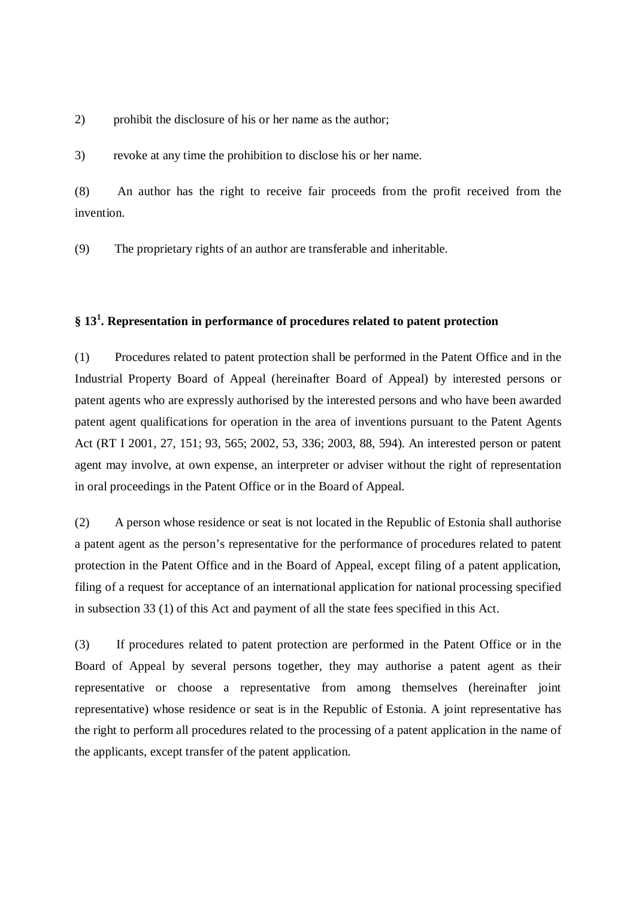2) prohibit the disclosure of his or her name as the author;

3) revoke at any time the prohibition to disclose his or her name.

(8) An author has the right to receive fair proceeds from the profit received from the invention.

(9) The proprietary rights of an author are transferable and inheritable.

### § 13[1]. Representation in performance of procedures related to patent protection

(1) Procedures related to patent protection shall be performed in the Patent Office and in the Industrial Property Board of Appeal (hereinafter Board of Appeal) by interested persons or patent agents who are expressly authorised by the interested persons and who have been awarded patent agent qualifications for operation in the area of inventions pursuant to the Patent Agents Act (RT I 2001, 27, 151; 93, 565; 2002, 53, 336; 2003, 88, 594). An interested person or patent agent may involve, at own expense, an interpreter or adviser without the right of representation in oral proceedings in the Patent Office or in the Board of Appeal.

(2) A person whose residence or seat is not located in the Republic of Estonia shall authorise a patent agent as the person's representative for the performance of procedures related to patent protection in the Patent Office and in the Board of Appeal, except filing of a patent application, filing of a request for acceptance of an international application for national processing specified in subsection 33 (1) of this Act and payment of all the state fees specified in this Act.

(3) If procedures related to patent protection are performed in the Patent Office or in the Board of Appeal by several persons together, they may authorise a patent agent as their representative or choose a representative from among themselves (hereinafter joint representative) whose residence or seat is in the Republic of Estonia. A joint representative has the right to perform all procedures related to the processing of a patent application in the name of the applicants, except transfer of the patent application.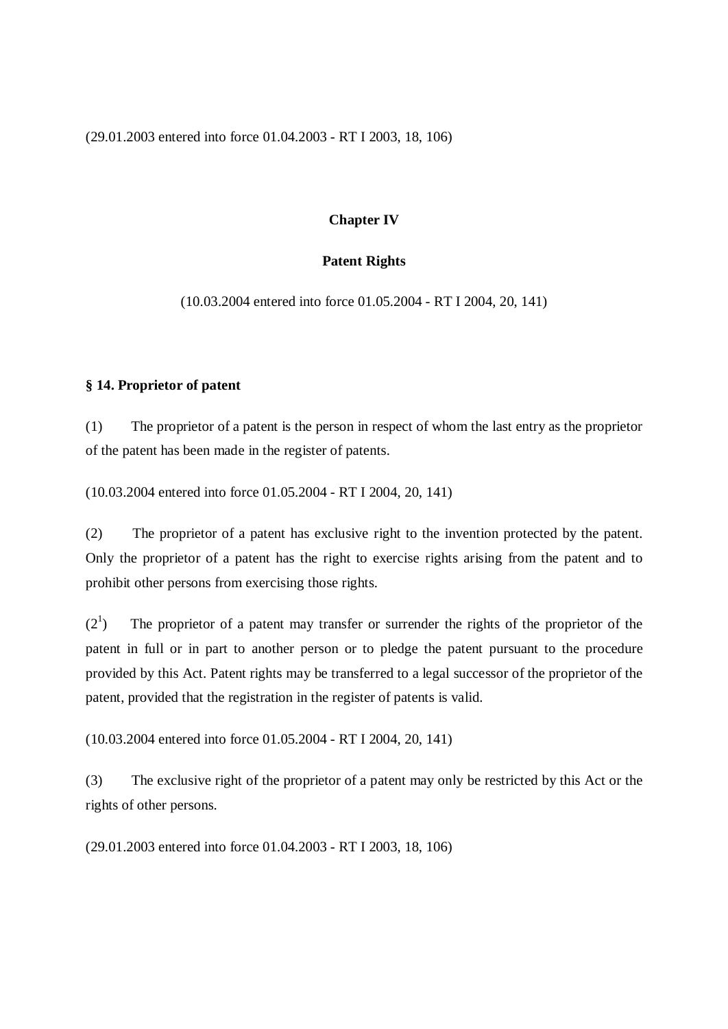(29.01.2003 entered into force 01.04.2003 - RT I 2003, 18, 106)

## Chapter IV

## Patent Rights

(10.03.2004 entered into force 01.05.2004 - RT I 2004, 20, 141)

### § 14. Proprietor of patent

(1) The proprietor of a patent is the person in respect of whom the last entry as the proprietor of the patent has been made in the register of patents.

(10.03.2004 entered into force 01.05.2004 - RT I 2004, 20, 141)

(2) The proprietor of a patent has exclusive right to the invention protected by the patent. Only the proprietor of a patent has the right to exercise rights arising from the patent and to prohibit other persons from exercising those rights.

($2^1$) The proprietor of a patent may transfer or surrender the rights of the proprietor of the patent in full or in part to another person or to pledge the patent pursuant to the procedure provided by this Act. Patent rights may be transferred to a legal successor of the proprietor of the patent, provided that the registration in the register of patents is valid.

(10.03.2004 entered into force 01.05.2004 - RT I 2004, 20, 141)

(3) The exclusive right of the proprietor of a patent may only be restricted by this Act or the rights of other persons.

(29.01.2003 entered into force 01.04.2003 - RT I 2003, 18, 106)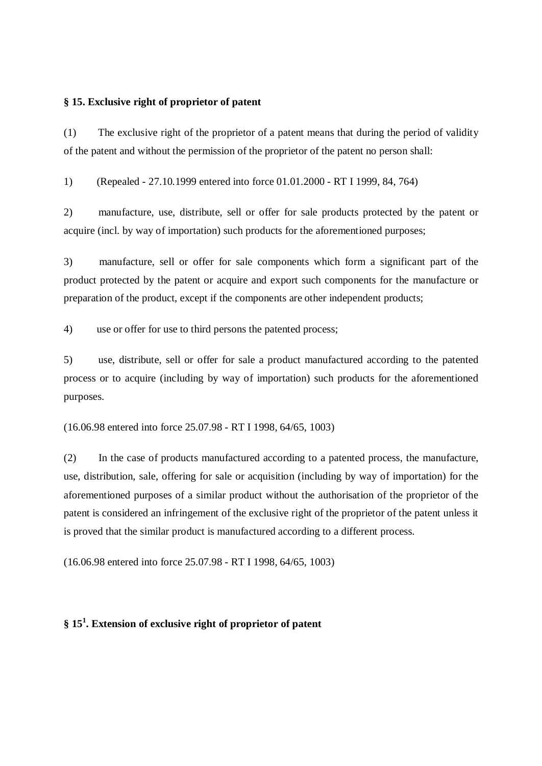**§ 15. Exclusive right of proprietor of patent**

(1) The exclusive right of the proprietor of a patent means that during the period of validity of the patent and without the permission of the proprietor of the patent no person shall:

1) (Repealed - 27.10.1999 entered into force 01.01.2000 - RT I 1999, 84, 764)

2) manufacture, use, distribute, sell or offer for sale products protected by the patent or acquire (incl. by way of importation) such products for the aforementioned purposes;

3) manufacture, sell or offer for sale components which form a significant part of the product protected by the patent or acquire and export such components for the manufacture or preparation of the product, except if the components are other independent products;

4) use or offer for use to third persons the patented process;

5) use, distribute, sell or offer for sale a product manufactured according to the patented process or to acquire (including by way of importation) such products for the aforementioned purposes.

(16.06.98 entered into force 25.07.98 - RT I 1998, 64/65, 1003)

(2) In the case of products manufactured according to a patented process, the manufacture, use, distribution, sale, offering for sale or acquisition (including by way of importation) for the aforementioned purposes of a similar product without the authorisation of the proprietor of the patent is considered an infringement of the exclusive right of the proprietor of the patent unless it is proved that the similar product is manufactured according to a different process.

(16.06.98 entered into force 25.07.98 - RT I 1998, 64/65, 1003)

**§ 15[1]. Extension of exclusive right of proprietor of patent**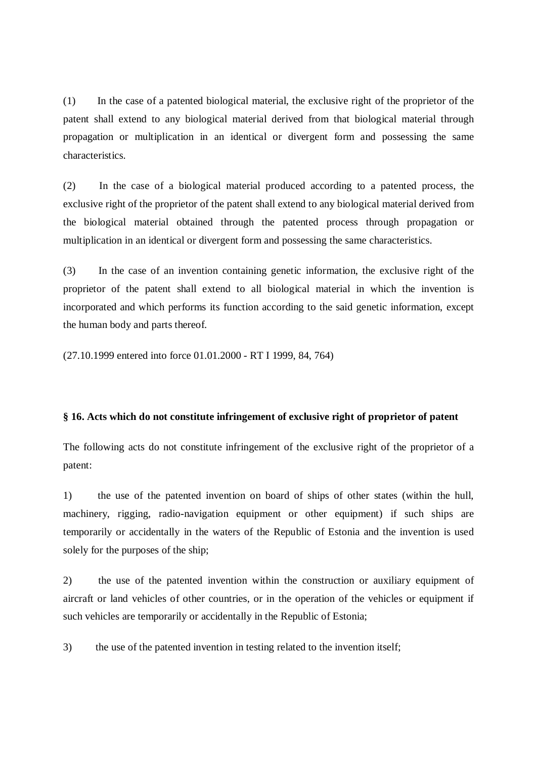(1) In the case of a patented biological material, the exclusive right of the proprietor of the patent shall extend to any biological material derived from that biological material through propagation or multiplication in an identical or divergent form and possessing the same characteristics.

(2) In the case of a biological material produced according to a patented process, the exclusive right of the proprietor of the patent shall extend to any biological material derived from the biological material obtained through the patented process through propagation or multiplication in an identical or divergent form and possessing the same characteristics.

(3) In the case of an invention containing genetic information, the exclusive right of the proprietor of the patent shall extend to all biological material in which the invention is incorporated and which performs its function according to the said genetic information, except the human body and parts thereof.

(27.10.1999 entered into force 01.01.2000 - RT I 1999, 84, 764)

**§ 16. Acts which do not constitute infringement of exclusive right of proprietor of patent**

The following acts do not constitute infringement of the exclusive right of the proprietor of a patent:

1) the use of the patented invention on board of ships of other states (within the hull, machinery, rigging, radio-navigation equipment or other equipment) if such ships are temporarily or accidentally in the waters of the Republic of Estonia and the invention is used solely for the purposes of the ship;

2) the use of the patented invention within the construction or auxiliary equipment of aircraft or land vehicles of other countries, or in the operation of the vehicles or equipment if such vehicles are temporarily or accidentally in the Republic of Estonia;

3) the use of the patented invention in testing related to the invention itself;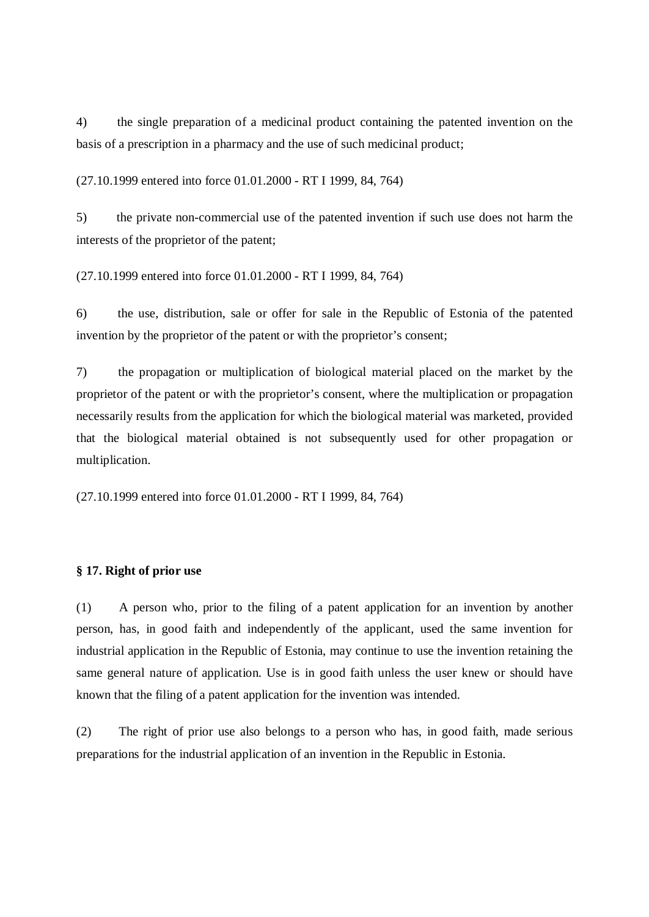4) the single preparation of a medicinal product containing the patented invention on the basis of a prescription in a pharmacy and the use of such medicinal product;

(27.10.1999 entered into force 01.01.2000 - RT I 1999, 84, 764)

5) the private non-commercial use of the patented invention if such use does not harm the interests of the proprietor of the patent;

(27.10.1999 entered into force 01.01.2000 - RT I 1999, 84, 764)

6) the use, distribution, sale or offer for sale in the Republic of Estonia of the patented invention by the proprietor of the patent or with the proprietor's consent;

7) the propagation or multiplication of biological material placed on the market by the proprietor of the patent or with the proprietor's consent, where the multiplication or propagation necessarily results from the application for which the biological material was marketed, provided that the biological material obtained is not subsequently used for other propagation or multiplication.

(27.10.1999 entered into force 01.01.2000 - RT I 1999, 84, 764)

**§ 17. Right of prior use**

(1) A person who, prior to the filing of a patent application for an invention by another person, has, in good faith and independently of the applicant, used the same invention for industrial application in the Republic of Estonia, may continue to use the invention retaining the same general nature of application. Use is in good faith unless the user knew or should have known that the filing of a patent application for the invention was intended.

(2) The right of prior use also belongs to a person who has, in good faith, made serious preparations for the industrial application of an invention in the Republic in Estonia.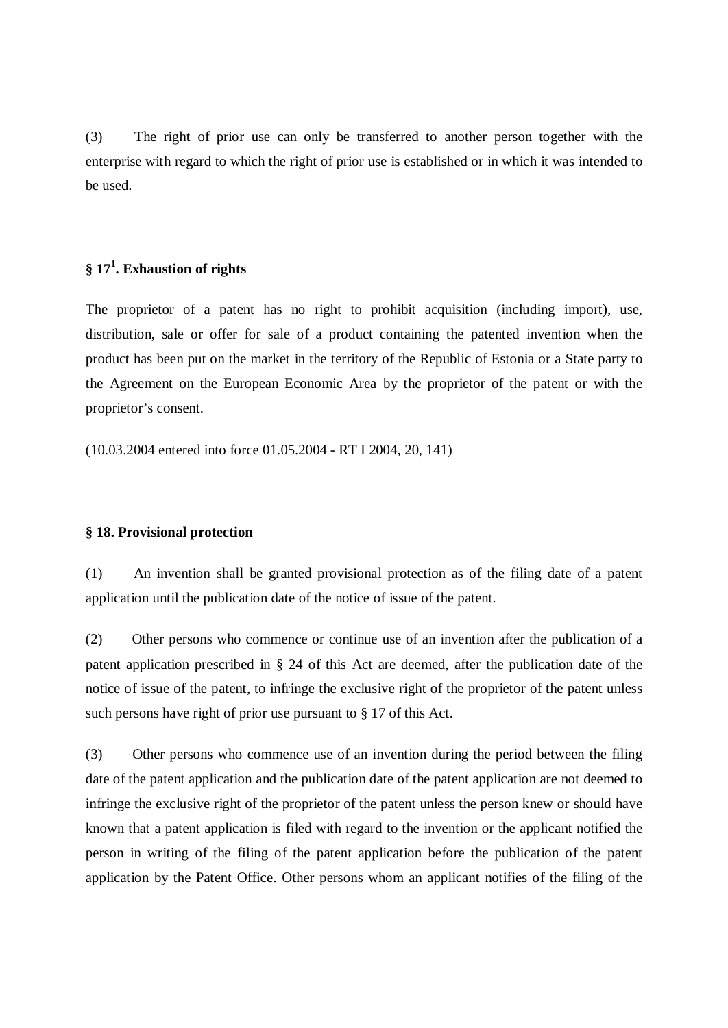(3) The right of prior use can only be transferred to another person together with the enterprise with regard to which the right of prior use is established or in which it was intended to be used.

### § 17[1]. Exhaustion of rights

The proprietor of a patent has no right to prohibit acquisition (including import), use, distribution, sale or offer for sale of a product containing the patented invention when the product has been put on the market in the territory of the Republic of Estonia or a State party to the Agreement on the European Economic Area by the proprietor of the patent or with the proprietor's consent.

(10.03.2004 entered into force 01.05.2004 - RT I 2004, 20, 141)

### § 18. Provisional protection

(1) An invention shall be granted provisional protection as of the filing date of a patent application until the publication date of the notice of issue of the patent.

(2) Other persons who commence or continue use of an invention after the publication of a patent application prescribed in § 24 of this Act are deemed, after the publication date of the notice of issue of the patent, to infringe the exclusive right of the proprietor of the patent unless such persons have right of prior use pursuant to § 17 of this Act.

(3) Other persons who commence use of an invention during the period between the filing date of the patent application and the publication date of the patent application are not deemed to infringe the exclusive right of the proprietor of the patent unless the person knew or should have known that a patent application is filed with regard to the invention or the applicant notified the person in writing of the filing of the patent application before the publication of the patent application by the Patent Office. Other persons whom an applicant notifies of the filing of the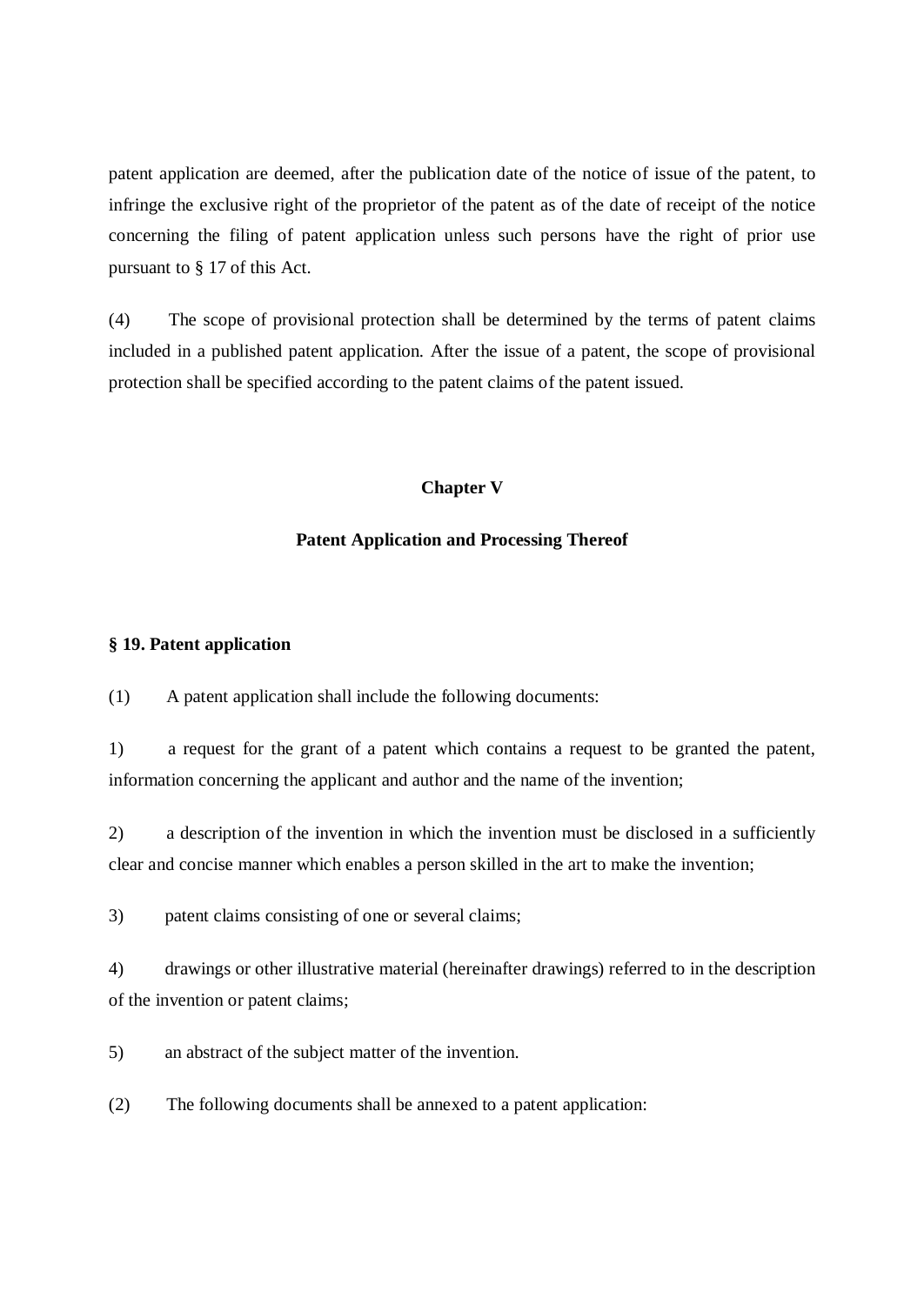patent application are deemed, after the publication date of the notice of issue of the patent, to infringe the exclusive right of the proprietor of the patent as of the date of receipt of the notice concerning the filing of patent application unless such persons have the right of prior use pursuant to § 17 of this Act.

(4) The scope of provisional protection shall be determined by the terms of patent claims included in a published patent application. After the issue of a patent, the scope of provisional protection shall be specified according to the patent claims of the patent issued.

## Chapter V

## Patent Application and Processing Thereof

### § 19. Patent application

(1) A patent application shall include the following documents:

1) a request for the grant of a patent which contains a request to be granted the patent, information concerning the applicant and author and the name of the invention;

2) a description of the invention in which the invention must be disclosed in a sufficiently clear and concise manner which enables a person skilled in the art to make the invention;

3) patent claims consisting of one or several claims;

4) drawings or other illustrative material (hereinafter drawings) referred to in the description of the invention or patent claims;

5) an abstract of the subject matter of the invention.

(2) The following documents shall be annexed to a patent application: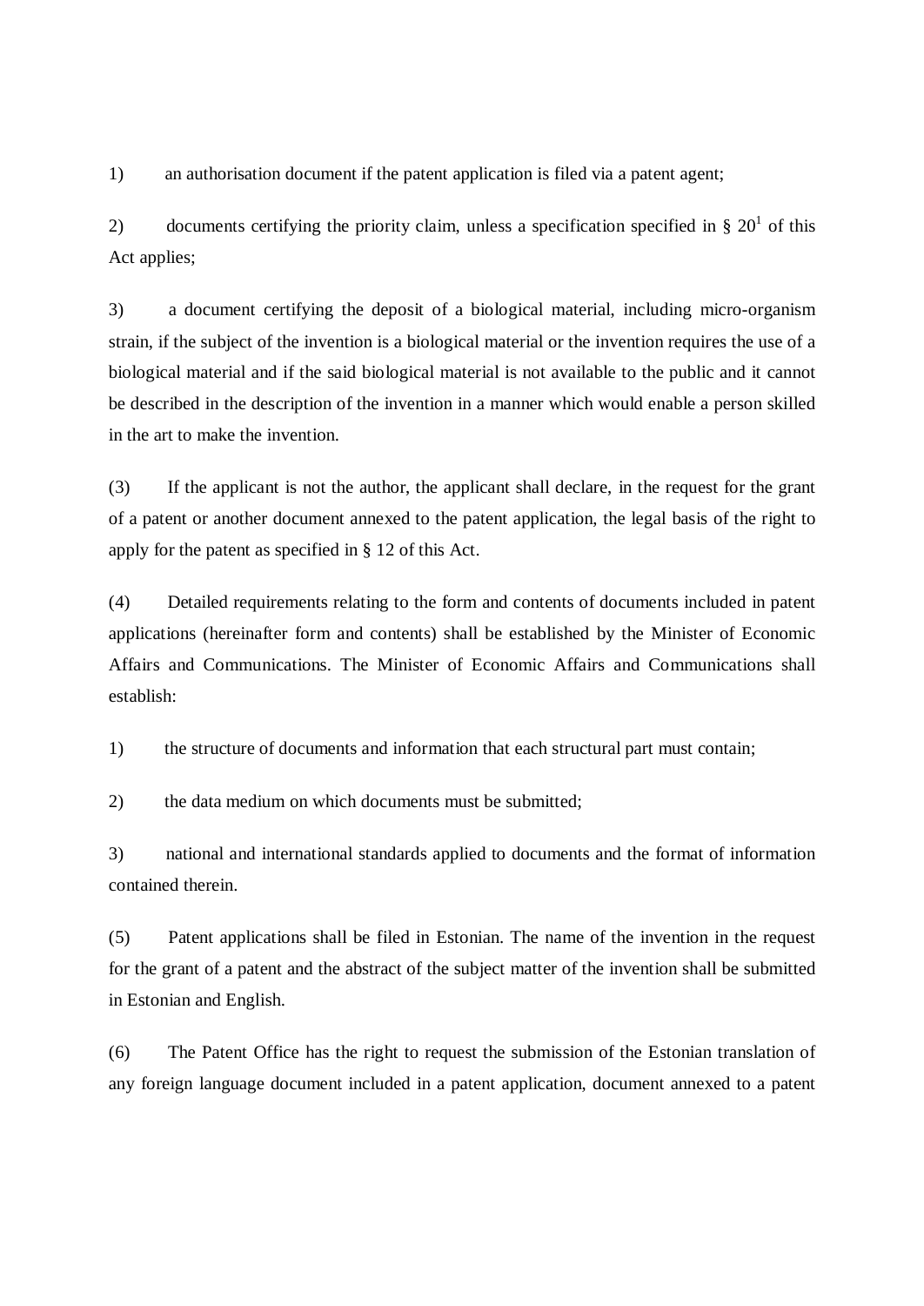1) an authorisation document if the patent application is filed via a patent agent;

2) documents certifying the priority claim, unless a specification specified in § 20[1] of this Act applies;

3) a document certifying the deposit of a biological material, including micro-organism strain, if the subject of the invention is a biological material or the invention requires the use of a biological material and if the said biological material is not available to the public and it cannot be described in the description of the invention in a manner which would enable a person skilled in the art to make the invention.

(3) If the applicant is not the author, the applicant shall declare, in the request for the grant of a patent or another document annexed to the patent application, the legal basis of the right to apply for the patent as specified in § 12 of this Act.

(4) Detailed requirements relating to the form and contents of documents included in patent applications (hereinafter form and contents) shall be established by the Minister of Economic Affairs and Communications. The Minister of Economic Affairs and Communications shall establish:

1) the structure of documents and information that each structural part must contain;

2) the data medium on which documents must be submitted;

3) national and international standards applied to documents and the format of information contained therein.

(5) Patent applications shall be filed in Estonian. The name of the invention in the request for the grant of a patent and the abstract of the subject matter of the invention shall be submitted in Estonian and English.

(6) The Patent Office has the right to request the submission of the Estonian translation of any foreign language document included in a patent application, document annexed to a patent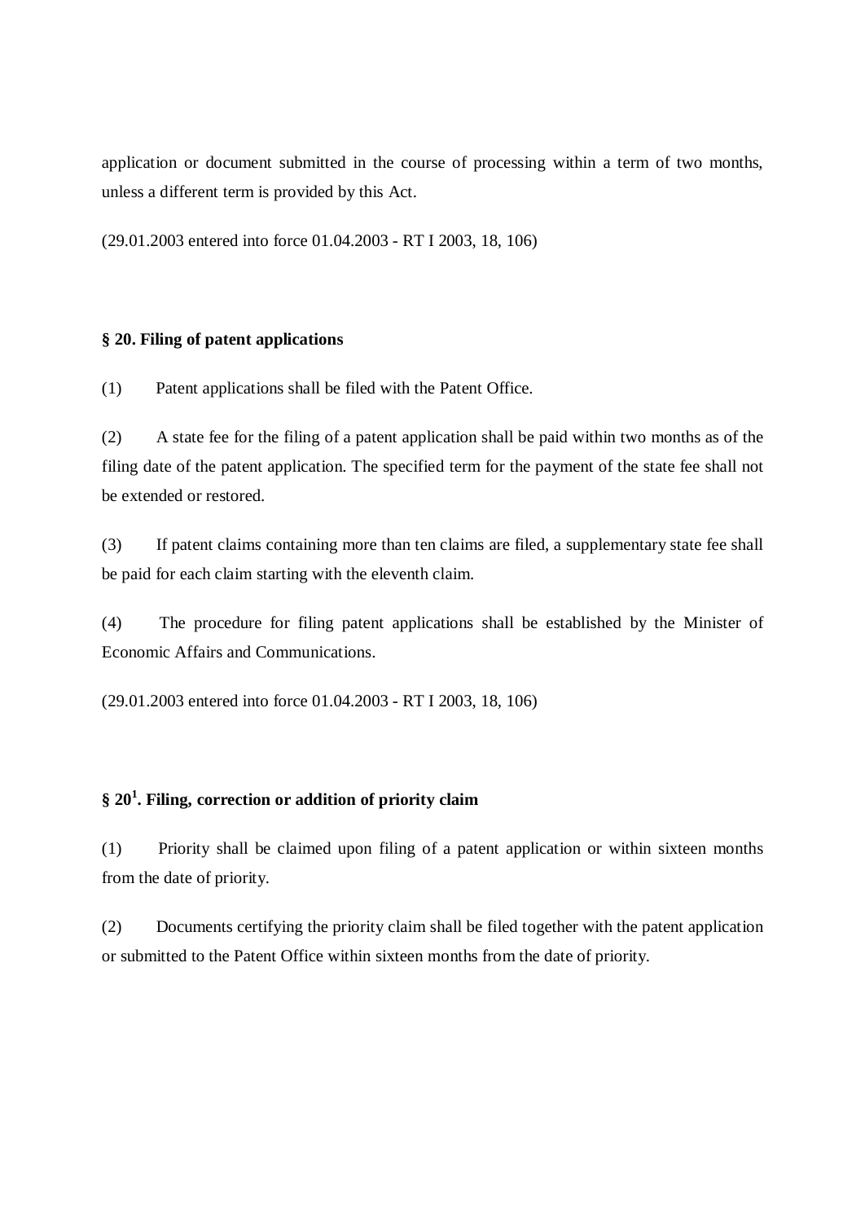application or document submitted in the course of processing within a term of two months, unless a different term is provided by this Act.

(29.01.2003 entered into force 01.04.2003 - RT I 2003, 18, 106)

### § 20. Filing of patent applications

(1) Patent applications shall be filed with the Patent Office.

(2) A state fee for the filing of a patent application shall be paid within two months as of the filing date of the patent application. The specified term for the payment of the state fee shall not be extended or restored.

(3) If patent claims containing more than ten claims are filed, a supplementary state fee shall be paid for each claim starting with the eleventh claim.

(4) The procedure for filing patent applications shall be established by the Minister of Economic Affairs and Communications.

(29.01.2003 entered into force 01.04.2003 - RT I 2003, 18, 106)

### § 20[1]. Filing, correction or addition of priority claim

(1) Priority shall be claimed upon filing of a patent application or within sixteen months from the date of priority.

(2) Documents certifying the priority claim shall be filed together with the patent application or submitted to the Patent Office within sixteen months from the date of priority.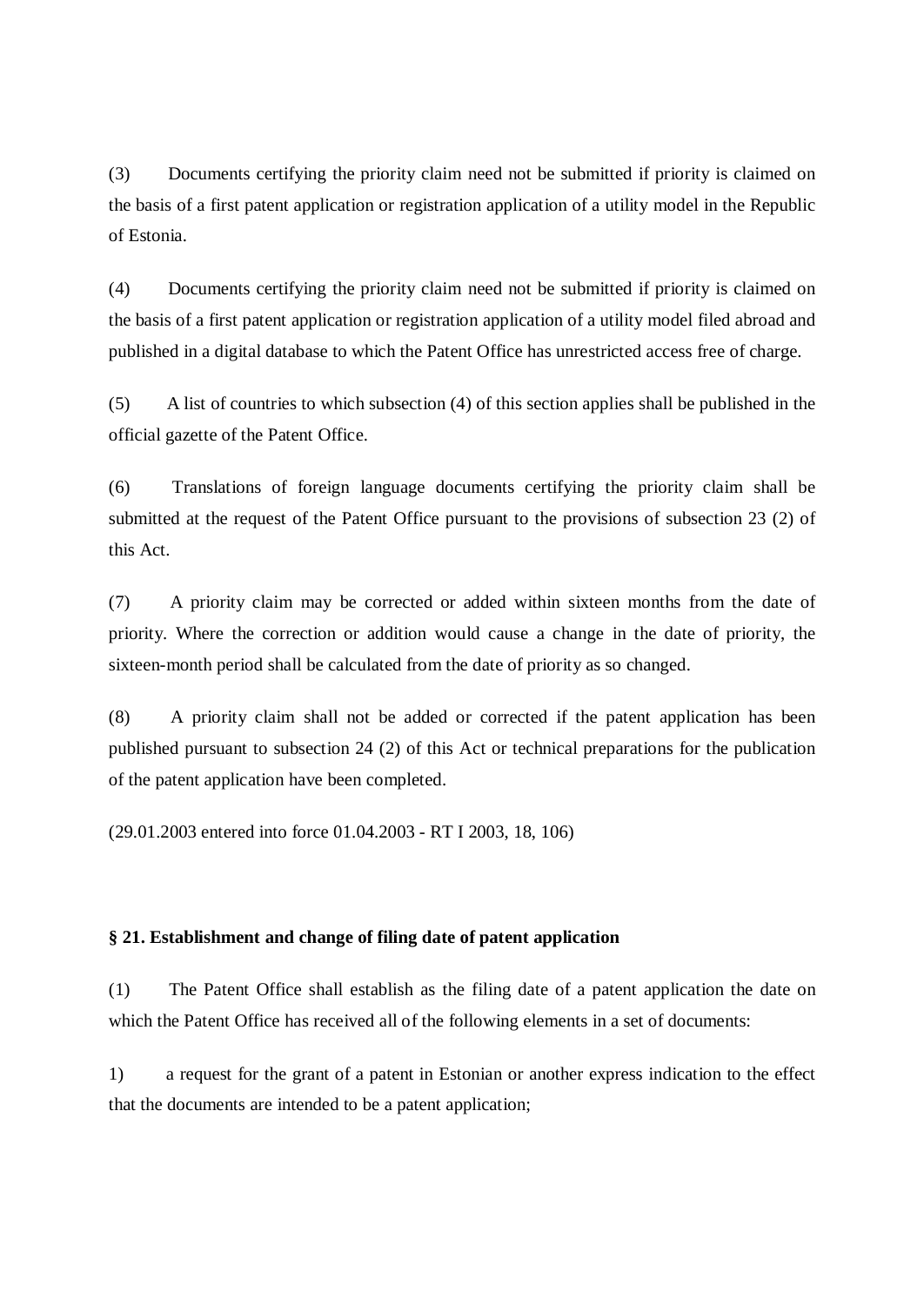(3) Documents certifying the priority claim need not be submitted if priority is claimed on the basis of a first patent application or registration application of a utility model in the Republic of Estonia.

(4) Documents certifying the priority claim need not be submitted if priority is claimed on the basis of a first patent application or registration application of a utility model filed abroad and published in a digital database to which the Patent Office has unrestricted access free of charge.

(5) A list of countries to which subsection (4) of this section applies shall be published in the official gazette of the Patent Office.

(6) Translations of foreign language documents certifying the priority claim shall be submitted at the request of the Patent Office pursuant to the provisions of subsection 23 (2) of this Act.

(7) A priority claim may be corrected or added within sixteen months from the date of priority. Where the correction or addition would cause a change in the date of priority, the sixteen-month period shall be calculated from the date of priority as so changed.

(8) A priority claim shall not be added or corrected if the patent application has been published pursuant to subsection 24 (2) of this Act or technical preparations for the publication of the patent application have been completed.

(29.01.2003 entered into force 01.04.2003 - RT I 2003, 18, 106)

**§ 21. Establishment and change of filing date of patent application**

(1) The Patent Office shall establish as the filing date of a patent application the date on which the Patent Office has received all of the following elements in a set of documents:

1) a request for the grant of a patent in Estonian or another express indication to the effect that the documents are intended to be a patent application;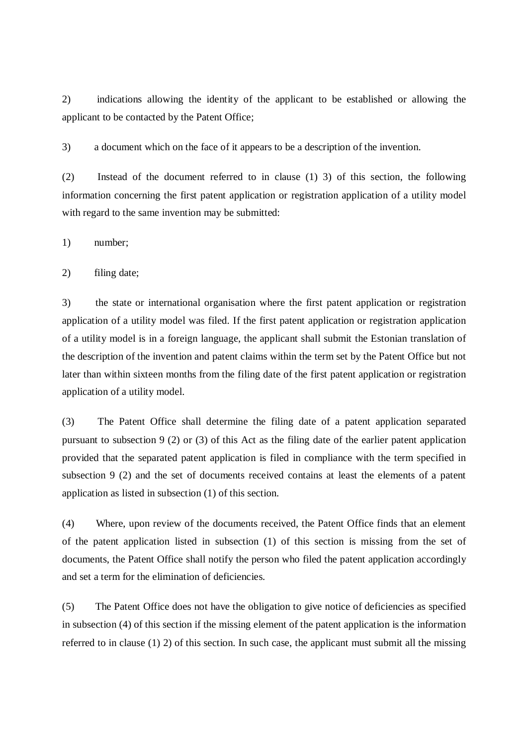2) indications allowing the identity of the applicant to be established or allowing the applicant to be contacted by the Patent Office;

3) a document which on the face of it appears to be a description of the invention.

(2) Instead of the document referred to in clause (1) 3) of this section, the following information concerning the first patent application or registration application of a utility model with regard to the same invention may be submitted:

1) number;

2) filing date;

3) the state or international organisation where the first patent application or registration application of a utility model was filed. If the first patent application or registration application of a utility model is in a foreign language, the applicant shall submit the Estonian translation of the description of the invention and patent claims within the term set by the Patent Office but not later than within sixteen months from the filing date of the first patent application or registration application of a utility model.

(3) The Patent Office shall determine the filing date of a patent application separated pursuant to subsection 9 (2) or (3) of this Act as the filing date of the earlier patent application provided that the separated patent application is filed in compliance with the term specified in subsection 9 (2) and the set of documents received contains at least the elements of a patent application as listed in subsection (1) of this section.

(4) Where, upon review of the documents received, the Patent Office finds that an element of the patent application listed in subsection (1) of this section is missing from the set of documents, the Patent Office shall notify the person who filed the patent application accordingly and set a term for the elimination of deficiencies.

(5) The Patent Office does not have the obligation to give notice of deficiencies as specified in subsection (4) of this section if the missing element of the patent application is the information referred to in clause (1) 2) of this section. In such case, the applicant must submit all the missing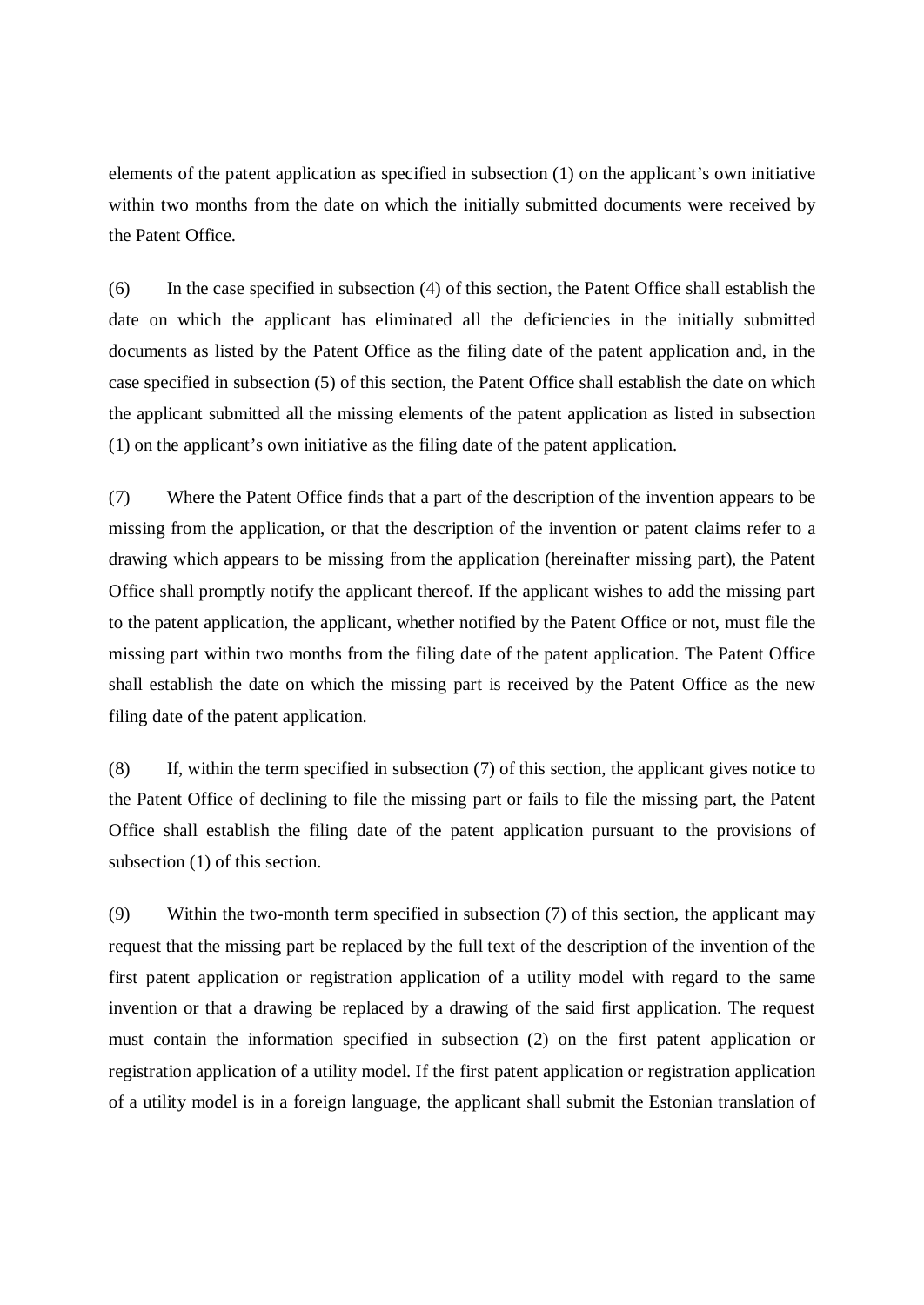elements of the patent application as specified in subsection (1) on the applicant's own initiative within two months from the date on which the initially submitted documents were received by the Patent Office.

(6) In the case specified in subsection (4) of this section, the Patent Office shall establish the date on which the applicant has eliminated all the deficiencies in the initially submitted documents as listed by the Patent Office as the filing date of the patent application and, in the case specified in subsection (5) of this section, the Patent Office shall establish the date on which the applicant submitted all the missing elements of the patent application as listed in subsection (1) on the applicant's own initiative as the filing date of the patent application.

(7) Where the Patent Office finds that a part of the description of the invention appears to be missing from the application, or that the description of the invention or patent claims refer to a drawing which appears to be missing from the application (hereinafter missing part), the Patent Office shall promptly notify the applicant thereof. If the applicant wishes to add the missing part to the patent application, the applicant, whether notified by the Patent Office or not, must file the missing part within two months from the filing date of the patent application. The Patent Office shall establish the date on which the missing part is received by the Patent Office as the new filing date of the patent application.

(8) If, within the term specified in subsection (7) of this section, the applicant gives notice to the Patent Office of declining to file the missing part or fails to file the missing part, the Patent Office shall establish the filing date of the patent application pursuant to the provisions of subsection (1) of this section.

(9) Within the two-month term specified in subsection (7) of this section, the applicant may request that the missing part be replaced by the full text of the description of the invention of the first patent application or registration application of a utility model with regard to the same invention or that a drawing be replaced by a drawing of the said first application. The request must contain the information specified in subsection (2) on the first patent application or registration application of a utility model. If the first patent application or registration application of a utility model is in a foreign language, the applicant shall submit the Estonian translation of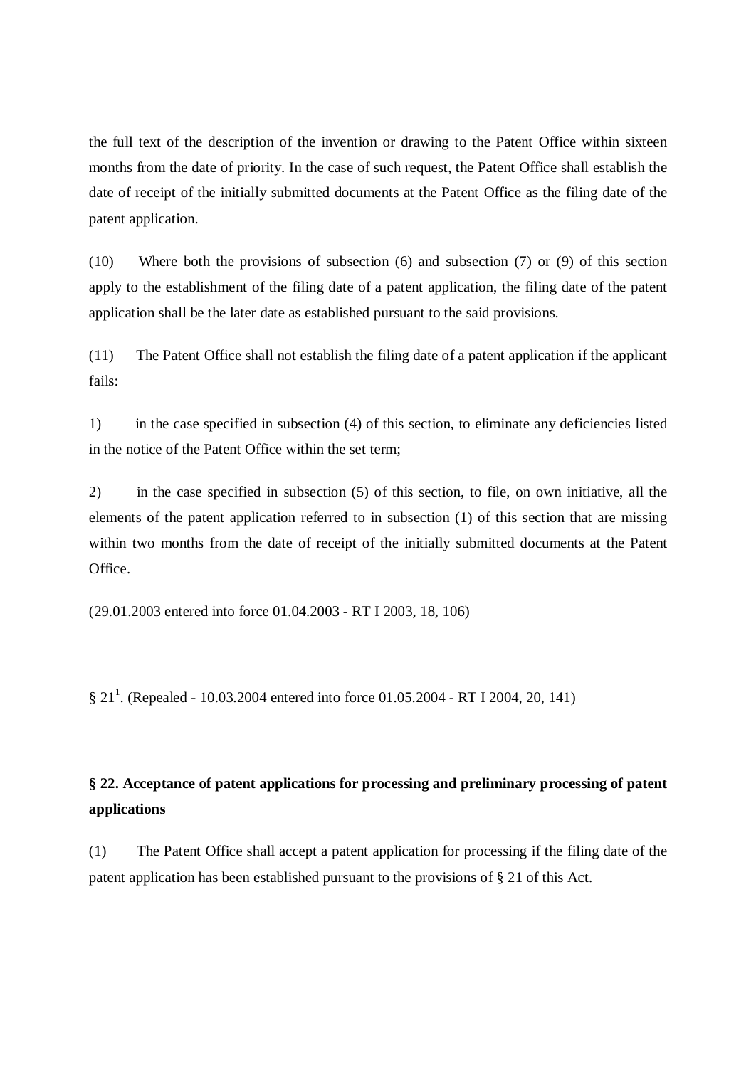the full text of the description of the invention or drawing to the Patent Office within sixteen months from the date of priority. In the case of such request, the Patent Office shall establish the date of receipt of the initially submitted documents at the Patent Office as the filing date of the patent application.

(10) Where both the provisions of subsection (6) and subsection (7) or (9) of this section apply to the establishment of the filing date of a patent application, the filing date of the patent application shall be the later date as established pursuant to the said provisions.

(11) The Patent Office shall not establish the filing date of a patent application if the applicant fails:

1) in the case specified in subsection (4) of this section, to eliminate any deficiencies listed in the notice of the Patent Office within the set term;

2) in the case specified in subsection (5) of this section, to file, on own initiative, all the elements of the patent application referred to in subsection (1) of this section that are missing within two months from the date of receipt of the initially submitted documents at the Patent Office.

(29.01.2003 entered into force 01.04.2003 - RT I 2003, 18, 106)

§ 21[1]. (Repealed - 10.03.2004 entered into force 01.05.2004 - RT I 2004, 20, 141)

**§ 22. Acceptance of patent applications for processing and preliminary processing of patent applications**

(1) The Patent Office shall accept a patent application for processing if the filing date of the patent application has been established pursuant to the provisions of § 21 of this Act.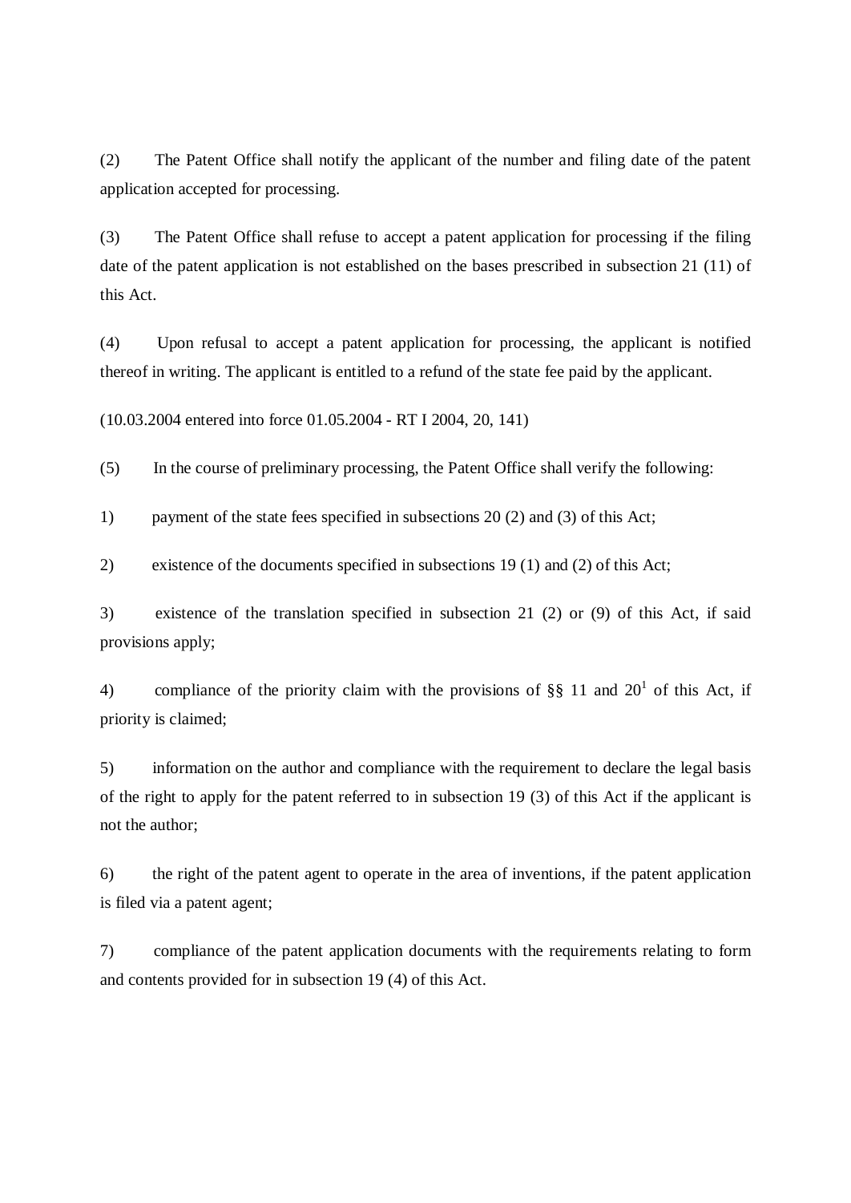(2) The Patent Office shall notify the applicant of the number and filing date of the patent application accepted for processing.

(3) The Patent Office shall refuse to accept a patent application for processing if the filing date of the patent application is not established on the bases prescribed in subsection 21 (11) of this Act.

(4) Upon refusal to accept a patent application for processing, the applicant is notified thereof in writing. The applicant is entitled to a refund of the state fee paid by the applicant.

(10.03.2004 entered into force 01.05.2004 - RT I 2004, 20, 141)

(5) In the course of preliminary processing, the Patent Office shall verify the following:

1) payment of the state fees specified in subsections 20 (2) and (3) of this Act;

2) existence of the documents specified in subsections 19 (1) and (2) of this Act;

3) existence of the translation specified in subsection 21 (2) or (9) of this Act, if said provisions apply;

4) compliance of the priority claim with the provisions of §§ 11 and $20^1$ of this Act, if priority is claimed;

5) information on the author and compliance with the requirement to declare the legal basis of the right to apply for the patent referred to in subsection 19 (3) of this Act if the applicant is not the author;

6) the right of the patent agent to operate in the area of inventions, if the patent application is filed via a patent agent;

7) compliance of the patent application documents with the requirements relating to form and contents provided for in subsection 19 (4) of this Act.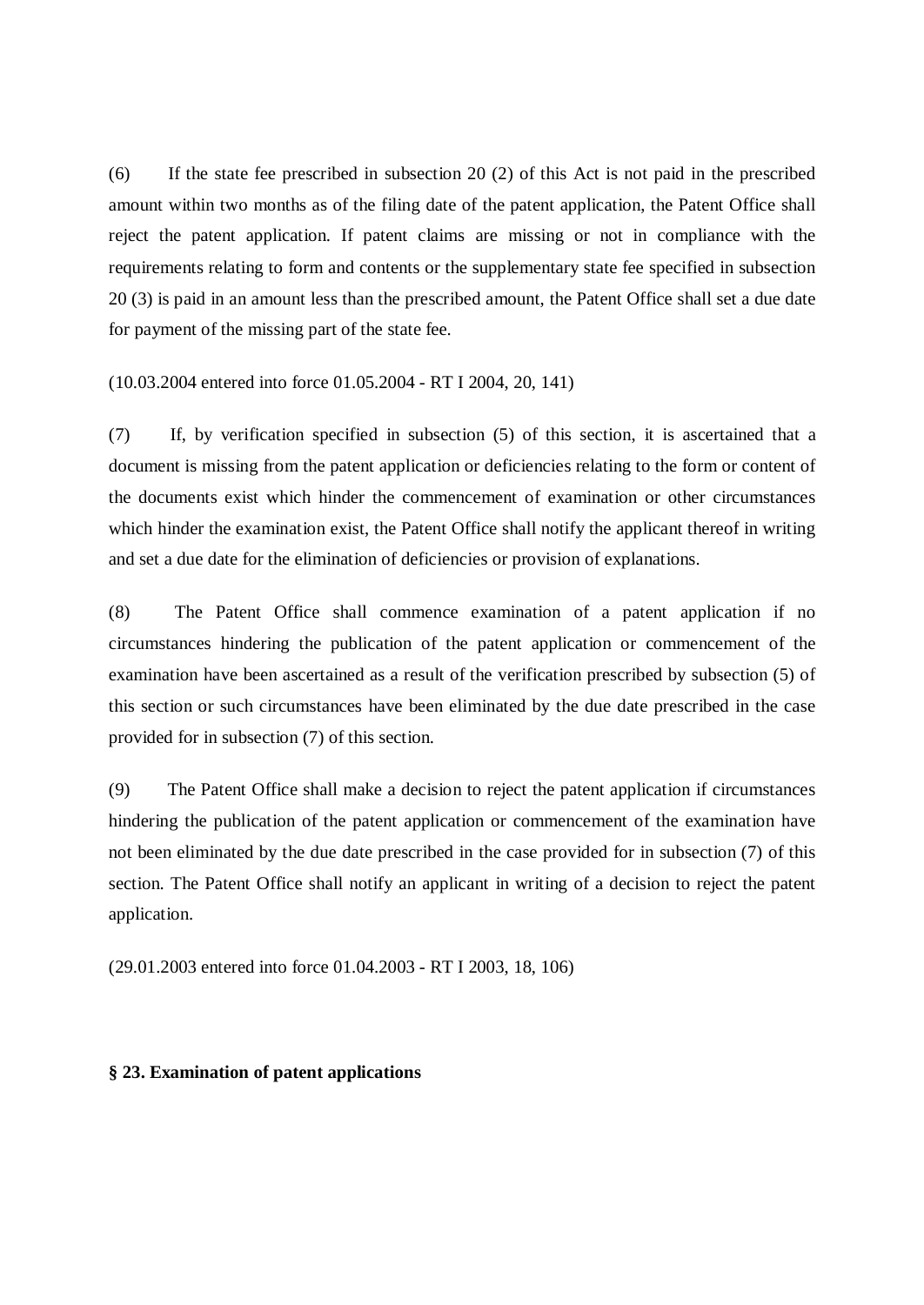(6) If the state fee prescribed in subsection 20 (2) of this Act is not paid in the prescribed amount within two months as of the filing date of the patent application, the Patent Office shall reject the patent application. If patent claims are missing or not in compliance with the requirements relating to form and contents or the supplementary state fee specified in subsection 20 (3) is paid in an amount less than the prescribed amount, the Patent Office shall set a due date for payment of the missing part of the state fee.

(10.03.2004 entered into force 01.05.2004 - RT I 2004, 20, 141)

(7) If, by verification specified in subsection (5) of this section, it is ascertained that a document is missing from the patent application or deficiencies relating to the form or content of the documents exist which hinder the commencement of examination or other circumstances which hinder the examination exist, the Patent Office shall notify the applicant thereof in writing and set a due date for the elimination of deficiencies or provision of explanations.

(8) The Patent Office shall commence examination of a patent application if no circumstances hindering the publication of the patent application or commencement of the examination have been ascertained as a result of the verification prescribed by subsection (5) of this section or such circumstances have been eliminated by the due date prescribed in the case provided for in subsection (7) of this section.

(9) The Patent Office shall make a decision to reject the patent application if circumstances hindering the publication of the patent application or commencement of the examination have not been eliminated by the due date prescribed in the case provided for in subsection (7) of this section. The Patent Office shall notify an applicant in writing of a decision to reject the patent application.

(29.01.2003 entered into force 01.04.2003 - RT I 2003, 18, 106)

**§ 23. Examination of patent applications**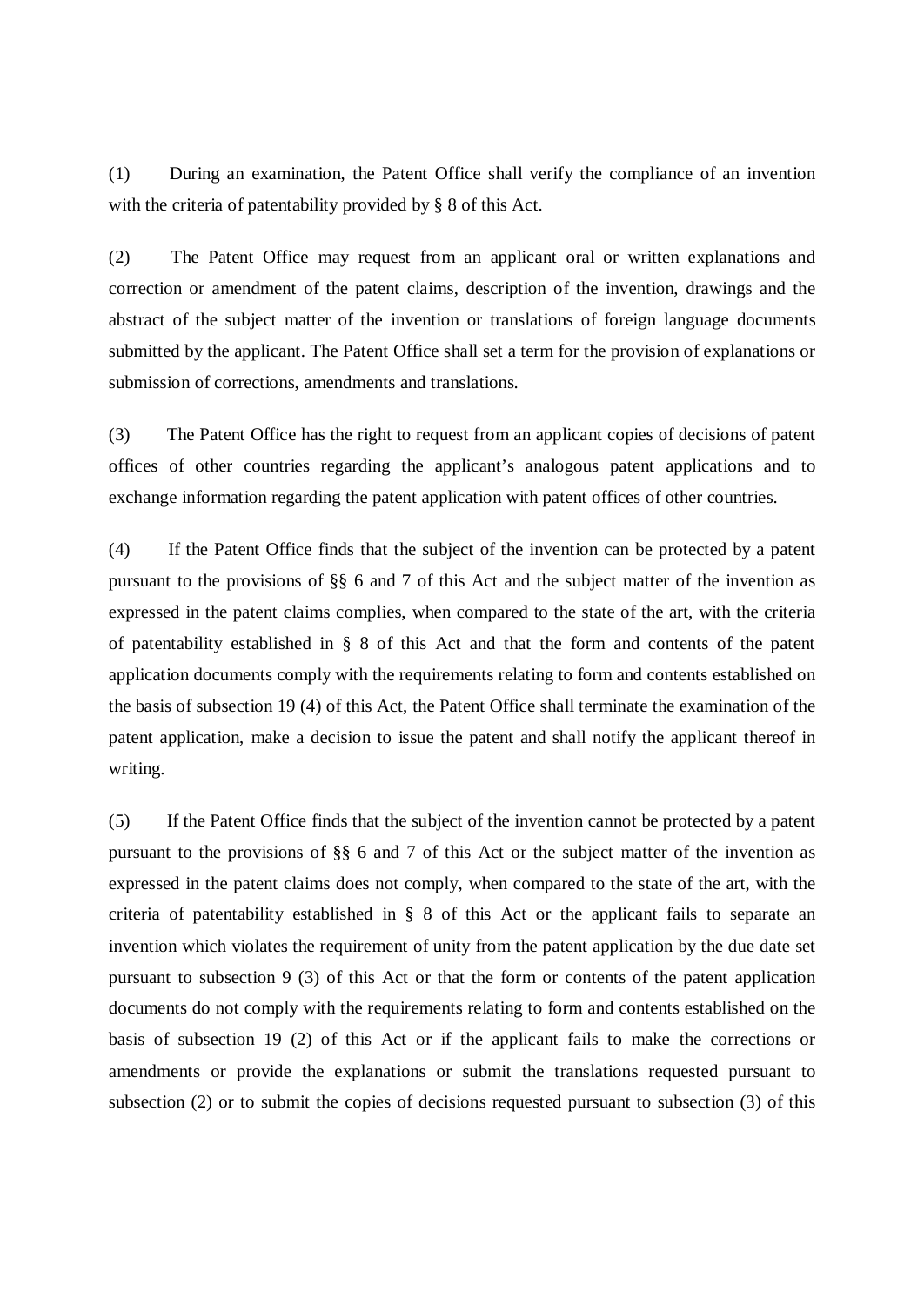(1) During an examination, the Patent Office shall verify the compliance of an invention with the criteria of patentability provided by § 8 of this Act.

(2) The Patent Office may request from an applicant oral or written explanations and correction or amendment of the patent claims, description of the invention, drawings and the abstract of the subject matter of the invention or translations of foreign language documents submitted by the applicant. The Patent Office shall set a term for the provision of explanations or submission of corrections, amendments and translations.

(3) The Patent Office has the right to request from an applicant copies of decisions of patent offices of other countries regarding the applicant's analogous patent applications and to exchange information regarding the patent application with patent offices of other countries.

(4) If the Patent Office finds that the subject of the invention can be protected by a patent pursuant to the provisions of §§ 6 and 7 of this Act and the subject matter of the invention as expressed in the patent claims complies, when compared to the state of the art, with the criteria of patentability established in § 8 of this Act and that the form and contents of the patent application documents comply with the requirements relating to form and contents established on the basis of subsection 19 (4) of this Act, the Patent Office shall terminate the examination of the patent application, make a decision to issue the patent and shall notify the applicant thereof in writing.

(5) If the Patent Office finds that the subject of the invention cannot be protected by a patent pursuant to the provisions of §§ 6 and 7 of this Act or the subject matter of the invention as expressed in the patent claims does not comply, when compared to the state of the art, with the criteria of patentability established in § 8 of this Act or the applicant fails to separate an invention which violates the requirement of unity from the patent application by the due date set pursuant to subsection 9 (3) of this Act or that the form or contents of the patent application documents do not comply with the requirements relating to form and contents established on the basis of subsection 19 (2) of this Act or if the applicant fails to make the corrections or amendments or provide the explanations or submit the translations requested pursuant to subsection (2) or to submit the copies of decisions requested pursuant to subsection (3) of this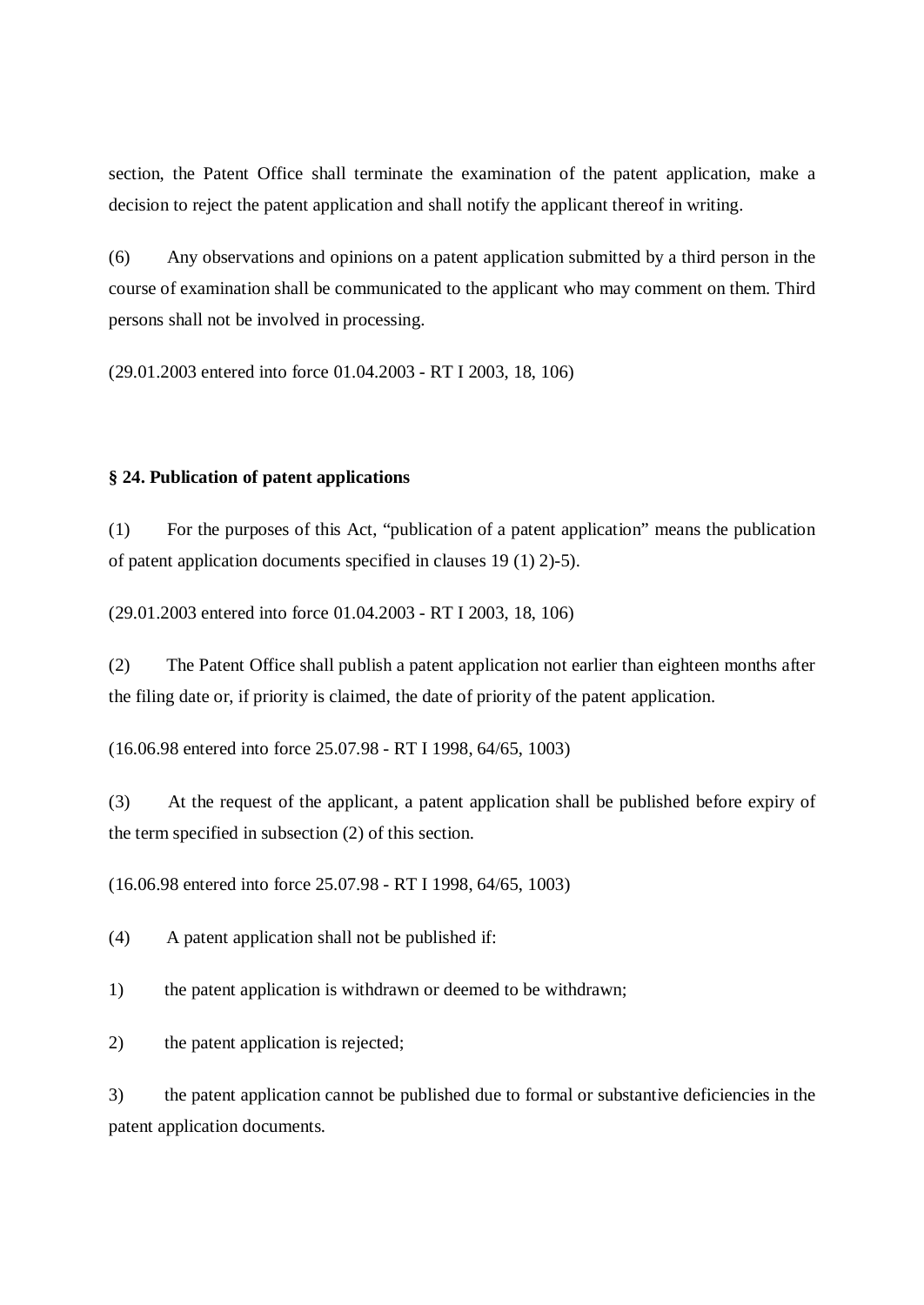section, the Patent Office shall terminate the examination of the patent application, make a decision to reject the patent application and shall notify the applicant thereof in writing.

(6) Any observations and opinions on a patent application submitted by a third person in the course of examination shall be communicated to the applicant who may comment on them. Third persons shall not be involved in processing.

(29.01.2003 entered into force 01.04.2003 - RT I 2003, 18, 106)

**§ 24. Publication of patent applications**

(1) For the purposes of this Act, "publication of a patent application" means the publication of patent application documents specified in clauses 19 (1) 2)-5).

(29.01.2003 entered into force 01.04.2003 - RT I 2003, 18, 106)

(2) The Patent Office shall publish a patent application not earlier than eighteen months after the filing date or, if priority is claimed, the date of priority of the patent application.

(16.06.98 entered into force 25.07.98 - RT I 1998, 64/65, 1003)

(3) At the request of the applicant, a patent application shall be published before expiry of the term specified in subsection (2) of this section.

(16.06.98 entered into force 25.07.98 - RT I 1998, 64/65, 1003)

(4) A patent application shall not be published if:

1) the patent application is withdrawn or deemed to be withdrawn;

2) the patent application is rejected;

3) the patent application cannot be published due to formal or substantive deficiencies in the patent application documents.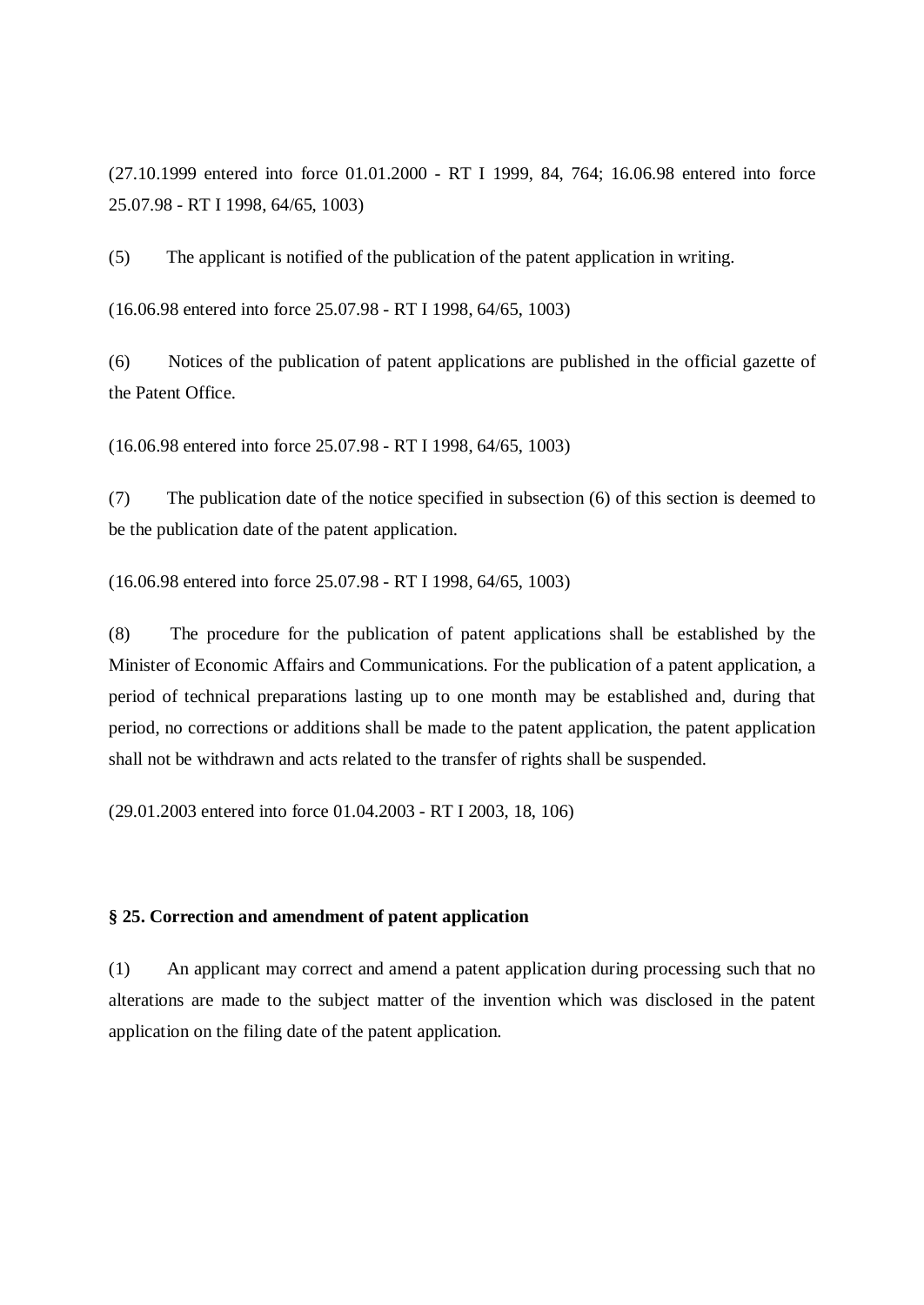(27.10.1999 entered into force 01.01.2000 - RT I 1999, 84, 764; 16.06.98 entered into force 25.07.98 - RT I 1998, 64/65, 1003)

(5) The applicant is notified of the publication of the patent application in writing.

(16.06.98 entered into force 25.07.98 - RT I 1998, 64/65, 1003)

(6) Notices of the publication of patent applications are published in the official gazette of the Patent Office.

(16.06.98 entered into force 25.07.98 - RT I 1998, 64/65, 1003)

(7) The publication date of the notice specified in subsection (6) of this section is deemed to be the publication date of the patent application.

(16.06.98 entered into force 25.07.98 - RT I 1998, 64/65, 1003)

(8) The procedure for the publication of patent applications shall be established by the Minister of Economic Affairs and Communications. For the publication of a patent application, a period of technical preparations lasting up to one month may be established and, during that period, no corrections or additions shall be made to the patent application, the patent application shall not be withdrawn and acts related to the transfer of rights shall be suspended.

(29.01.2003 entered into force 01.04.2003 - RT I 2003, 18, 106)

**§ 25. Correction and amendment of patent application**

(1) An applicant may correct and amend a patent application during processing such that no alterations are made to the subject matter of the invention which was disclosed in the patent application on the filing date of the patent application.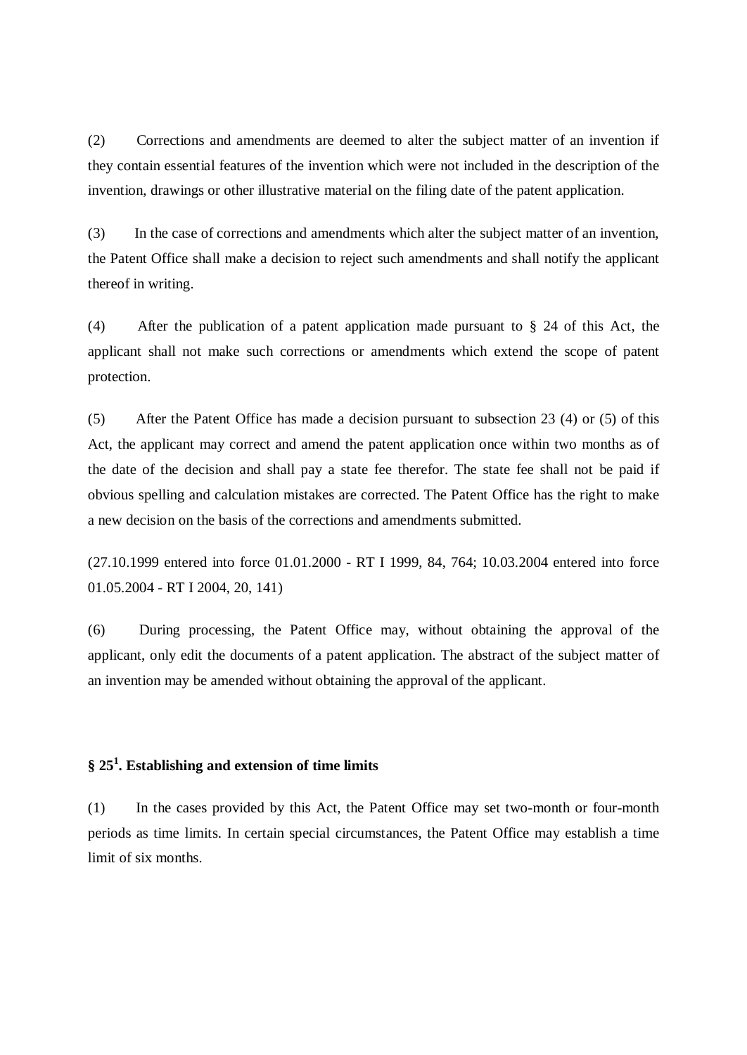(2) Corrections and amendments are deemed to alter the subject matter of an invention if they contain essential features of the invention which were not included in the description of the invention, drawings or other illustrative material on the filing date of the patent application.

(3) In the case of corrections and amendments which alter the subject matter of an invention, the Patent Office shall make a decision to reject such amendments and shall notify the applicant thereof in writing.

(4) After the publication of a patent application made pursuant to § 24 of this Act, the applicant shall not make such corrections or amendments which extend the scope of patent protection.

(5) After the Patent Office has made a decision pursuant to subsection 23 (4) or (5) of this Act, the applicant may correct and amend the patent application once within two months as of the date of the decision and shall pay a state fee therefor. The state fee shall not be paid if obvious spelling and calculation mistakes are corrected. The Patent Office has the right to make a new decision on the basis of the corrections and amendments submitted.

(27.10.1999 entered into force 01.01.2000 - RT I 1999, 84, 764; 10.03.2004 entered into force 01.05.2004 - RT I 2004, 20, 141)

(6) During processing, the Patent Office may, without obtaining the approval of the applicant, only edit the documents of a patent application. The abstract of the subject matter of an invention may be amended without obtaining the approval of the applicant.

### § 25[1]. Establishing and extension of time limits

(1) In the cases provided by this Act, the Patent Office may set two-month or four-month periods as time limits. In certain special circumstances, the Patent Office may establish a time limit of six months.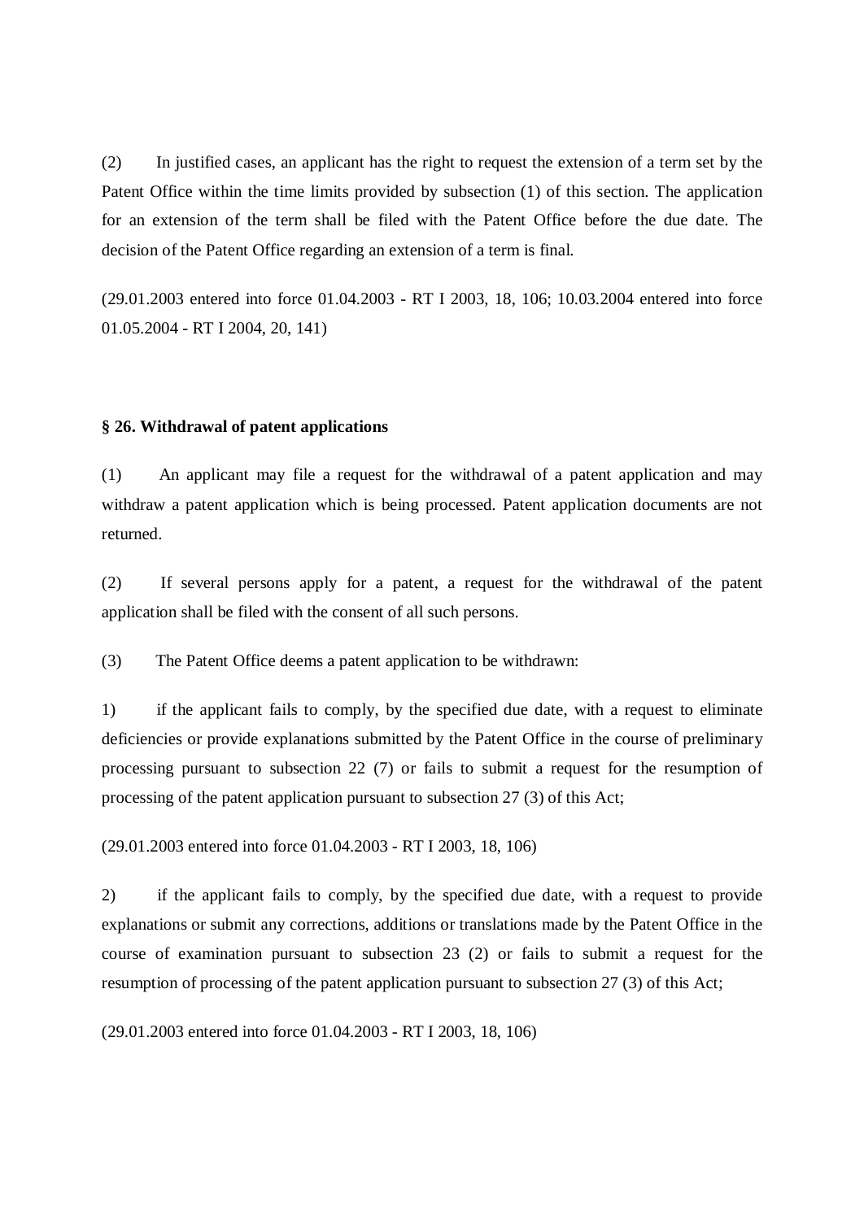(2) In justified cases, an applicant has the right to request the extension of a term set by the Patent Office within the time limits provided by subsection (1) of this section. The application for an extension of the term shall be filed with the Patent Office before the due date. The decision of the Patent Office regarding an extension of a term is final.

(29.01.2003 entered into force 01.04.2003 - RT I 2003, 18, 106; 10.03.2004 entered into force 01.05.2004 - RT I 2004, 20, 141)

**§ 26. Withdrawal of patent applications**

(1) An applicant may file a request for the withdrawal of a patent application and may withdraw a patent application which is being processed. Patent application documents are not returned.

(2) If several persons apply for a patent, a request for the withdrawal of the patent application shall be filed with the consent of all such persons.

(3) The Patent Office deems a patent application to be withdrawn:

1) if the applicant fails to comply, by the specified due date, with a request to eliminate deficiencies or provide explanations submitted by the Patent Office in the course of preliminary processing pursuant to subsection 22 (7) or fails to submit a request for the resumption of processing of the patent application pursuant to subsection 27 (3) of this Act;

(29.01.2003 entered into force 01.04.2003 - RT I 2003, 18, 106)

2) if the applicant fails to comply, by the specified due date, with a request to provide explanations or submit any corrections, additions or translations made by the Patent Office in the course of examination pursuant to subsection 23 (2) or fails to submit a request for the resumption of processing of the patent application pursuant to subsection 27 (3) of this Act;

(29.01.2003 entered into force 01.04.2003 - RT I 2003, 18, 106)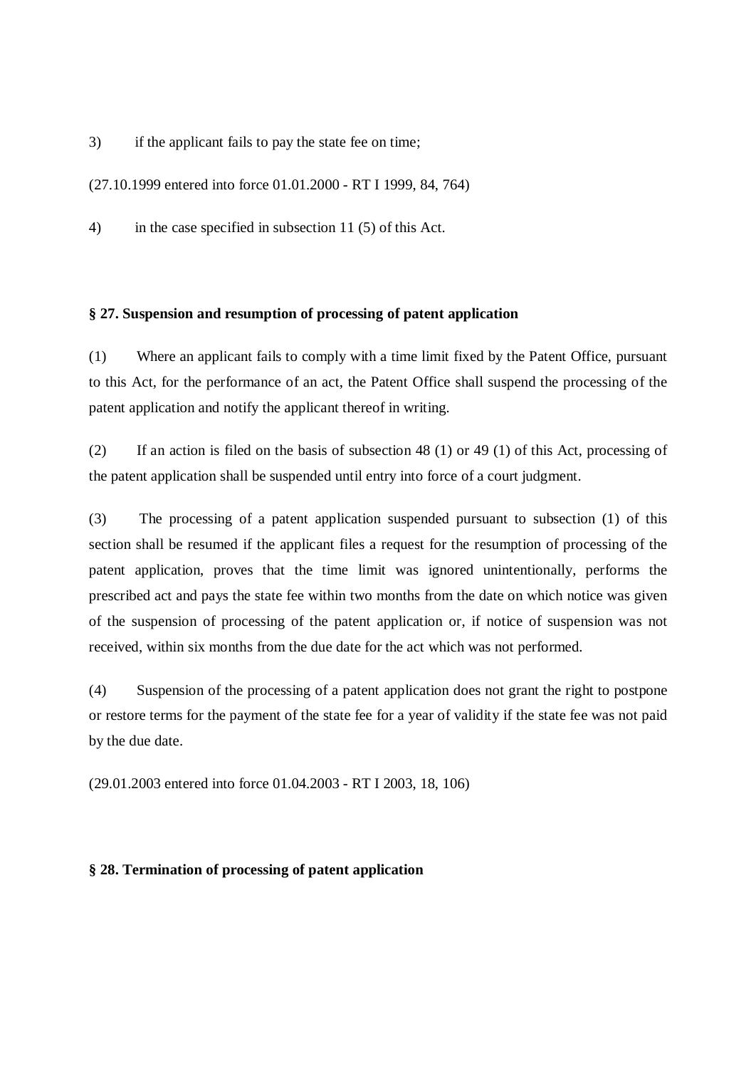3) if the applicant fails to pay the state fee on time;

(27.10.1999 entered into force 01.01.2000 - RT I 1999, 84, 764)

4) in the case specified in subsection 11 (5) of this Act.

**§ 27. Suspension and resumption of processing of patent application**

(1) Where an applicant fails to comply with a time limit fixed by the Patent Office, pursuant to this Act, for the performance of an act, the Patent Office shall suspend the processing of the patent application and notify the applicant thereof in writing.

(2) If an action is filed on the basis of subsection 48 (1) or 49 (1) of this Act, processing of the patent application shall be suspended until entry into force of a court judgment.

(3) The processing of a patent application suspended pursuant to subsection (1) of this section shall be resumed if the applicant files a request for the resumption of processing of the patent application, proves that the time limit was ignored unintentionally, performs the prescribed act and pays the state fee within two months from the date on which notice was given of the suspension of processing of the patent application or, if notice of suspension was not received, within six months from the due date for the act which was not performed.

(4) Suspension of the processing of a patent application does not grant the right to postpone or restore terms for the payment of the state fee for a year of validity if the state fee was not paid by the due date.

(29.01.2003 entered into force 01.04.2003 - RT I 2003, 18, 106)

**§ 28. Termination of processing of patent application**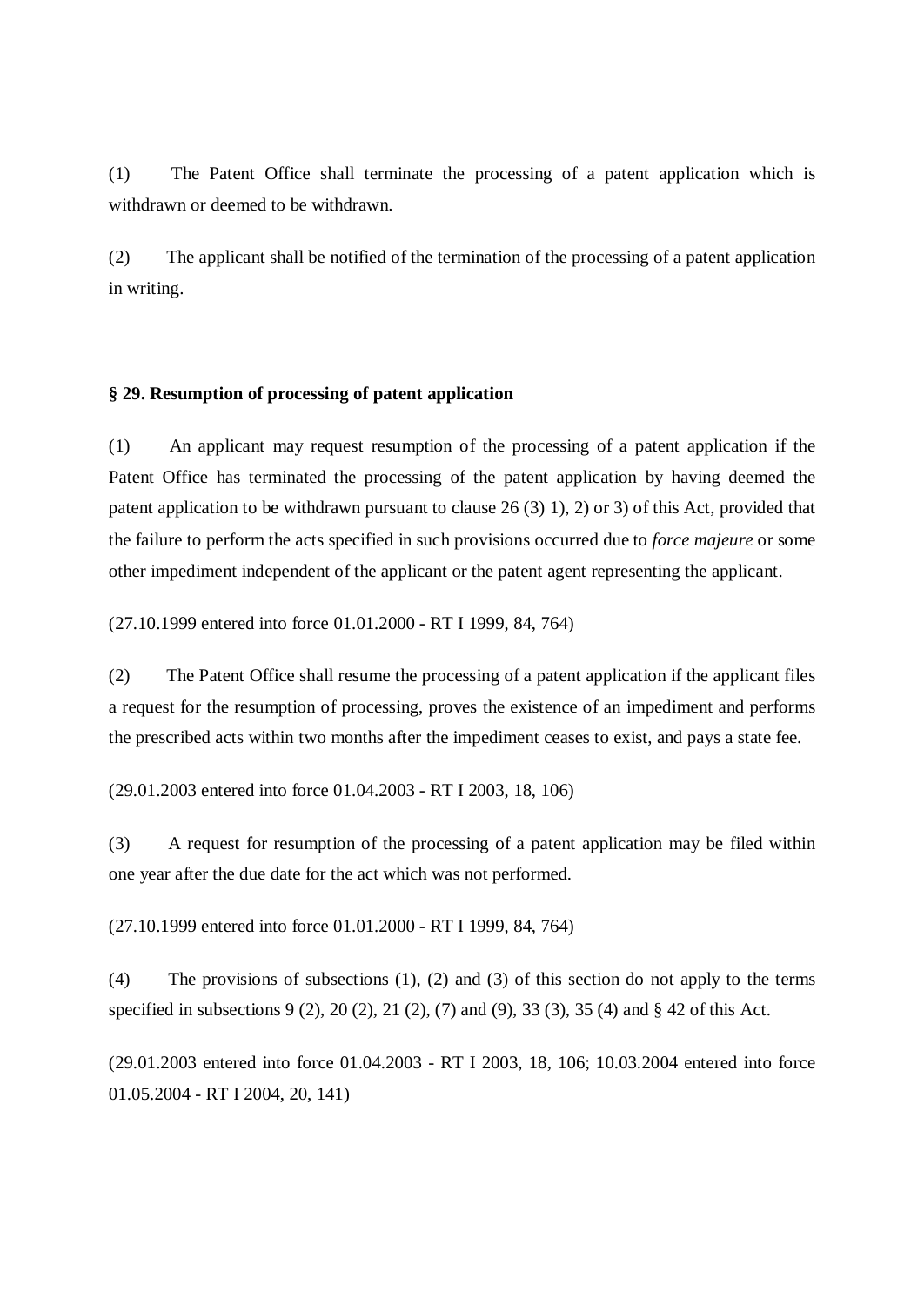(1) The Patent Office shall terminate the processing of a patent application which is withdrawn or deemed to be withdrawn.

(2) The applicant shall be notified of the termination of the processing of a patent application in writing.

**§ 29. Resumption of processing of patent application**

(1) An applicant may request resumption of the processing of a patent application if the Patent Office has terminated the processing of the patent application by having deemed the patent application to be withdrawn pursuant to clause 26 (3) 1), 2) or 3) of this Act, provided that the failure to perform the acts specified in such provisions occurred due to *force majeure* or some other impediment independent of the applicant or the patent agent representing the applicant.

(27.10.1999 entered into force 01.01.2000 - RT I 1999, 84, 764)

(2) The Patent Office shall resume the processing of a patent application if the applicant files a request for the resumption of processing, proves the existence of an impediment and performs the prescribed acts within two months after the impediment ceases to exist, and pays a state fee.

(29.01.2003 entered into force 01.04.2003 - RT I 2003, 18, 106)

(3) A request for resumption of the processing of a patent application may be filed within one year after the due date for the act which was not performed.

(27.10.1999 entered into force 01.01.2000 - RT I 1999, 84, 764)

(4) The provisions of subsections (1), (2) and (3) of this section do not apply to the terms specified in subsections 9 (2), 20 (2), 21 (2), (7) and (9), 33 (3), 35 (4) and § 42 of this Act.

(29.01.2003 entered into force 01.04.2003 - RT I 2003, 18, 106; 10.03.2004 entered into force 01.05.2004 - RT I 2004, 20, 141)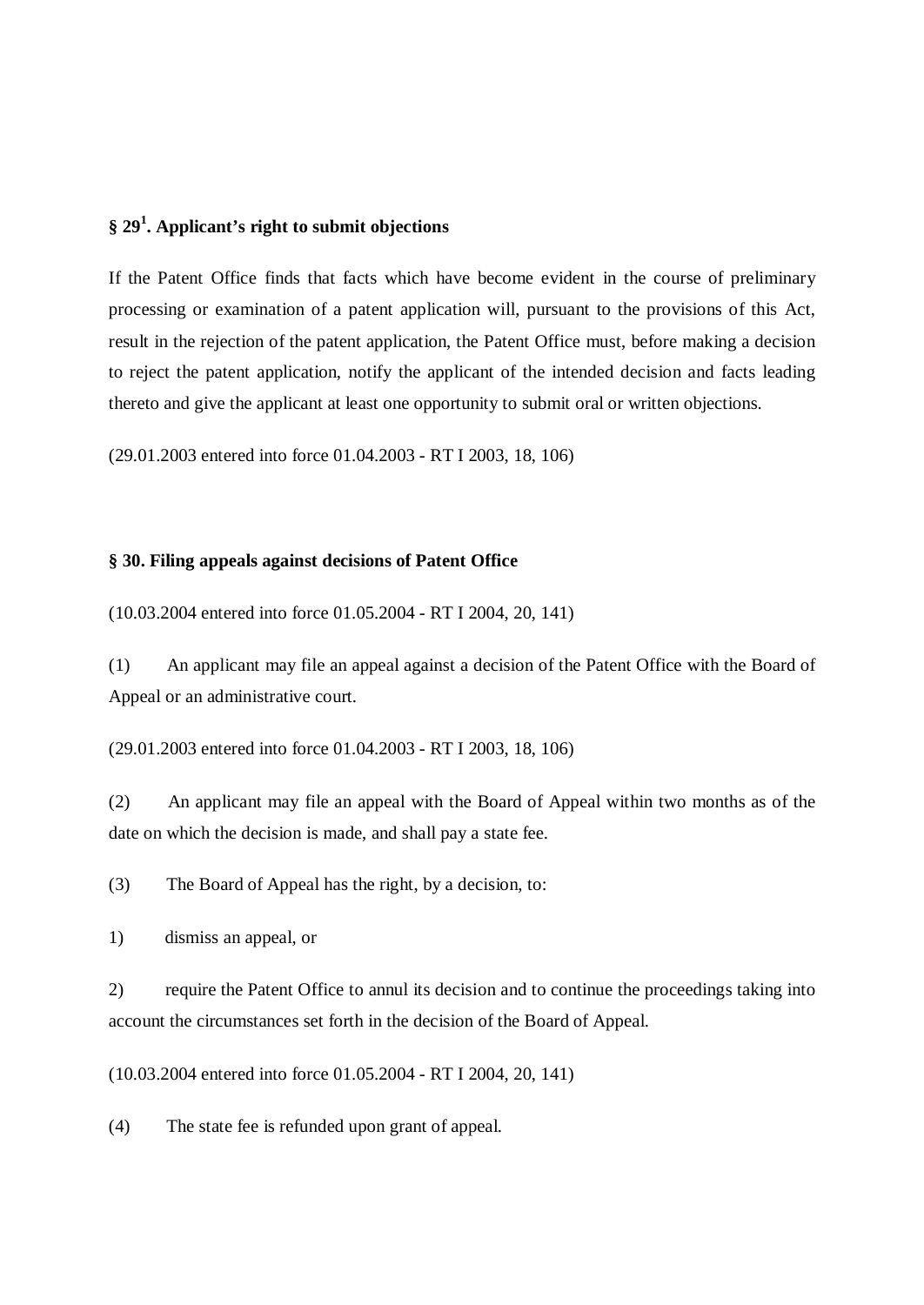### § 29[1]. Applicant's right to submit objections

If the Patent Office finds that facts which have become evident in the course of preliminary processing or examination of a patent application will, pursuant to the provisions of this Act, result in the rejection of the patent application, the Patent Office must, before making a decision to reject the patent application, notify the applicant of the intended decision and facts leading thereto and give the applicant at least one opportunity to submit oral or written objections.

(29.01.2003 entered into force 01.04.2003 - RT I 2003, 18, 106)

### § 30. Filing appeals against decisions of Patent Office

(10.03.2004 entered into force 01.05.2004 - RT I 2004, 20, 141)

(1) An applicant may file an appeal against a decision of the Patent Office with the Board of Appeal or an administrative court.

(29.01.2003 entered into force 01.04.2003 - RT I 2003, 18, 106)

(2) An applicant may file an appeal with the Board of Appeal within two months as of the date on which the decision is made, and shall pay a state fee.

(3) The Board of Appeal has the right, by a decision, to:

1) dismiss an appeal, or

2) require the Patent Office to annul its decision and to continue the proceedings taking into account the circumstances set forth in the decision of the Board of Appeal.

(10.03.2004 entered into force 01.05.2004 - RT I 2004, 20, 141)

(4) The state fee is refunded upon grant of appeal.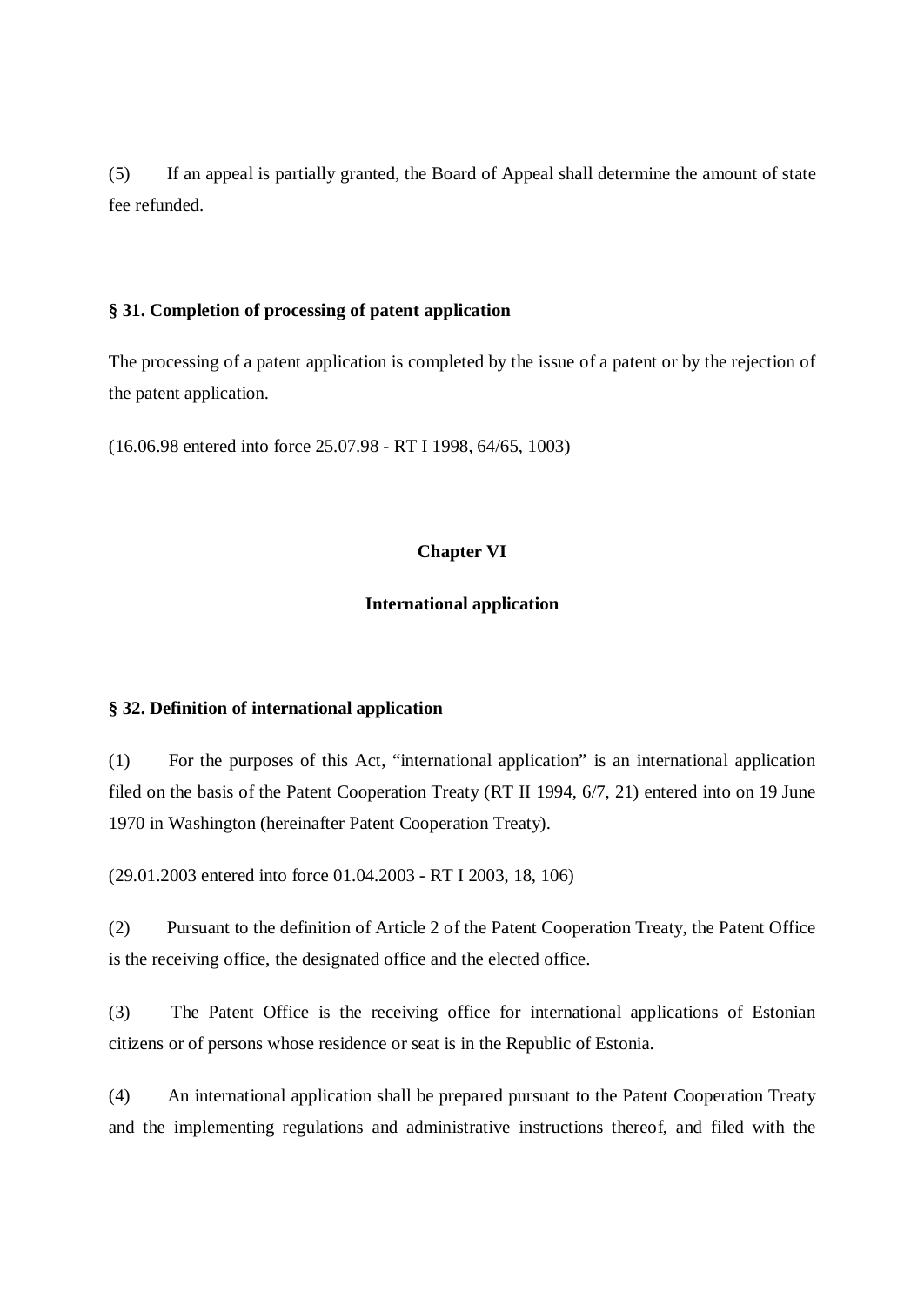(5) If an appeal is partially granted, the Board of Appeal shall determine the amount of state fee refunded.

### § 31. Completion of processing of patent application

The processing of a patent application is completed by the issue of a patent or by the rejection of the patent application.

(16.06.98 entered into force 25.07.98 - RT I 1998, 64/65, 1003)

## Chapter VI

## International application

### § 32. Definition of international application

(1) For the purposes of this Act, “international application” is an international application filed on the basis of the Patent Cooperation Treaty (RT II 1994, 6/7, 21) entered into on 19 June 1970 in Washington (hereinafter Patent Cooperation Treaty).

(29.01.2003 entered into force 01.04.2003 - RT I 2003, 18, 106)

(2) Pursuant to the definition of Article 2 of the Patent Cooperation Treaty, the Patent Office is the receiving office, the designated office and the elected office.

(3) The Patent Office is the receiving office for international applications of Estonian citizens or of persons whose residence or seat is in the Republic of Estonia.

(4) An international application shall be prepared pursuant to the Patent Cooperation Treaty and the implementing regulations and administrative instructions thereof, and filed with the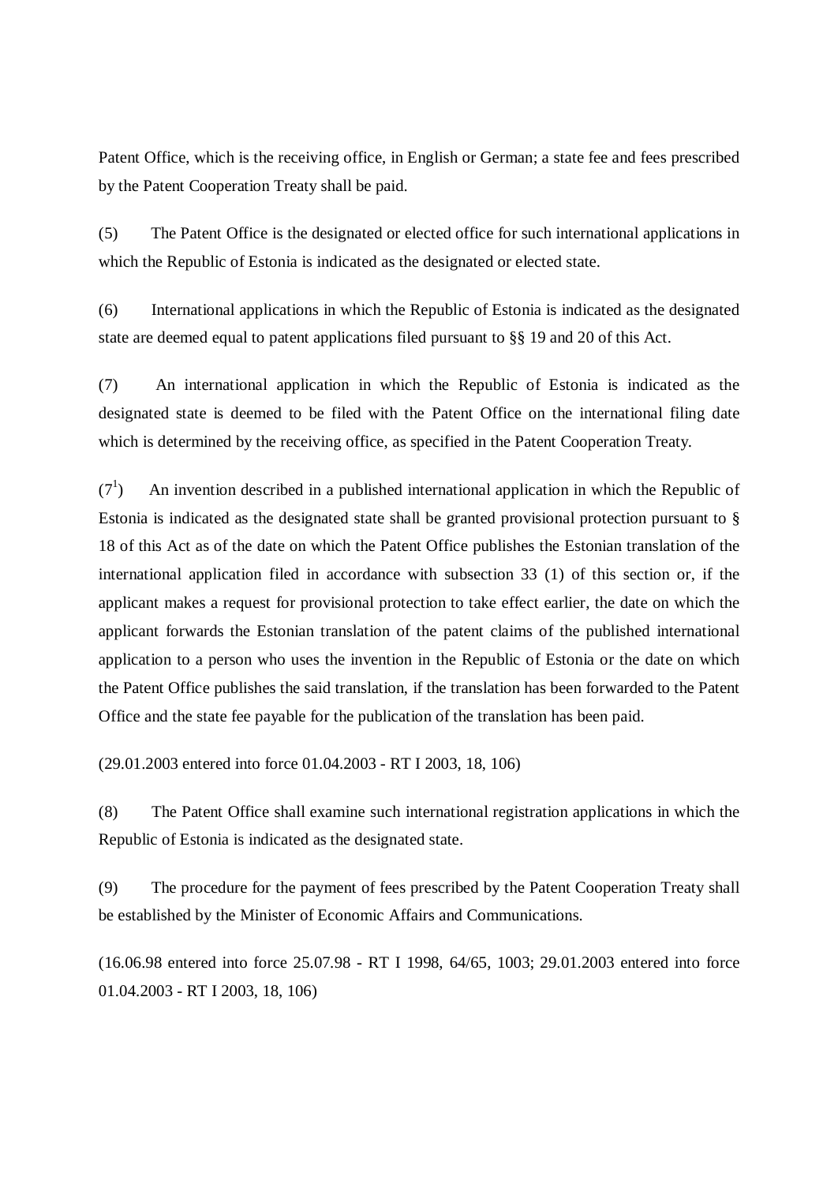Patent Office, which is the receiving office, in English or German; a state fee and fees prescribed by the Patent Cooperation Treaty shall be paid.

(5) The Patent Office is the designated or elected office for such international applications in which the Republic of Estonia is indicated as the designated or elected state.

(6) International applications in which the Republic of Estonia is indicated as the designated state are deemed equal to patent applications filed pursuant to §§ 19 and 20 of this Act.

(7) An international application in which the Republic of Estonia is indicated as the designated state is deemed to be filed with the Patent Office on the international filing date which is determined by the receiving office, as specified in the Patent Cooperation Treaty.

($7^1$) An invention described in a published international application in which the Republic of Estonia is indicated as the designated state shall be granted provisional protection pursuant to § 18 of this Act as of the date on which the Patent Office publishes the Estonian translation of the international application filed in accordance with subsection 33 (1) of this section or, if the applicant makes a request for provisional protection to take effect earlier, the date on which the applicant forwards the Estonian translation of the patent claims of the published international application to a person who uses the invention in the Republic of Estonia or the date on which the Patent Office publishes the said translation, if the translation has been forwarded to the Patent Office and the state fee payable for the publication of the translation has been paid.

(29.01.2003 entered into force 01.04.2003 - RT I 2003, 18, 106)

(8) The Patent Office shall examine such international registration applications in which the Republic of Estonia is indicated as the designated state.

(9) The procedure for the payment of fees prescribed by the Patent Cooperation Treaty shall be established by the Minister of Economic Affairs and Communications.

(16.06.98 entered into force 25.07.98 - RT I 1998, 64/65, 1003; 29.01.2003 entered into force 01.04.2003 - RT I 2003, 18, 106)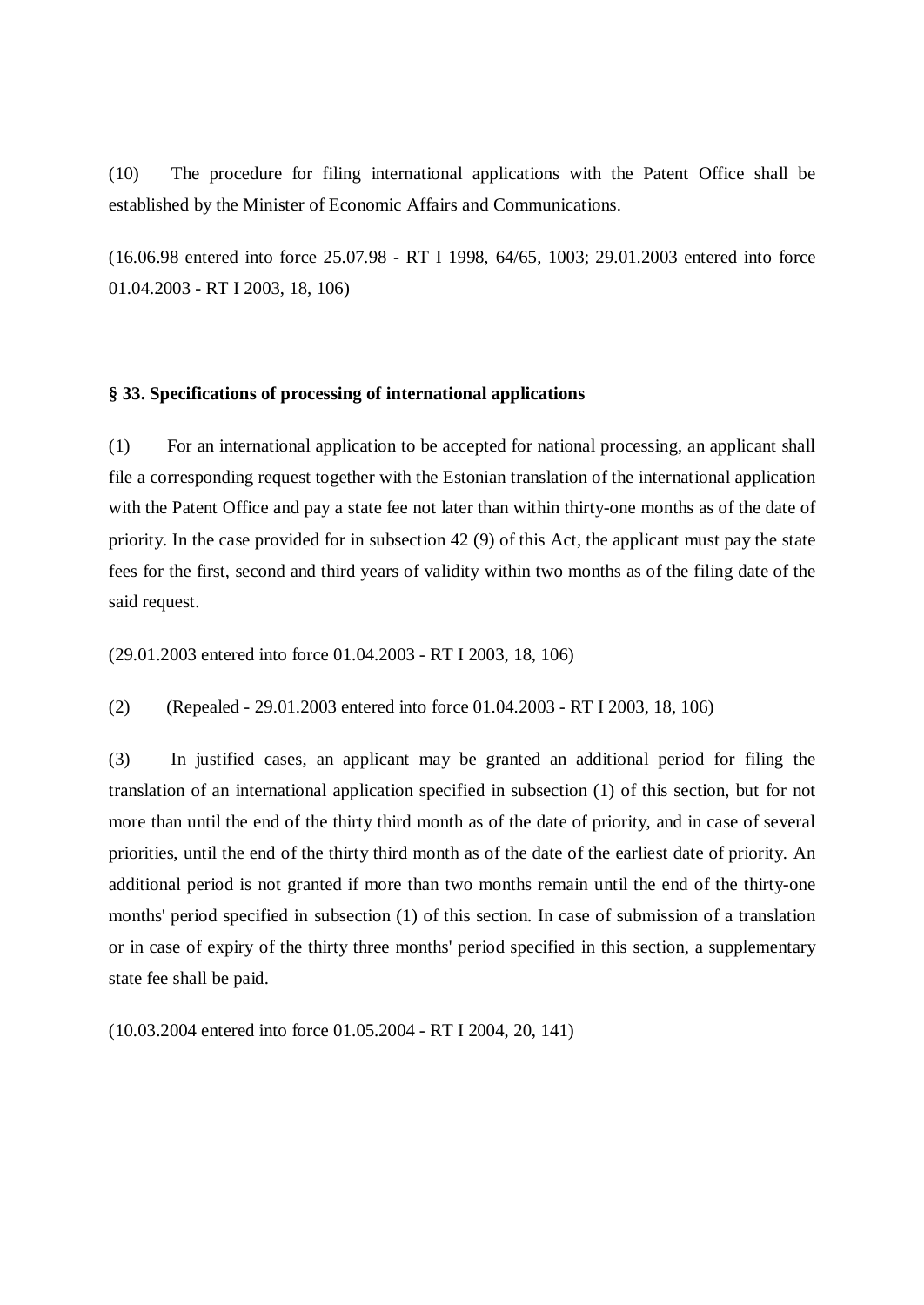(10) The procedure for filing international applications with the Patent Office shall be established by the Minister of Economic Affairs and Communications.

(16.06.98 entered into force 25.07.98 - RT I 1998, 64/65, 1003; 29.01.2003 entered into force 01.04.2003 - RT I 2003, 18, 106)

**§ 33. Specifications of processing of international applications**

(1) For an international application to be accepted for national processing, an applicant shall file a corresponding request together with the Estonian translation of the international application with the Patent Office and pay a state fee not later than within thirty-one months as of the date of priority. In the case provided for in subsection 42 (9) of this Act, the applicant must pay the state fees for the first, second and third years of validity within two months as of the filing date of the said request.

(29.01.2003 entered into force 01.04.2003 - RT I 2003, 18, 106)

(2) (Repealed - 29.01.2003 entered into force 01.04.2003 - RT I 2003, 18, 106)

(3) In justified cases, an applicant may be granted an additional period for filing the translation of an international application specified in subsection (1) of this section, but for not more than until the end of the thirty third month as of the date of priority, and in case of several priorities, until the end of the thirty third month as of the date of the earliest date of priority. An additional period is not granted if more than two months remain until the end of the thirty-one months' period specified in subsection (1) of this section. In case of submission of a translation or in case of expiry of the thirty three months' period specified in this section, a supplementary state fee shall be paid.

(10.03.2004 entered into force 01.05.2004 - RT I 2004, 20, 141)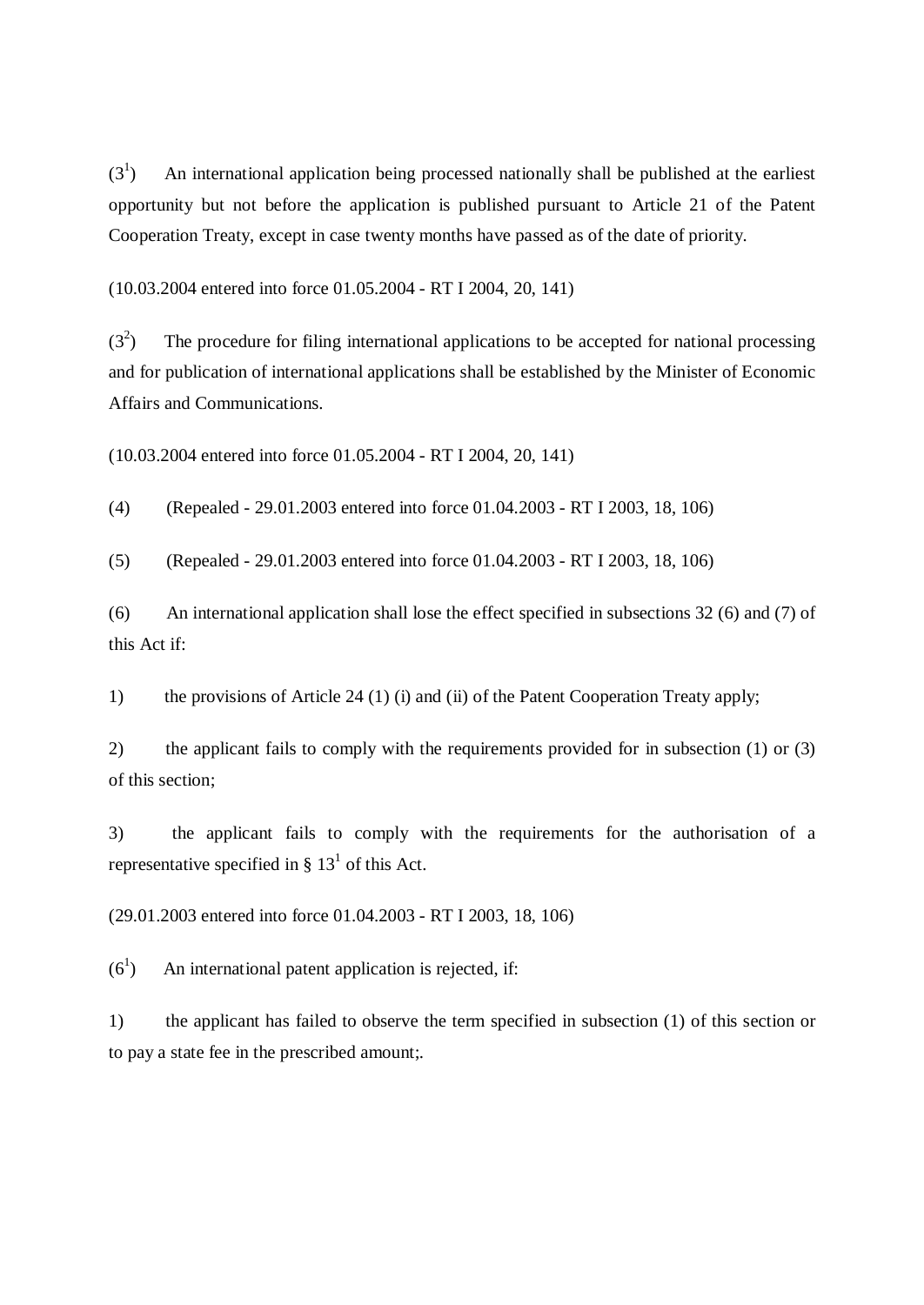(3[1]) An international application being processed nationally shall be published at the earliest opportunity but not before the application is published pursuant to Article 21 of the Patent Cooperation Treaty, except in case twenty months have passed as of the date of priority.

(10.03.2004 entered into force 01.05.2004 - RT I 2004, 20, 141)

(3[2]) The procedure for filing international applications to be accepted for national processing and for publication of international applications shall be established by the Minister of Economic Affairs and Communications.

(10.03.2004 entered into force 01.05.2004 - RT I 2004, 20, 141)

(4) (Repealed - 29.01.2003 entered into force 01.04.2003 - RT I 2003, 18, 106)

(5) (Repealed - 29.01.2003 entered into force 01.04.2003 - RT I 2003, 18, 106)

(6) An international application shall lose the effect specified in subsections 32 (6) and (7) of this Act if:

1) the provisions of Article 24 (1) (i) and (ii) of the Patent Cooperation Treaty apply;

2) the applicant fails to comply with the requirements provided for in subsection (1) or (3) of this section;

3) the applicant fails to comply with the requirements for the authorisation of a representative specified in § 13[1] of this Act.

(29.01.2003 entered into force 01.04.2003 - RT I 2003, 18, 106)

(6[1]) An international patent application is rejected, if:

1) the applicant has failed to observe the term specified in subsection (1) of this section or to pay a state fee in the prescribed amount;.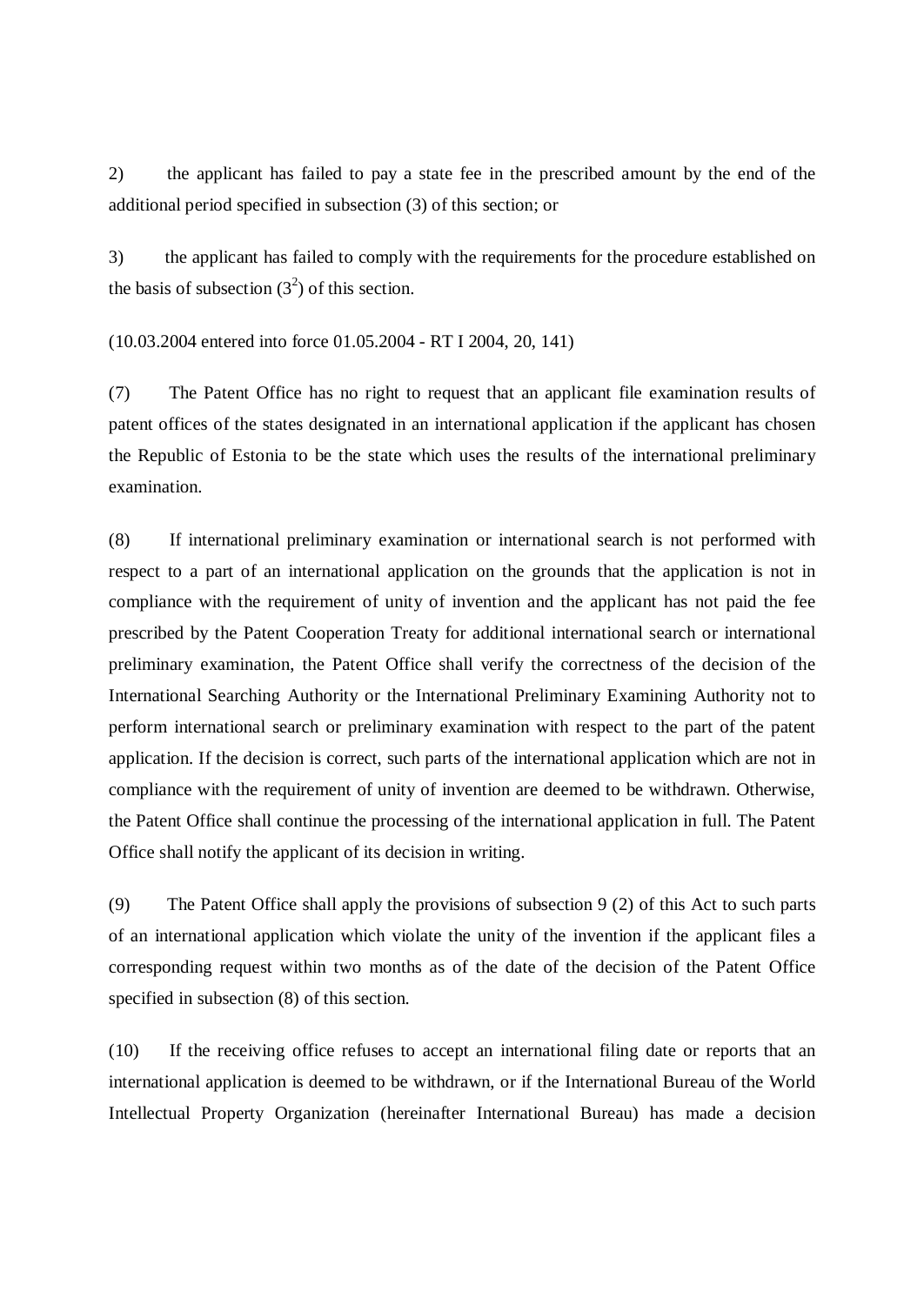2) the applicant has failed to pay a state fee in the prescribed amount by the end of the additional period specified in subsection (3) of this section; or

3) the applicant has failed to comply with the requirements for the procedure established on the basis of subsection ($3^2$) of this section.

(10.03.2004 entered into force 01.05.2004 - RT I 2004, 20, 141)

(7) The Patent Office has no right to request that an applicant file examination results of patent offices of the states designated in an international application if the applicant has chosen the Republic of Estonia to be the state which uses the results of the international preliminary examination.

(8) If international preliminary examination or international search is not performed with respect to a part of an international application on the grounds that the application is not in compliance with the requirement of unity of invention and the applicant has not paid the fee prescribed by the Patent Cooperation Treaty for additional international search or international preliminary examination, the Patent Office shall verify the correctness of the decision of the International Searching Authority or the International Preliminary Examining Authority not to perform international search or preliminary examination with respect to the part of the patent application. If the decision is correct, such parts of the international application which are not in compliance with the requirement of unity of invention are deemed to be withdrawn. Otherwise, the Patent Office shall continue the processing of the international application in full. The Patent Office shall notify the applicant of its decision in writing.

(9) The Patent Office shall apply the provisions of subsection 9 (2) of this Act to such parts of an international application which violate the unity of the invention if the applicant files a corresponding request within two months as of the date of the decision of the Patent Office specified in subsection (8) of this section.

(10) If the receiving office refuses to accept an international filing date or reports that an international application is deemed to be withdrawn, or if the International Bureau of the World Intellectual Property Organization (hereinafter International Bureau) has made a decision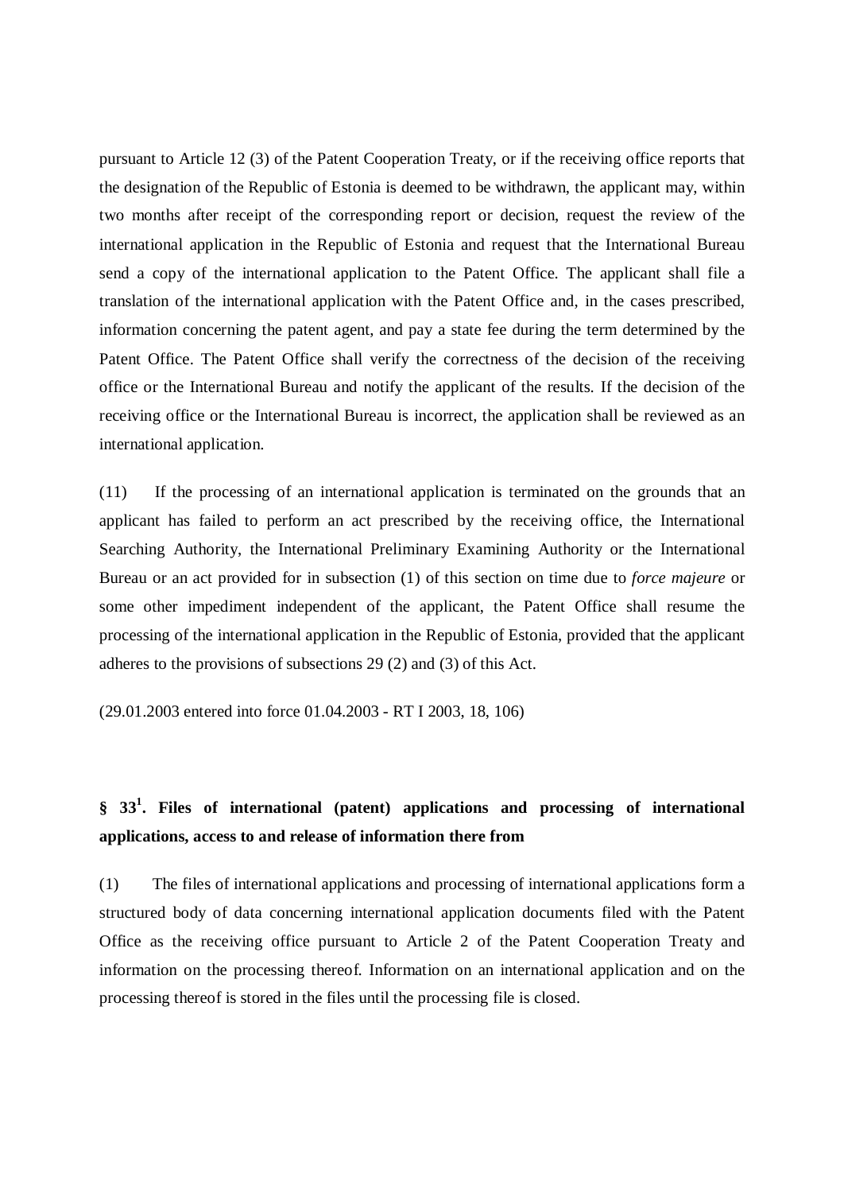pursuant to Article 12 (3) of the Patent Cooperation Treaty, or if the receiving office reports that the designation of the Republic of Estonia is deemed to be withdrawn, the applicant may, within two months after receipt of the corresponding report or decision, request the review of the international application in the Republic of Estonia and request that the International Bureau send a copy of the international application to the Patent Office. The applicant shall file a translation of the international application with the Patent Office and, in the cases prescribed, information concerning the patent agent, and pay a state fee during the term determined by the Patent Office. The Patent Office shall verify the correctness of the decision of the receiving office or the International Bureau and notify the applicant of the results. If the decision of the receiving office or the International Bureau is incorrect, the application shall be reviewed as an international application.

(11) If the processing of an international application is terminated on the grounds that an applicant has failed to perform an act prescribed by the receiving office, the International Searching Authority, the International Preliminary Examining Authority or the International Bureau or an act provided for in subsection (1) of this section on time due to *force majeure* or some other impediment independent of the applicant, the Patent Office shall resume the processing of the international application in the Republic of Estonia, provided that the applicant adheres to the provisions of subsections 29 (2) and (3) of this Act.

(29.01.2003 entered into force 01.04.2003 - RT I 2003, 18, 106)

## § 33[1]. Files of international (patent) applications and processing of international applications, access to and release of information there from

(1) The files of international applications and processing of international applications form a structured body of data concerning international application documents filed with the Patent Office as the receiving office pursuant to Article 2 of the Patent Cooperation Treaty and information on the processing thereof. Information on an international application and on the processing thereof is stored in the files until the processing file is closed.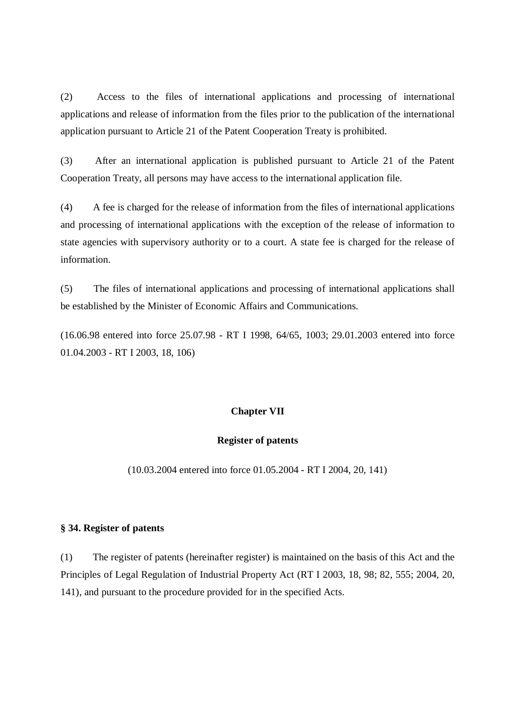(2) Access to the files of international applications and processing of international applications and release of information from the files prior to the publication of the international application pursuant to Article 21 of the Patent Cooperation Treaty is prohibited.

(3) After an international application is published pursuant to Article 21 of the Patent Cooperation Treaty, all persons may have access to the international application file.

(4) A fee is charged for the release of information from the files of international applications and processing of international applications with the exception of the release of information to state agencies with supervisory authority or to a court. A state fee is charged for the release of information.

(5) The files of international applications and processing of international applications shall be established by the Minister of Economic Affairs and Communications.

(16.06.98 entered into force 25.07.98 - RT I 1998, 64/65, 1003; 29.01.2003 entered into force 01.04.2003 - RT I 2003, 18, 106)

## Chapter VII

## Register of patents

(10.03.2004 entered into force 01.05.2004 - RT I 2004, 20, 141)

### § 34. Register of patents

(1) The register of patents (hereinafter register) is maintained on the basis of this Act and the Principles of Legal Regulation of Industrial Property Act (RT I 2003, 18, 98; 82, 555; 2004, 20, 141), and pursuant to the procedure provided for in the specified Acts.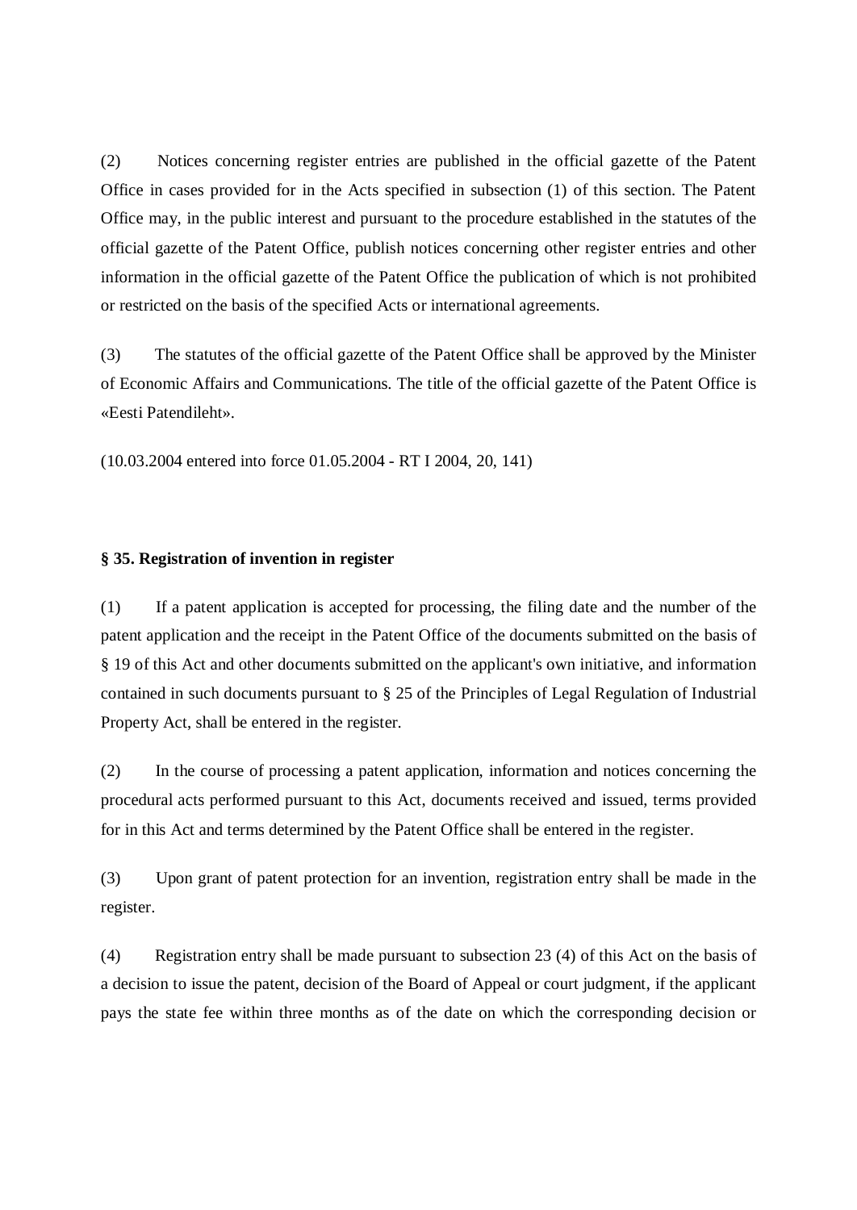(2) Notices concerning register entries are published in the official gazette of the Patent Office in cases provided for in the Acts specified in subsection (1) of this section. The Patent Office may, in the public interest and pursuant to the procedure established in the statutes of the official gazette of the Patent Office, publish notices concerning other register entries and other information in the official gazette of the Patent Office the publication of which is not prohibited or restricted on the basis of the specified Acts or international agreements.

(3) The statutes of the official gazette of the Patent Office shall be approved by the Minister of Economic Affairs and Communications. The title of the official gazette of the Patent Office is «Eesti Patendileht».

(10.03.2004 entered into force 01.05.2004 - RT I 2004, 20, 141)

**§ 35. Registration of invention in register**

(1) If a patent application is accepted for processing, the filing date and the number of the patent application and the receipt in the Patent Office of the documents submitted on the basis of § 19 of this Act and other documents submitted on the applicant's own initiative, and information contained in such documents pursuant to § 25 of the Principles of Legal Regulation of Industrial Property Act, shall be entered in the register.

(2) In the course of processing a patent application, information and notices concerning the procedural acts performed pursuant to this Act, documents received and issued, terms provided for in this Act and terms determined by the Patent Office shall be entered in the register.

(3) Upon grant of patent protection for an invention, registration entry shall be made in the register.

(4) Registration entry shall be made pursuant to subsection 23 (4) of this Act on the basis of a decision to issue the patent, decision of the Board of Appeal or court judgment, if the applicant pays the state fee within three months as of the date on which the corresponding decision or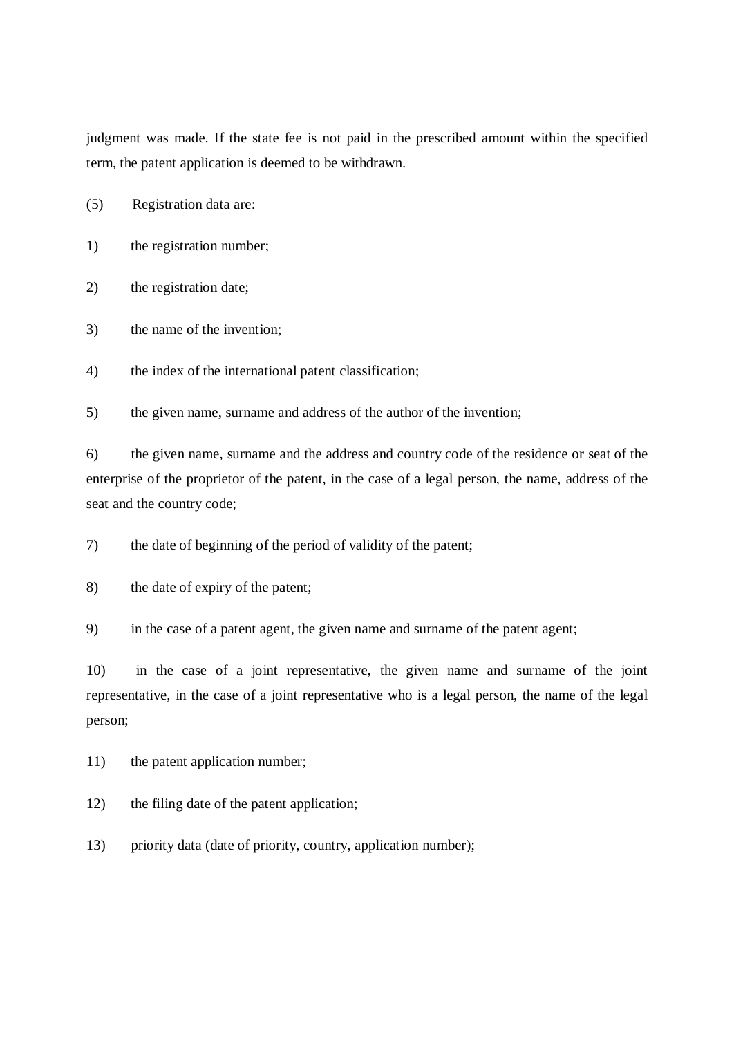judgment was made. If the state fee is not paid in the prescribed amount within the specified term, the patent application is deemed to be withdrawn.

(5) Registration data are:

1) the registration number;

2) the registration date;

3) the name of the invention;

4) the index of the international patent classification;

5) the given name, surname and address of the author of the invention;

6) the given name, surname and the address and country code of the residence or seat of the enterprise of the proprietor of the patent, in the case of a legal person, the name, address of the seat and the country code;

7) the date of beginning of the period of validity of the patent;

8) the date of expiry of the patent;

9) in the case of a patent agent, the given name and surname of the patent agent;

10) in the case of a joint representative, the given name and surname of the joint representative, in the case of a joint representative who is a legal person, the name of the legal person;

11) the patent application number;

12) the filing date of the patent application;

13) priority data (date of priority, country, application number);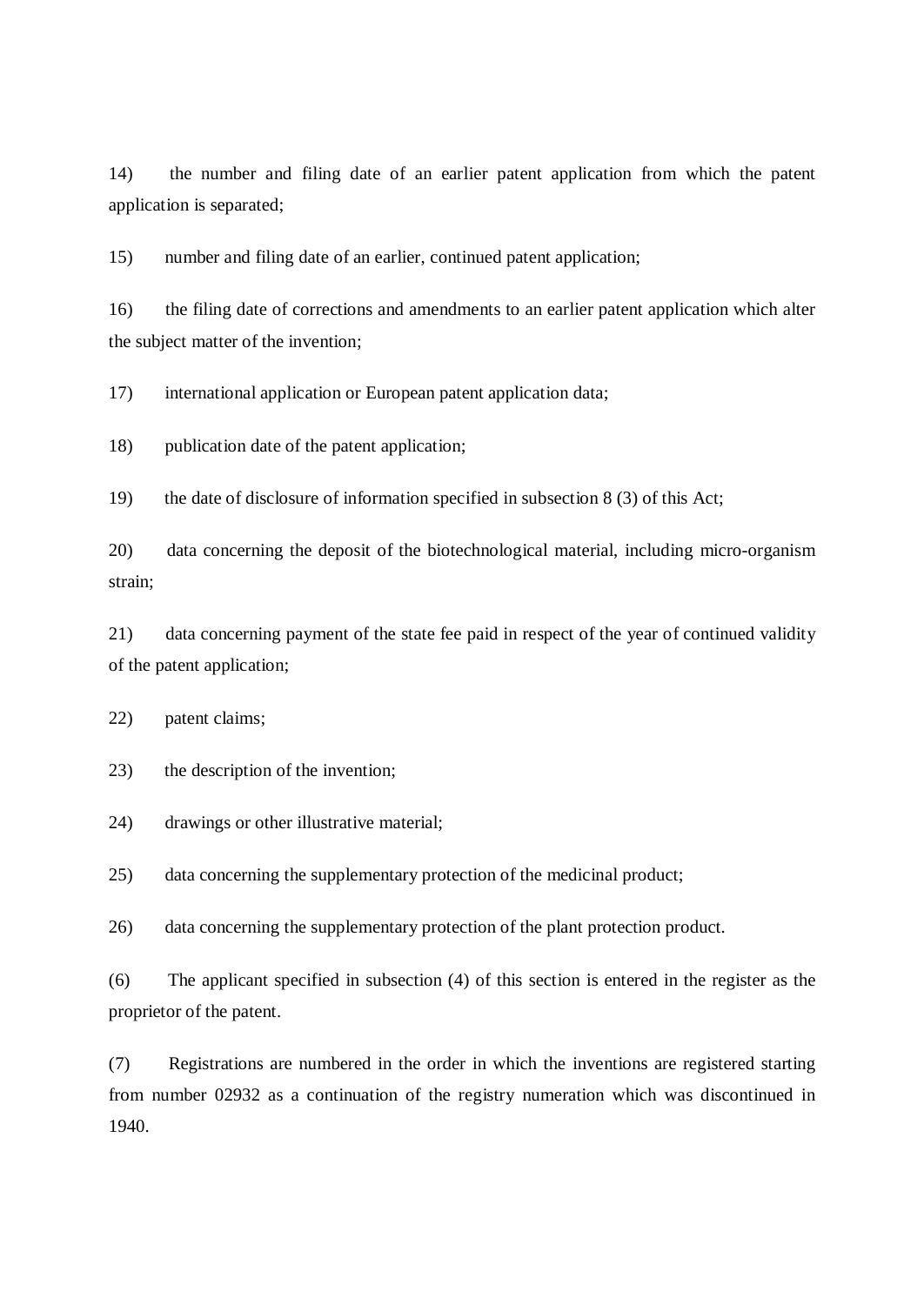14) the number and filing date of an earlier patent application from which the patent application is separated;

15) number and filing date of an earlier, continued patent application;

16) the filing date of corrections and amendments to an earlier patent application which alter the subject matter of the invention;

17) international application or European patent application data;

18) publication date of the patent application;

19) the date of disclosure of information specified in subsection 8 (3) of this Act;

20) data concerning the deposit of the biotechnological material, including micro-organism strain;

21) data concerning payment of the state fee paid in respect of the year of continued validity of the patent application;

22) patent claims;

23) the description of the invention;

24) drawings or other illustrative material;

25) data concerning the supplementary protection of the medicinal product;

26) data concerning the supplementary protection of the plant protection product.

(6) The applicant specified in subsection (4) of this section is entered in the register as the proprietor of the patent.

(7) Registrations are numbered in the order in which the inventions are registered starting from number 02932 as a continuation of the registry numeration which was discontinued in 1940.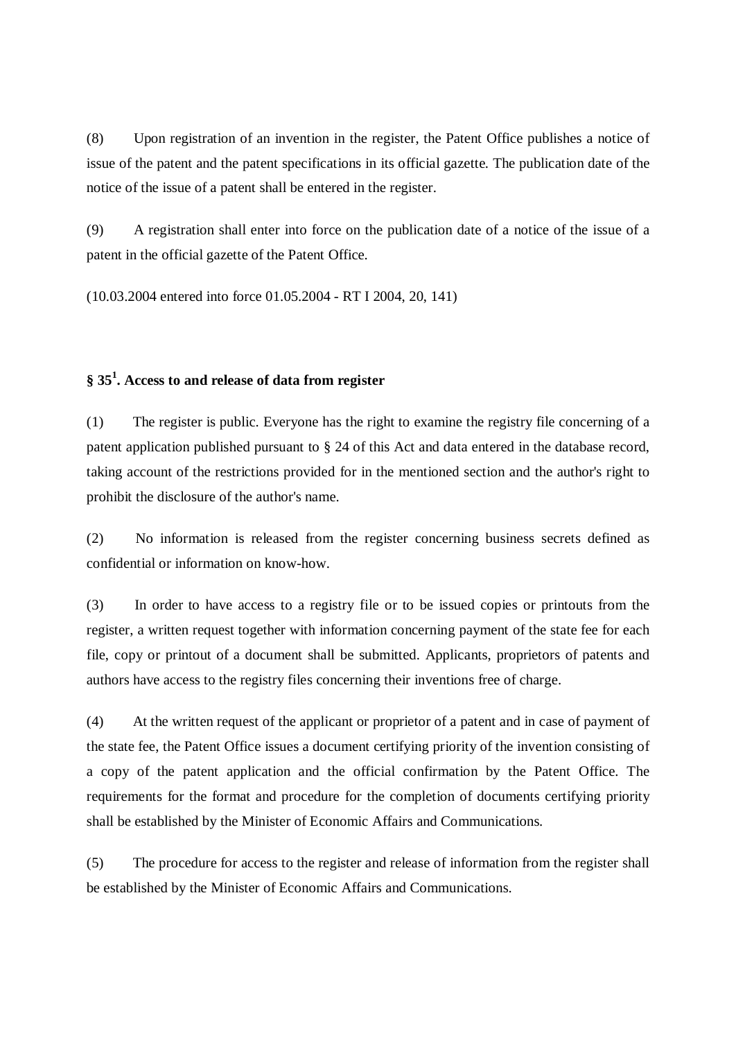(8) Upon registration of an invention in the register, the Patent Office publishes a notice of issue of the patent and the patent specifications in its official gazette. The publication date of the notice of the issue of a patent shall be entered in the register.

(9) A registration shall enter into force on the publication date of a notice of the issue of a patent in the official gazette of the Patent Office.

(10.03.2004 entered into force 01.05.2004 - RT I 2004, 20, 141)

### § 35[1]. Access to and release of data from register

(1) The register is public. Everyone has the right to examine the registry file concerning of a patent application published pursuant to § 24 of this Act and data entered in the database record, taking account of the restrictions provided for in the mentioned section and the author's right to prohibit the disclosure of the author's name.

(2) No information is released from the register concerning business secrets defined as confidential or information on know-how.

(3) In order to have access to a registry file or to be issued copies or printouts from the register, a written request together with information concerning payment of the state fee for each file, copy or printout of a document shall be submitted. Applicants, proprietors of patents and authors have access to the registry files concerning their inventions free of charge.

(4) At the written request of the applicant or proprietor of a patent and in case of payment of the state fee, the Patent Office issues a document certifying priority of the invention consisting of a copy of the patent application and the official confirmation by the Patent Office. The requirements for the format and procedure for the completion of documents certifying priority shall be established by the Minister of Economic Affairs and Communications.

(5) The procedure for access to the register and release of information from the register shall be established by the Minister of Economic Affairs and Communications.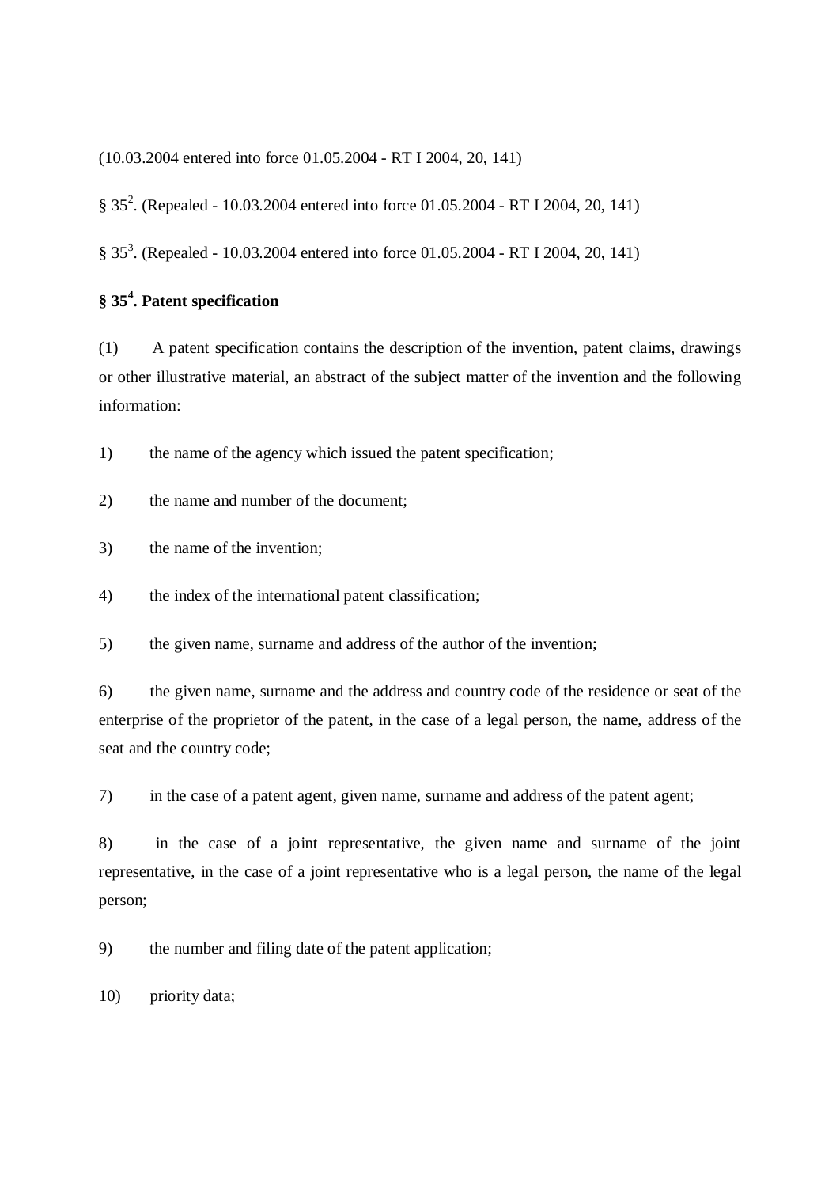(10.03.2004 entered into force 01.05.2004 - RT I 2004, 20, 141)

§ $35^2$. (Repealed - 10.03.2004 entered into force 01.05.2004 - RT I 2004, 20, 141)

§ $35^3$. (Repealed - 10.03.2004 entered into force 01.05.2004 - RT I 2004, 20, 141)

### § $35^4$. Patent specification

(1) A patent specification contains the description of the invention, patent claims, drawings or other illustrative material, an abstract of the subject matter of the invention and the following information:

1) the name of the agency which issued the patent specification;

2) the name and number of the document;

3) the name of the invention;

4) the index of the international patent classification;

5) the given name, surname and address of the author of the invention;

6) the given name, surname and the address and country code of the residence or seat of the enterprise of the proprietor of the patent, in the case of a legal person, the name, address of the seat and the country code;

7) in the case of a patent agent, given name, surname and address of the patent agent;

8) in the case of a joint representative, the given name and surname of the joint representative, in the case of a joint representative who is a legal person, the name of the legal person;

9) the number and filing date of the patent application;

10) priority data;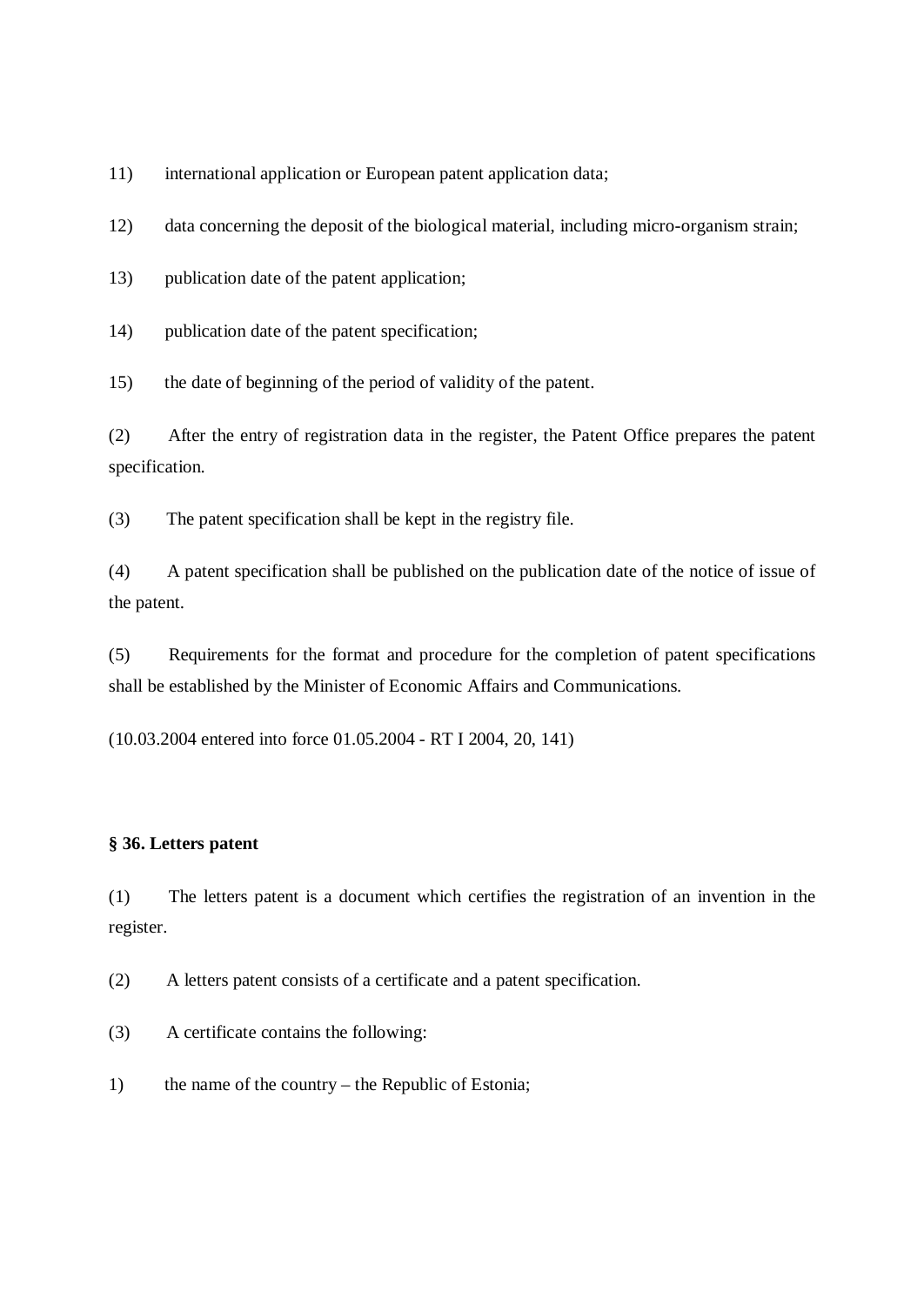11) international application or European patent application data;

12) data concerning the deposit of the biological material, including micro-organism strain;

13) publication date of the patent application;

14) publication date of the patent specification;

15) the date of beginning of the period of validity of the patent.

(2) After the entry of registration data in the register, the Patent Office prepares the patent specification.

(3) The patent specification shall be kept in the registry file.

(4) A patent specification shall be published on the publication date of the notice of issue of the patent.

(5) Requirements for the format and procedure for the completion of patent specifications shall be established by the Minister of Economic Affairs and Communications.

(10.03.2004 entered into force 01.05.2004 - RT I 2004, 20, 141)

**§ 36. Letters patent**

(1) The letters patent is a document which certifies the registration of an invention in the register.

(2) A letters patent consists of a certificate and a patent specification.

(3) A certificate contains the following:

1) the name of the country – the Republic of Estonia;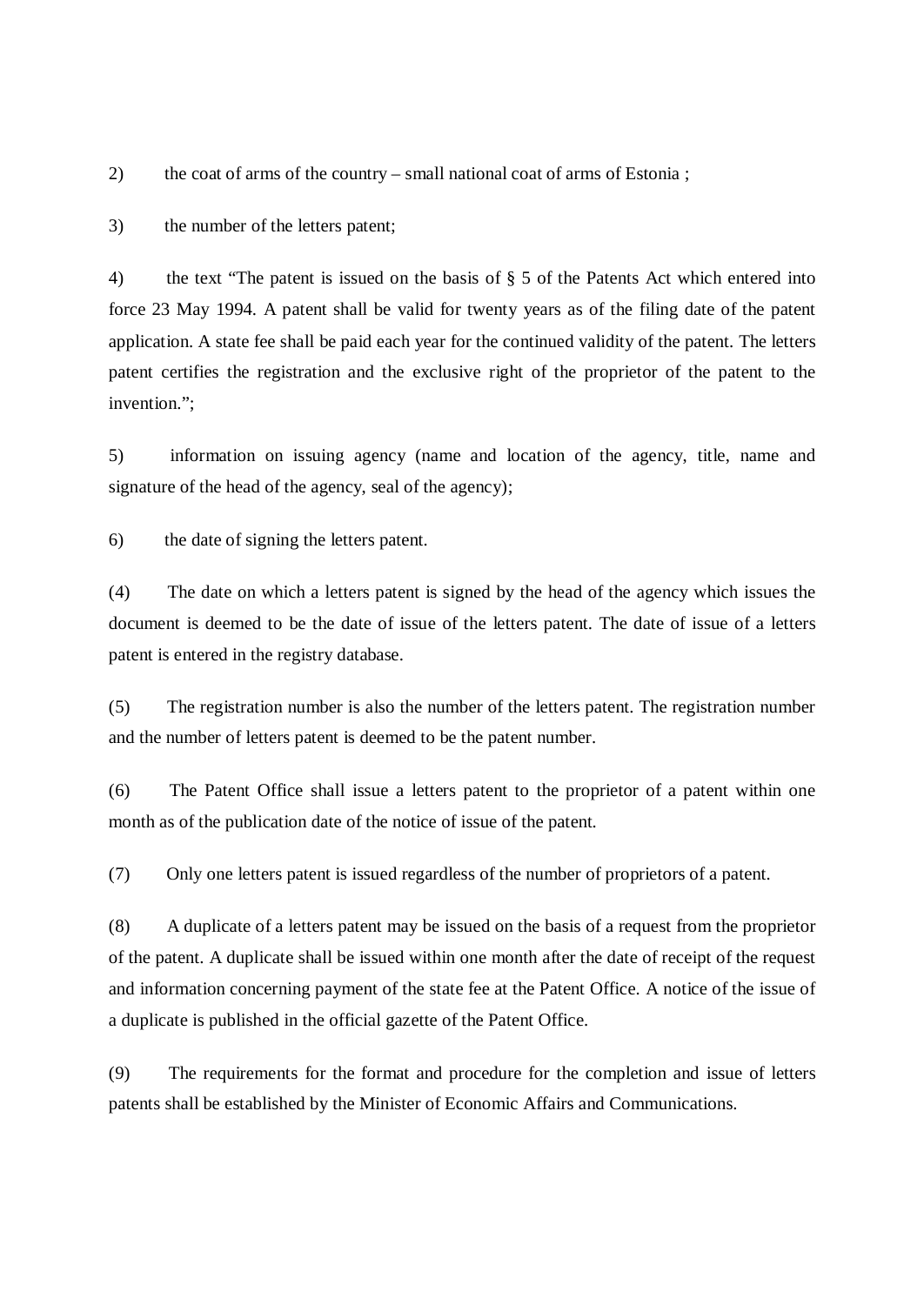2) the coat of arms of the country – small national coat of arms of Estonia ;

3) the number of the letters patent;

4) the text “The patent is issued on the basis of § 5 of the Patents Act which entered into force 23 May 1994. A patent shall be valid for twenty years as of the filing date of the patent application. A state fee shall be paid each year for the continued validity of the patent. The letters patent certifies the registration and the exclusive right of the proprietor of the patent to the invention.”;

5) information on issuing agency (name and location of the agency, title, name and signature of the head of the agency, seal of the agency);

6) the date of signing the letters patent.

(4) The date on which a letters patent is signed by the head of the agency which issues the document is deemed to be the date of issue of the letters patent. The date of issue of a letters patent is entered in the registry database.

(5) The registration number is also the number of the letters patent. The registration number and the number of letters patent is deemed to be the patent number.

(6) The Patent Office shall issue a letters patent to the proprietor of a patent within one month as of the publication date of the notice of issue of the patent.

(7) Only one letters patent is issued regardless of the number of proprietors of a patent.

(8) A duplicate of a letters patent may be issued on the basis of a request from the proprietor of the patent. A duplicate shall be issued within one month after the date of receipt of the request and information concerning payment of the state fee at the Patent Office. A notice of the issue of a duplicate is published in the official gazette of the Patent Office.

(9) The requirements for the format and procedure for the completion and issue of letters patents shall be established by the Minister of Economic Affairs and Communications.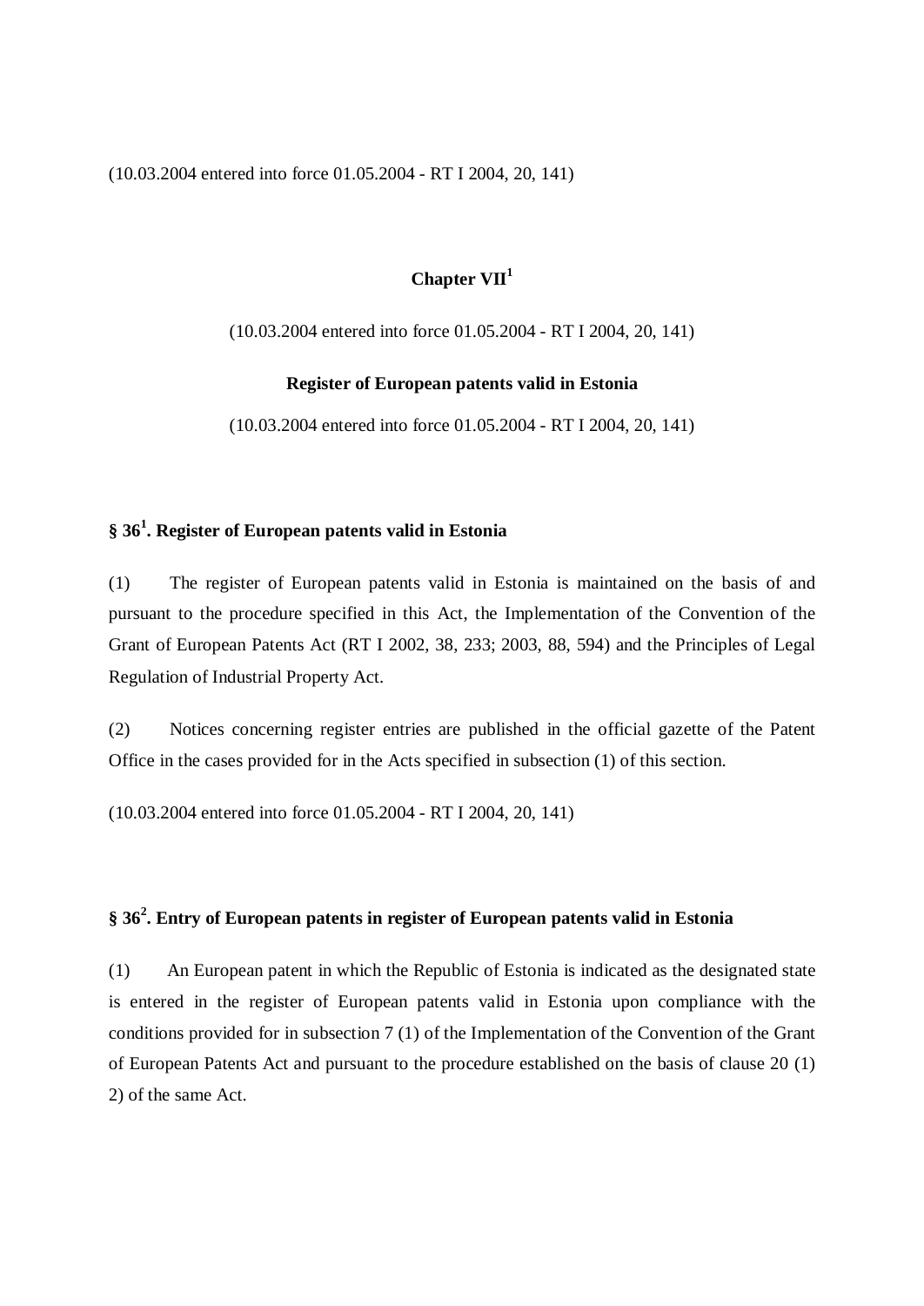(10.03.2004 entered into force 01.05.2004 - RT I 2004, 20, 141)

## Chapter VII[1]

(10.03.2004 entered into force 01.05.2004 - RT I 2004, 20, 141)

**Register of European patents valid in Estonia**

(10.03.2004 entered into force 01.05.2004 - RT I 2004, 20, 141)

### § 36[1]. Register of European patents valid in Estonia

(1) The register of European patents valid in Estonia is maintained on the basis of and pursuant to the procedure specified in this Act, the Implementation of the Convention of the Grant of European Patents Act (RT I 2002, 38, 233; 2003, 88, 594) and the Principles of Legal Regulation of Industrial Property Act.

(2) Notices concerning register entries are published in the official gazette of the Patent Office in the cases provided for in the Acts specified in subsection (1) of this section.

(10.03.2004 entered into force 01.05.2004 - RT I 2004, 20, 141)

### § 36[2]. Entry of European patents in register of European patents valid in Estonia

(1) An European patent in which the Republic of Estonia is indicated as the designated state is entered in the register of European patents valid in Estonia upon compliance with the conditions provided for in subsection 7 (1) of the Implementation of the Convention of the Grant of European Patents Act and pursuant to the procedure established on the basis of clause 20 (1) 2) of the same Act.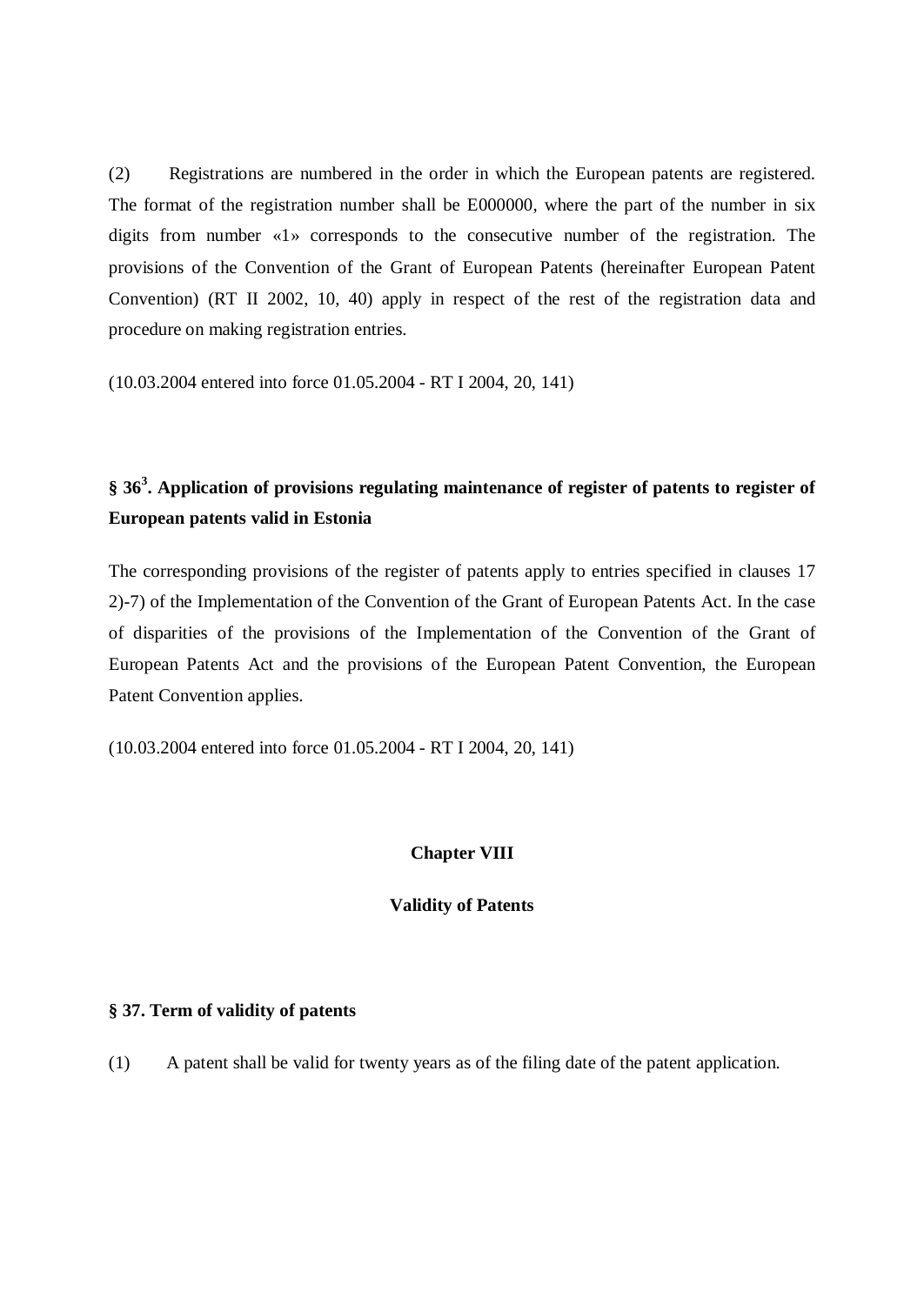(2) Registrations are numbered in the order in which the European patents are registered. The format of the registration number shall be E000000, where the part of the number in six digits from number «1» corresponds to the consecutive number of the registration. The provisions of the Convention of the Grant of European Patents (hereinafter European Patent Convention) (RT II 2002, 10, 40) apply in respect of the rest of the registration data and procedure on making registration entries.

(10.03.2004 entered into force 01.05.2004 - RT I 2004, 20, 141)

### § 36[3]. Application of provisions regulating maintenance of register of patents to register of European patents valid in Estonia

The corresponding provisions of the register of patents apply to entries specified in clauses 17 2)-7) of the Implementation of the Convention of the Grant of European Patents Act. In the case of disparities of the provisions of the Implementation of the Convention of the Grant of European Patents Act and the provisions of the European Patent Convention, the European Patent Convention applies.

(10.03.2004 entered into force 01.05.2004 - RT I 2004, 20, 141)

## Chapter VIII

## Validity of Patents

### § 37. Term of validity of patents

(1) A patent shall be valid for twenty years as of the filing date of the patent application.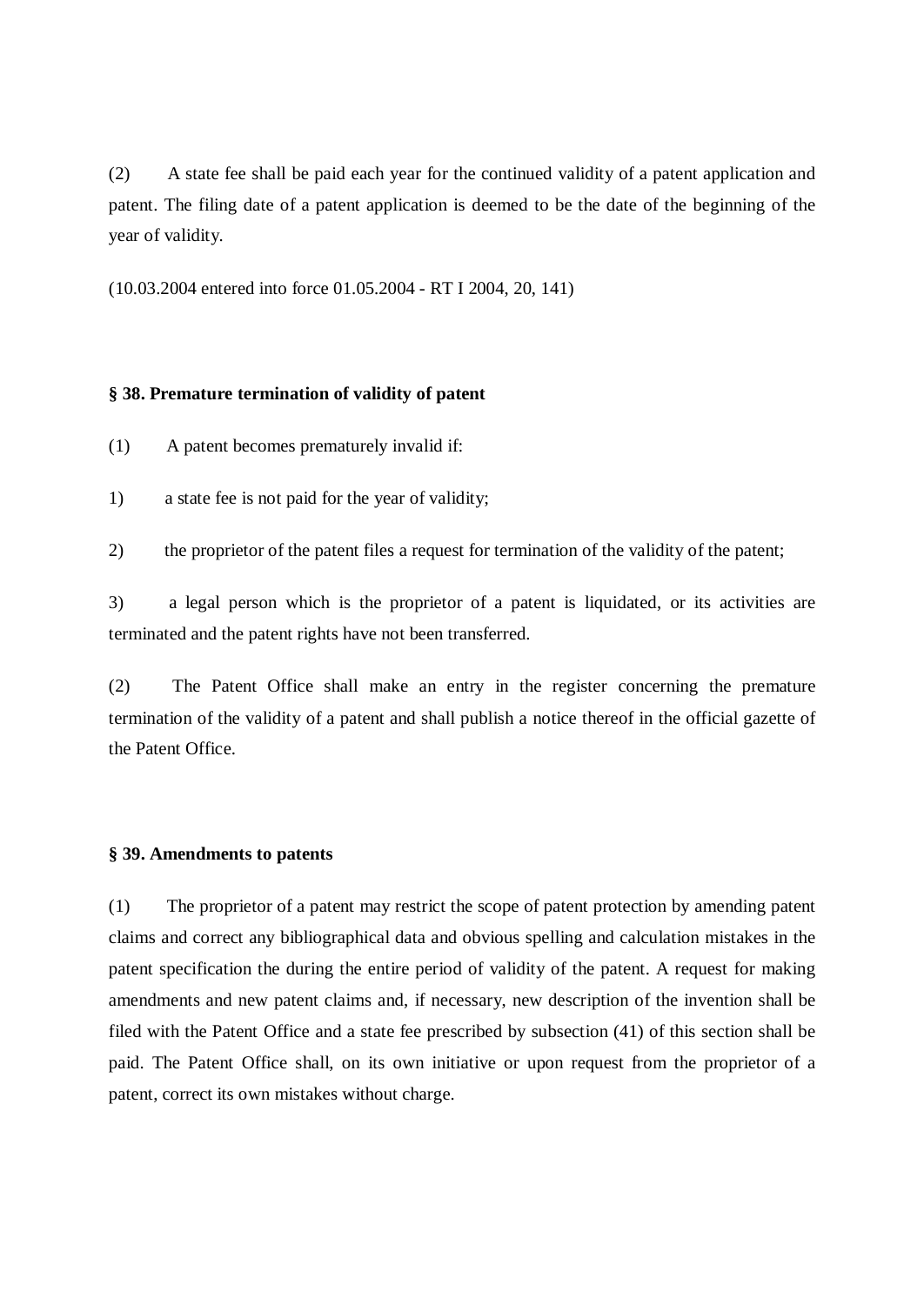(2) A state fee shall be paid each year for the continued validity of a patent application and patent. The filing date of a patent application is deemed to be the date of the beginning of the year of validity.

(10.03.2004 entered into force 01.05.2004 - RT I 2004, 20, 141)

**§ 38. Premature termination of validity of patent**

(1) A patent becomes prematurely invalid if:

1) a state fee is not paid for the year of validity;

2) the proprietor of the patent files a request for termination of the validity of the patent;

3) a legal person which is the proprietor of a patent is liquidated, or its activities are terminated and the patent rights have not been transferred.

(2) The Patent Office shall make an entry in the register concerning the premature termination of the validity of a patent and shall publish a notice thereof in the official gazette of the Patent Office.

**§ 39. Amendments to patents**

(1) The proprietor of a patent may restrict the scope of patent protection by amending patent claims and correct any bibliographical data and obvious spelling and calculation mistakes in the patent specification the during the entire period of validity of the patent. A request for making amendments and new patent claims and, if necessary, new description of the invention shall be filed with the Patent Office and a state fee prescribed by subsection (41) of this section shall be paid. The Patent Office shall, on its own initiative or upon request from the proprietor of a patent, correct its own mistakes without charge.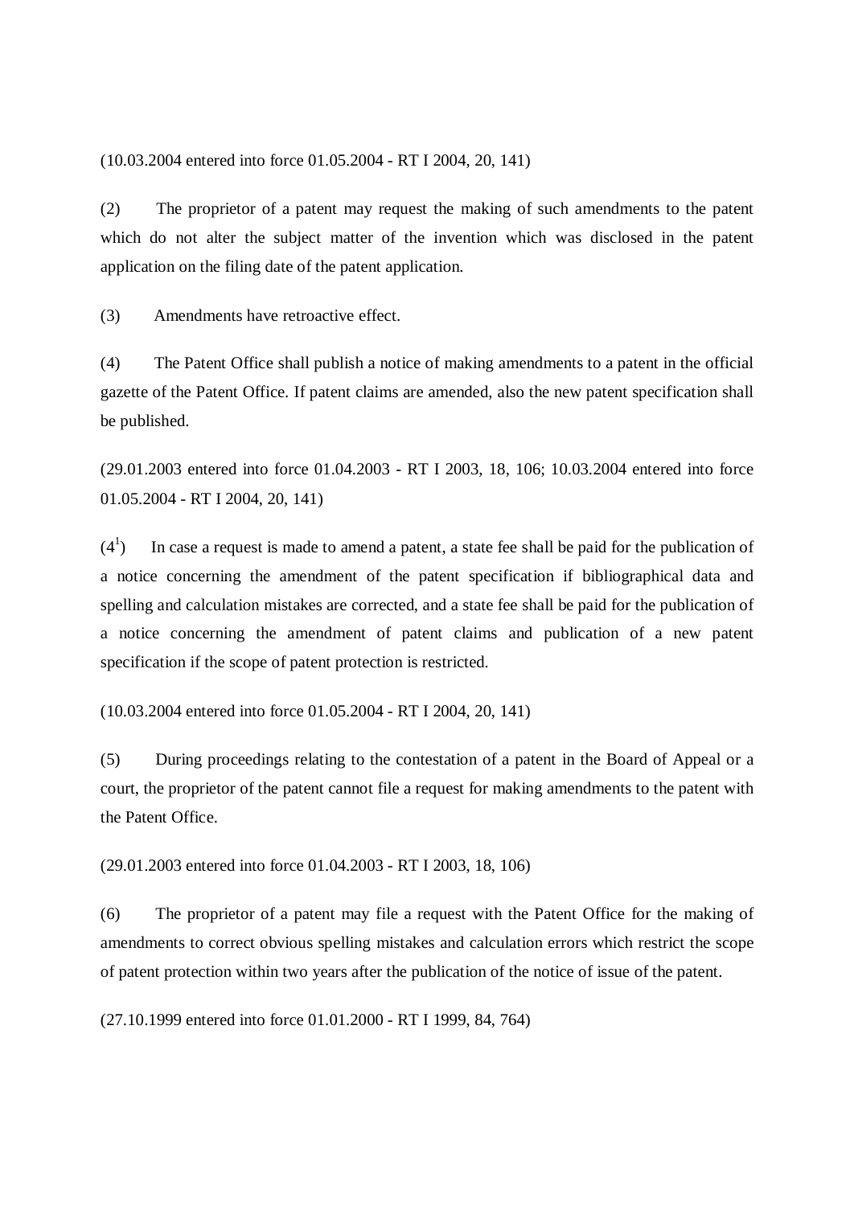(10.03.2004 entered into force 01.05.2004 - RT I 2004, 20, 141)

(2) The proprietor of a patent may request the making of such amendments to the patent which do not alter the subject matter of the invention which was disclosed in the patent application on the filing date of the patent application.

(3) Amendments have retroactive effect.

(4) The Patent Office shall publish a notice of making amendments to a patent in the official gazette of the Patent Office. If patent claims are amended, also the new patent specification shall be published.

(29.01.2003 entered into force 01.04.2003 - RT I 2003, 18, 106; 10.03.2004 entered into force 01.05.2004 - RT I 2004, 20, 141)

($4^1$) In case a request is made to amend a patent, a state fee shall be paid for the publication of a notice concerning the amendment of the patent specification if bibliographical data and spelling and calculation mistakes are corrected, and a state fee shall be paid for the publication of a notice concerning the amendment of patent claims and publication of a new patent specification if the scope of patent protection is restricted.

(10.03.2004 entered into force 01.05.2004 - RT I 2004, 20, 141)

(5) During proceedings relating to the contestation of a patent in the Board of Appeal or a court, the proprietor of the patent cannot file a request for making amendments to the patent with the Patent Office.

(29.01.2003 entered into force 01.04.2003 - RT I 2003, 18, 106)

(6) The proprietor of a patent may file a request with the Patent Office for the making of amendments to correct obvious spelling mistakes and calculation errors which restrict the scope of patent protection within two years after the publication of the notice of issue of the patent.

(27.10.1999 entered into force 01.01.2000 - RT I 1999, 84, 764)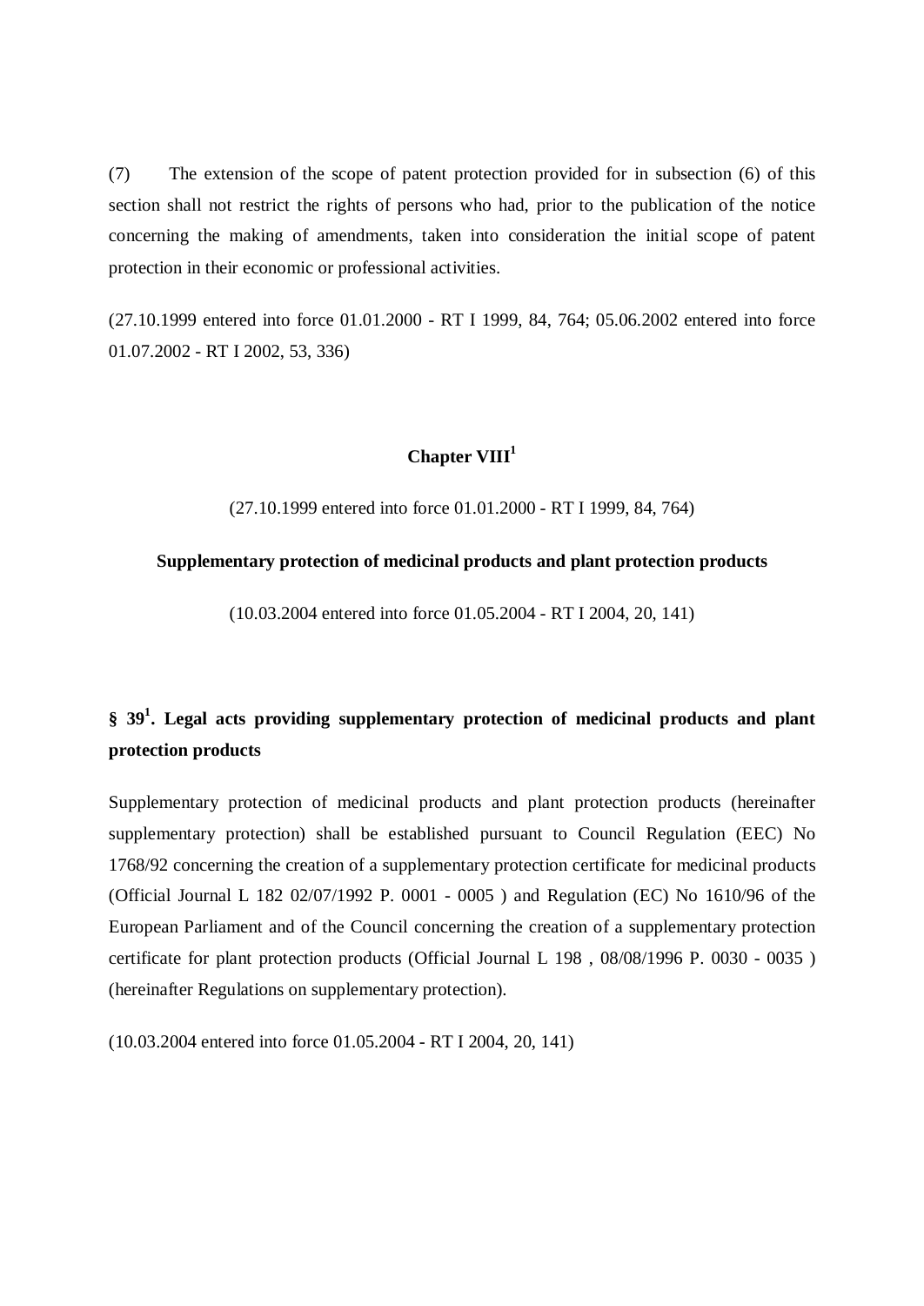(7) The extension of the scope of patent protection provided for in subsection (6) of this section shall not restrict the rights of persons who had, prior to the publication of the notice concerning the making of amendments, taken into consideration the initial scope of patent protection in their economic or professional activities.

(27.10.1999 entered into force 01.01.2000 - RT I 1999, 84, 764; 05.06.2002 entered into force 01.07.2002 - RT I 2002, 53, 336)

## Chapter VIII[1]

(27.10.1999 entered into force 01.01.2000 - RT I 1999, 84, 764)

## Supplementary protection of medicinal products and plant protection products

(10.03.2004 entered into force 01.05.2004 - RT I 2004, 20, 141)

### § 39[1]. Legal acts providing supplementary protection of medicinal products and plant protection products

Supplementary protection of medicinal products and plant protection products (hereinafter supplementary protection) shall be established pursuant to Council Regulation (EEC) No 1768/92 concerning the creation of a supplementary protection certificate for medicinal products (Official Journal L 182 02/07/1992 P. 0001 - 0005 ) and Regulation (EC) No 1610/96 of the European Parliament and of the Council concerning the creation of a supplementary protection certificate for plant protection products (Official Journal L 198 , 08/08/1996 P. 0030 - 0035 ) (hereinafter Regulations on supplementary protection).

(10.03.2004 entered into force 01.05.2004 - RT I 2004, 20, 141)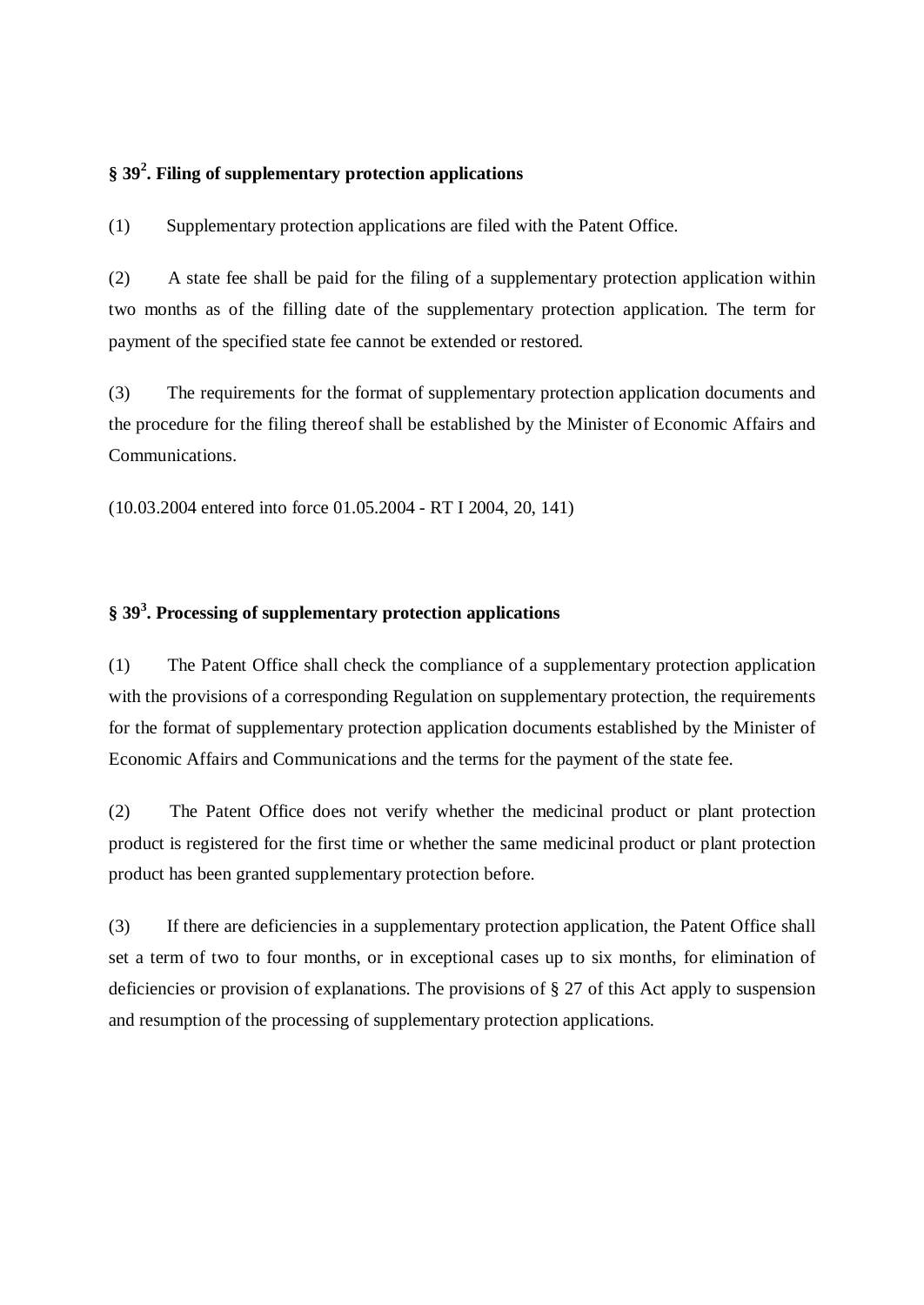## § 39[2]. Filing of supplementary protection applications

(1) Supplementary protection applications are filed with the Patent Office.

(2) A state fee shall be paid for the filing of a supplementary protection application within two months as of the filling date of the supplementary protection application. The term for payment of the specified state fee cannot be extended or restored.

(3) The requirements for the format of supplementary protection application documents and the procedure for the filing thereof shall be established by the Minister of Economic Affairs and Communications.

(10.03.2004 entered into force 01.05.2004 - RT I 2004, 20, 141)

## § 39[3]. Processing of supplementary protection applications

(1) The Patent Office shall check the compliance of a supplementary protection application with the provisions of a corresponding Regulation on supplementary protection, the requirements for the format of supplementary protection application documents established by the Minister of Economic Affairs and Communications and the terms for the payment of the state fee.

(2) The Patent Office does not verify whether the medicinal product or plant protection product is registered for the first time or whether the same medicinal product or plant protection product has been granted supplementary protection before.

(3) If there are deficiencies in a supplementary protection application, the Patent Office shall set a term of two to four months, or in exceptional cases up to six months, for elimination of deficiencies or provision of explanations. The provisions of § 27 of this Act apply to suspension and resumption of the processing of supplementary protection applications.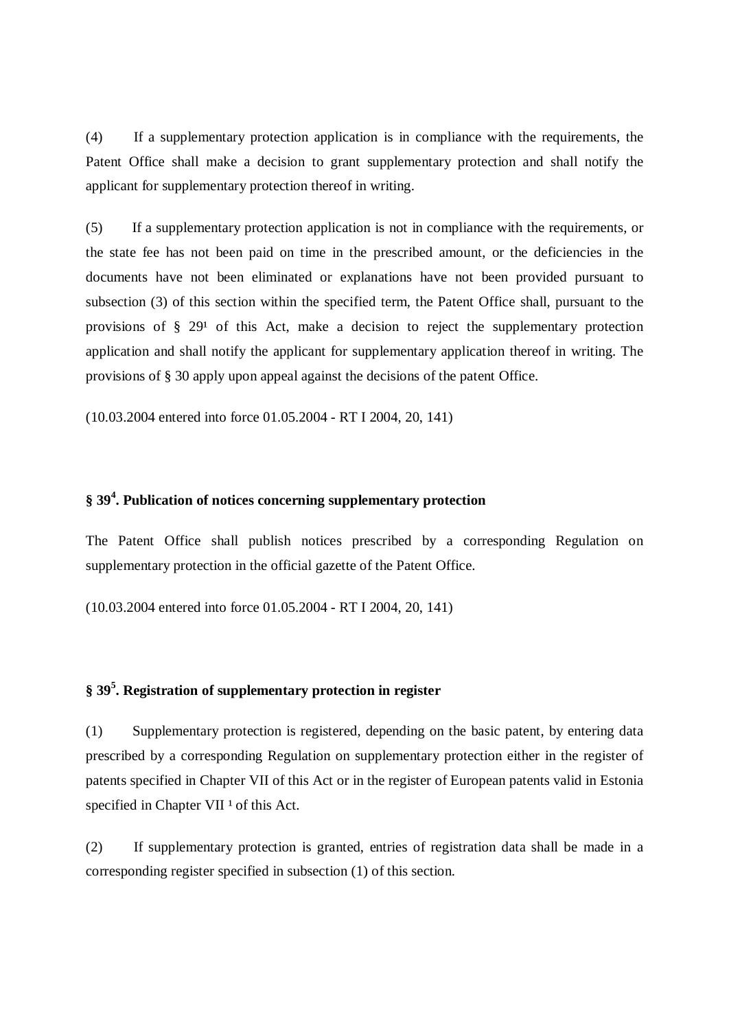(4) If a supplementary protection application is in compliance with the requirements, the Patent Office shall make a decision to grant supplementary protection and shall notify the applicant for supplementary protection thereof in writing.

(5) If a supplementary protection application is not in compliance with the requirements, or the state fee has not been paid on time in the prescribed amount, or the deficiencies in the documents have not been eliminated or explanations have not been provided pursuant to subsection (3) of this section within the specified term, the Patent Office shall, pursuant to the provisions of § 29¹ of this Act, make a decision to reject the supplementary protection application and shall notify the applicant for supplementary application thereof in writing. The provisions of § 30 apply upon appeal against the decisions of the patent Office.

(10.03.2004 entered into force 01.05.2004 - RT I 2004, 20, 141)

### § 39⁴. Publication of notices concerning supplementary protection

The Patent Office shall publish notices prescribed by a corresponding Regulation on supplementary protection in the official gazette of the Patent Office.

(10.03.2004 entered into force 01.05.2004 - RT I 2004, 20, 141)

### § 39⁵. Registration of supplementary protection in register

(1) Supplementary protection is registered, depending on the basic patent, by entering data prescribed by a corresponding Regulation on supplementary protection either in the register of patents specified in Chapter VII of this Act or in the register of European patents valid in Estonia specified in Chapter VII ¹ of this Act.

(2) If supplementary protection is granted, entries of registration data shall be made in a corresponding register specified in subsection (1) of this section.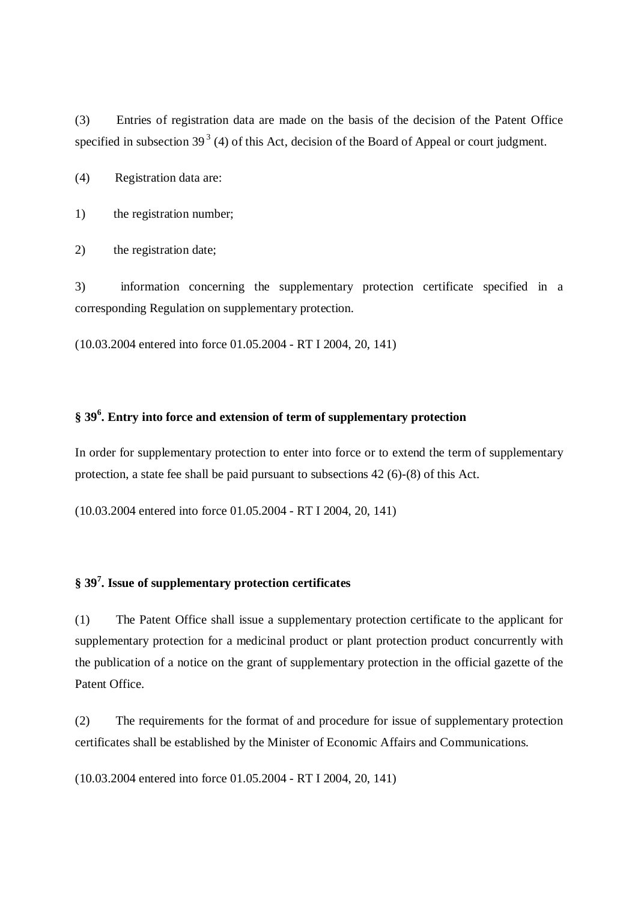(3) Entries of registration data are made on the basis of the decision of the Patent Office specified in subsection 39[3] (4) of this Act, decision of the Board of Appeal or court judgment.

(4) Registration data are:

1) the registration number;

2) the registration date;

3) information concerning the supplementary protection certificate specified in a corresponding Regulation on supplementary protection.

(10.03.2004 entered into force 01.05.2004 - RT I 2004, 20, 141)

### § 39[6]. Entry into force and extension of term of supplementary protection

In order for supplementary protection to enter into force or to extend the term of supplementary protection, a state fee shall be paid pursuant to subsections 42 (6)-(8) of this Act.

(10.03.2004 entered into force 01.05.2004 - RT I 2004, 20, 141)

### § 39[7]. Issue of supplementary protection certificates

(1) The Patent Office shall issue a supplementary protection certificate to the applicant for supplementary protection for a medicinal product or plant protection product concurrently with the publication of a notice on the grant of supplementary protection in the official gazette of the Patent Office.

(2) The requirements for the format of and procedure for issue of supplementary protection certificates shall be established by the Minister of Economic Affairs and Communications.

(10.03.2004 entered into force 01.05.2004 - RT I 2004, 20, 141)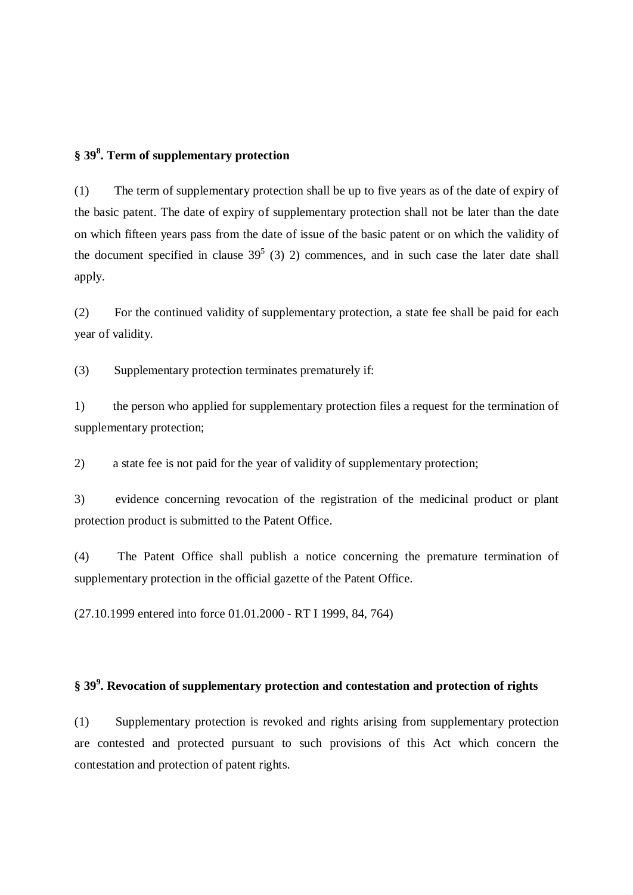## § 39[8]. Term of supplementary protection

(1) The term of supplementary protection shall be up to five years as of the date of expiry of the basic patent. The date of expiry of supplementary protection shall not be later than the date on which fifteen years pass from the date of issue of the basic patent or on which the validity of the document specified in clause 39[5] (3) 2) commences, and in such case the later date shall apply.

(2) For the continued validity of supplementary protection, a state fee shall be paid for each year of validity.

(3) Supplementary protection terminates prematurely if:

1) the person who applied for supplementary protection files a request for the termination of supplementary protection;

2) a state fee is not paid for the year of validity of supplementary protection;

3) evidence concerning revocation of the registration of the medicinal product or plant protection product is submitted to the Patent Office.

(4) The Patent Office shall publish a notice concerning the premature termination of supplementary protection in the official gazette of the Patent Office.

(27.10.1999 entered into force 01.01.2000 - RT I 1999, 84, 764)

## § 39[9]. Revocation of supplementary protection and contestation and protection of rights

(1) Supplementary protection is revoked and rights arising from supplementary protection are contested and protected pursuant to such provisions of this Act which concern the contestation and protection of patent rights.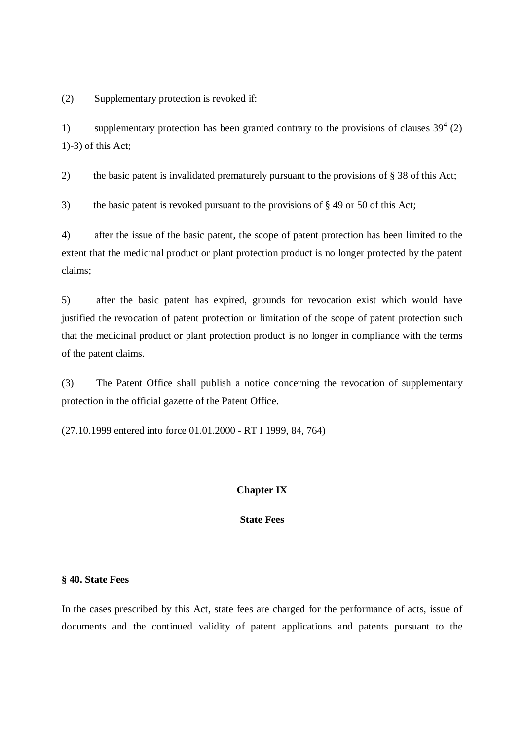(2) Supplementary protection is revoked if:

1) supplementary protection has been granted contrary to the provisions of clauses $39^4$ (2) 1)-3) of this Act;

2) the basic patent is invalidated prematurely pursuant to the provisions of § 38 of this Act;

3) the basic patent is revoked pursuant to the provisions of § 49 or 50 of this Act;

4) after the issue of the basic patent, the scope of patent protection has been limited to the extent that the medicinal product or plant protection product is no longer protected by the patent claims;

5) after the basic patent has expired, grounds for revocation exist which would have justified the revocation of patent protection or limitation of the scope of patent protection such that the medicinal product or plant protection product is no longer in compliance with the terms of the patent claims.

(3) The Patent Office shall publish a notice concerning the revocation of supplementary protection in the official gazette of the Patent Office.

(27.10.1999 entered into force 01.01.2000 - RT I 1999, 84, 764)

## Chapter IX

## State Fees

### § 40. State Fees

In the cases prescribed by this Act, state fees are charged for the performance of acts, issue of documents and the continued validity of patent applications and patents pursuant to the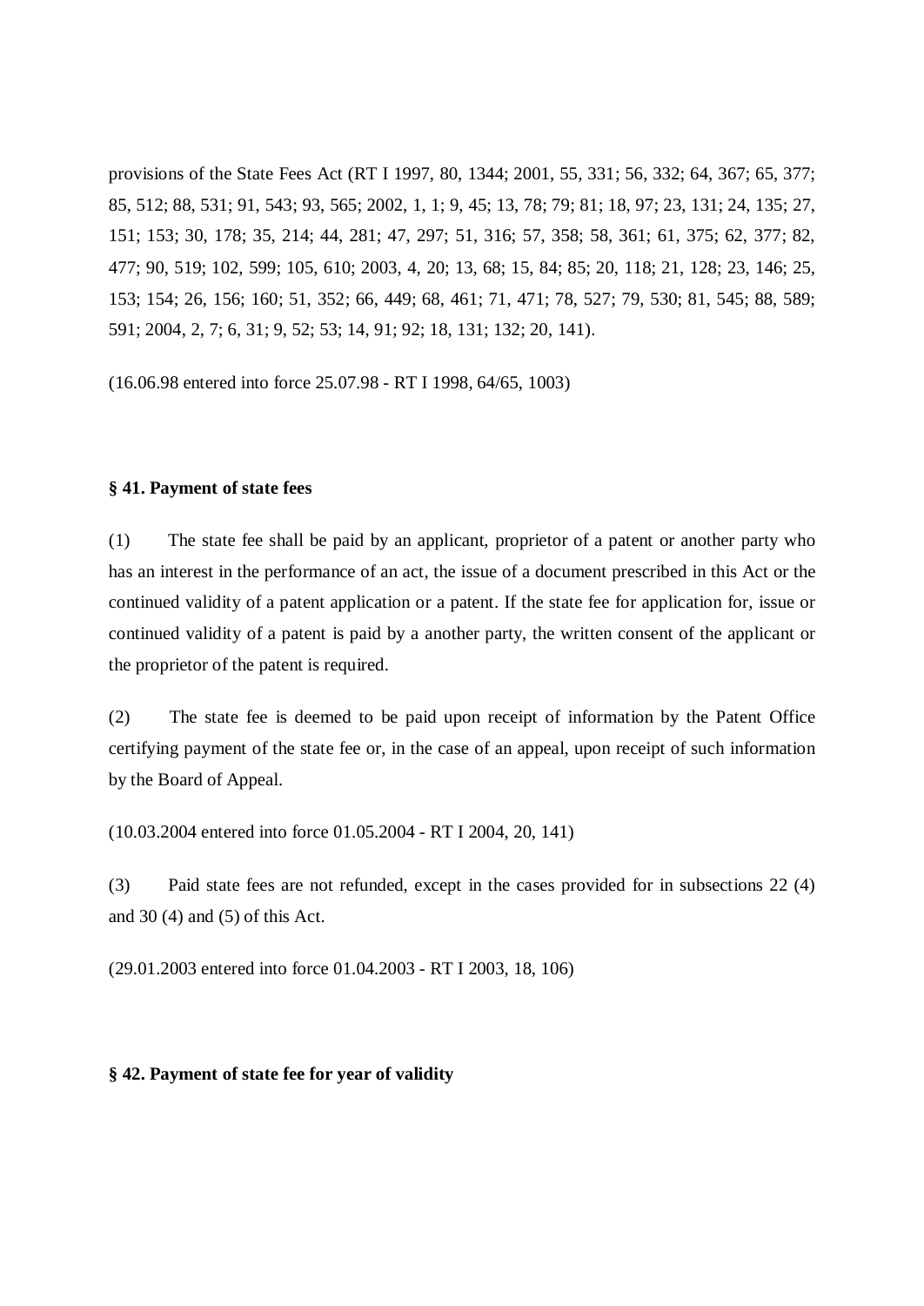provisions of the State Fees Act (RT I 1997, 80, 1344; 2001, 55, 331; 56, 332; 64, 367; 65, 377; 85, 512; 88, 531; 91, 543; 93, 565; 2002, 1, 1; 9, 45; 13, 78; 79; 81; 18, 97; 23, 131; 24, 135; 27, 151; 153; 30, 178; 35, 214; 44, 281; 47, 297; 51, 316; 57, 358; 58, 361; 61, 375; 62, 377; 82, 477; 90, 519; 102, 599; 105, 610; 2003, 4, 20; 13, 68; 15, 84; 85; 20, 118; 21, 128; 23, 146; 25, 153; 154; 26, 156; 160; 51, 352; 66, 449; 68, 461; 71, 471; 78, 527; 79, 530; 81, 545; 88, 589; 591; 2004, 2, 7; 6, 31; 9, 52; 53; 14, 91; 92; 18, 131; 132; 20, 141).

(16.06.98 entered into force 25.07.98 - RT I 1998, 64/65, 1003)

**§ 41. Payment of state fees**

(1) The state fee shall be paid by an applicant, proprietor of a patent or another party who has an interest in the performance of an act, the issue of a document prescribed in this Act or the continued validity of a patent application or a patent. If the state fee for application for, issue or continued validity of a patent is paid by a another party, the written consent of the applicant or the proprietor of the patent is required.

(2) The state fee is deemed to be paid upon receipt of information by the Patent Office certifying payment of the state fee or, in the case of an appeal, upon receipt of such information by the Board of Appeal.

(10.03.2004 entered into force 01.05.2004 - RT I 2004, 20, 141)

(3) Paid state fees are not refunded, except in the cases provided for in subsections 22 (4) and 30 (4) and (5) of this Act.

(29.01.2003 entered into force 01.04.2003 - RT I 2003, 18, 106)

**§ 42. Payment of state fee for year of validity**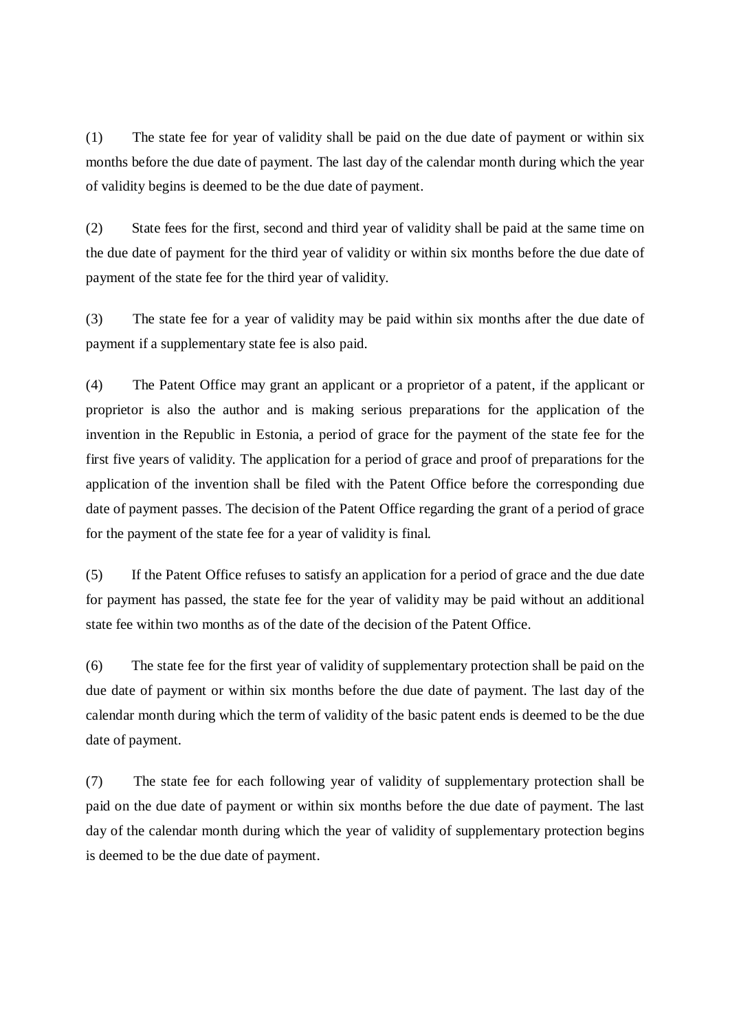(1) The state fee for year of validity shall be paid on the due date of payment or within six months before the due date of payment. The last day of the calendar month during which the year of validity begins is deemed to be the due date of payment.

(2) State fees for the first, second and third year of validity shall be paid at the same time on the due date of payment for the third year of validity or within six months before the due date of payment of the state fee for the third year of validity.

(3) The state fee for a year of validity may be paid within six months after the due date of payment if a supplementary state fee is also paid.

(4) The Patent Office may grant an applicant or a proprietor of a patent, if the applicant or proprietor is also the author and is making serious preparations for the application of the invention in the Republic in Estonia, a period of grace for the payment of the state fee for the first five years of validity. The application for a period of grace and proof of preparations for the application of the invention shall be filed with the Patent Office before the corresponding due date of payment passes. The decision of the Patent Office regarding the grant of a period of grace for the payment of the state fee for a year of validity is final.

(5) If the Patent Office refuses to satisfy an application for a period of grace and the due date for payment has passed, the state fee for the year of validity may be paid without an additional state fee within two months as of the date of the decision of the Patent Office.

(6) The state fee for the first year of validity of supplementary protection shall be paid on the due date of payment or within six months before the due date of payment. The last day of the calendar month during which the term of validity of the basic patent ends is deemed to be the due date of payment.

(7) The state fee for each following year of validity of supplementary protection shall be paid on the due date of payment or within six months before the due date of payment. The last day of the calendar month during which the year of validity of supplementary protection begins is deemed to be the due date of payment.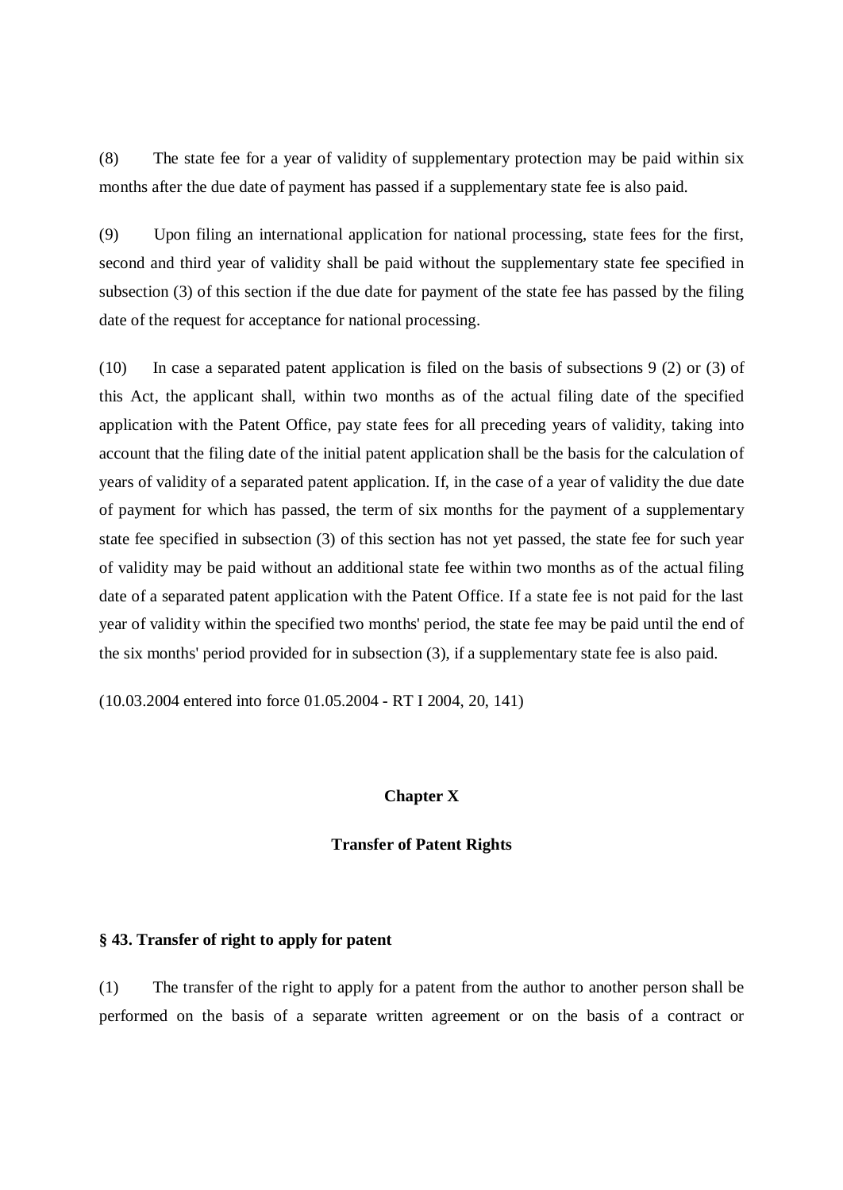(8) The state fee for a year of validity of supplementary protection may be paid within six months after the due date of payment has passed if a supplementary state fee is also paid.

(9) Upon filing an international application for national processing, state fees for the first, second and third year of validity shall be paid without the supplementary state fee specified in subsection (3) of this section if the due date for payment of the state fee has passed by the filing date of the request for acceptance for national processing.

(10) In case a separated patent application is filed on the basis of subsections 9 (2) or (3) of this Act, the applicant shall, within two months as of the actual filing date of the specified application with the Patent Office, pay state fees for all preceding years of validity, taking into account that the filing date of the initial patent application shall be the basis for the calculation of years of validity of a separated patent application. If, in the case of a year of validity the due date of payment for which has passed, the term of six months for the payment of a supplementary state fee specified in subsection (3) of this section has not yet passed, the state fee for such year of validity may be paid without an additional state fee within two months as of the actual filing date of a separated patent application with the Patent Office. If a state fee is not paid for the last year of validity within the specified two months' period, the state fee may be paid until the end of the six months' period provided for in subsection (3), if a supplementary state fee is also paid.

(10.03.2004 entered into force 01.05.2004 - RT I 2004, 20, 141)

## Chapter X

## Transfer of Patent Rights

### § 43. Transfer of right to apply for patent

(1) The transfer of the right to apply for a patent from the author to another person shall be performed on the basis of a separate written agreement or on the basis of a contract or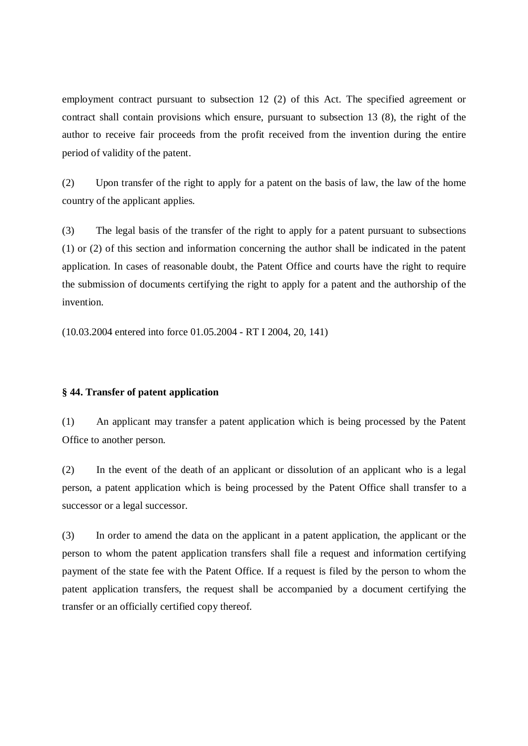employment contract pursuant to subsection 12 (2) of this Act. The specified agreement or contract shall contain provisions which ensure, pursuant to subsection 13 (8), the right of the author to receive fair proceeds from the profit received from the invention during the entire period of validity of the patent.

(2) Upon transfer of the right to apply for a patent on the basis of law, the law of the home country of the applicant applies.

(3) The legal basis of the transfer of the right to apply for a patent pursuant to subsections (1) or (2) of this section and information concerning the author shall be indicated in the patent application. In cases of reasonable doubt, the Patent Office and courts have the right to require the submission of documents certifying the right to apply for a patent and the authorship of the invention.

(10.03.2004 entered into force 01.05.2004 - RT I 2004, 20, 141)

**§ 44. Transfer of patent application**

(1) An applicant may transfer a patent application which is being processed by the Patent Office to another person.

(2) In the event of the death of an applicant or dissolution of an applicant who is a legal person, a patent application which is being processed by the Patent Office shall transfer to a successor or a legal successor.

(3) In order to amend the data on the applicant in a patent application, the applicant or the person to whom the patent application transfers shall file a request and information certifying payment of the state fee with the Patent Office. If a request is filed by the person to whom the patent application transfers, the request shall be accompanied by a document certifying the transfer or an officially certified copy thereof.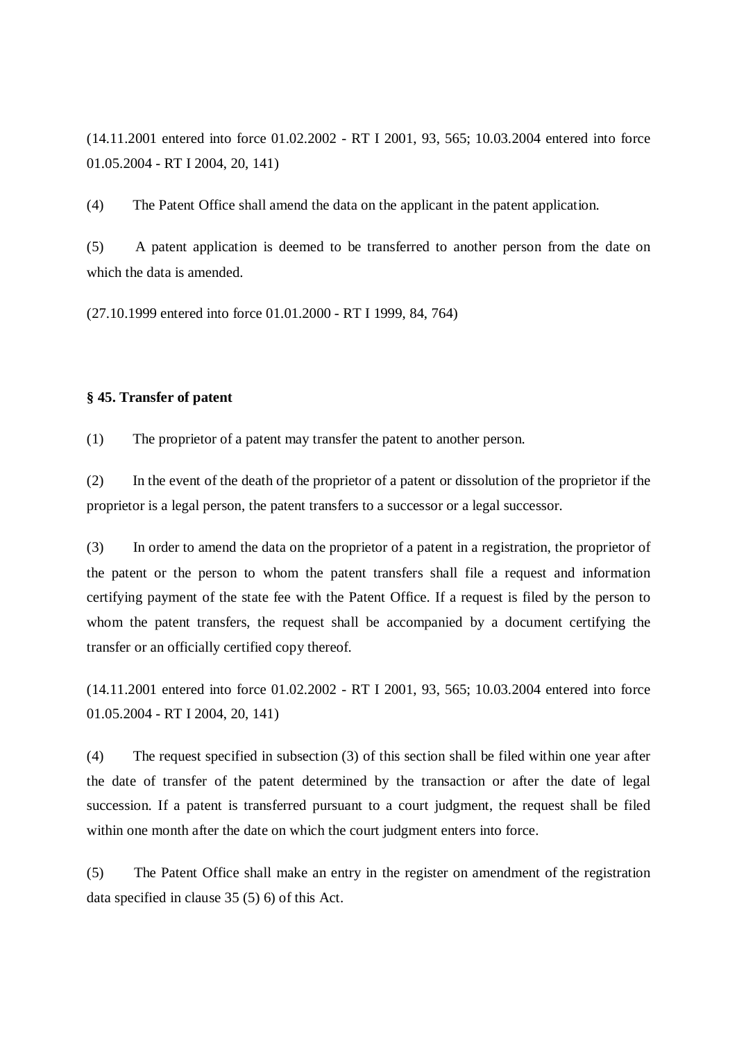(14.11.2001 entered into force 01.02.2002 - RT I 2001, 93, 565; 10.03.2004 entered into force 01.05.2004 - RT I 2004, 20, 141)

(4) The Patent Office shall amend the data on the applicant in the patent application.

(5) A patent application is deemed to be transferred to another person from the date on which the data is amended.

(27.10.1999 entered into force 01.01.2000 - RT I 1999, 84, 764)

**§ 45. Transfer of patent**

(1) The proprietor of a patent may transfer the patent to another person.

(2) In the event of the death of the proprietor of a patent or dissolution of the proprietor if the proprietor is a legal person, the patent transfers to a successor or a legal successor.

(3) In order to amend the data on the proprietor of a patent in a registration, the proprietor of the patent or the person to whom the patent transfers shall file a request and information certifying payment of the state fee with the Patent Office. If a request is filed by the person to whom the patent transfers, the request shall be accompanied by a document certifying the transfer or an officially certified copy thereof.

(14.11.2001 entered into force 01.02.2002 - RT I 2001, 93, 565; 10.03.2004 entered into force 01.05.2004 - RT I 2004, 20, 141)

(4) The request specified in subsection (3) of this section shall be filed within one year after the date of transfer of the patent determined by the transaction or after the date of legal succession. If a patent is transferred pursuant to a court judgment, the request shall be filed within one month after the date on which the court judgment enters into force.

(5) The Patent Office shall make an entry in the register on amendment of the registration data specified in clause 35 (5) 6) of this Act.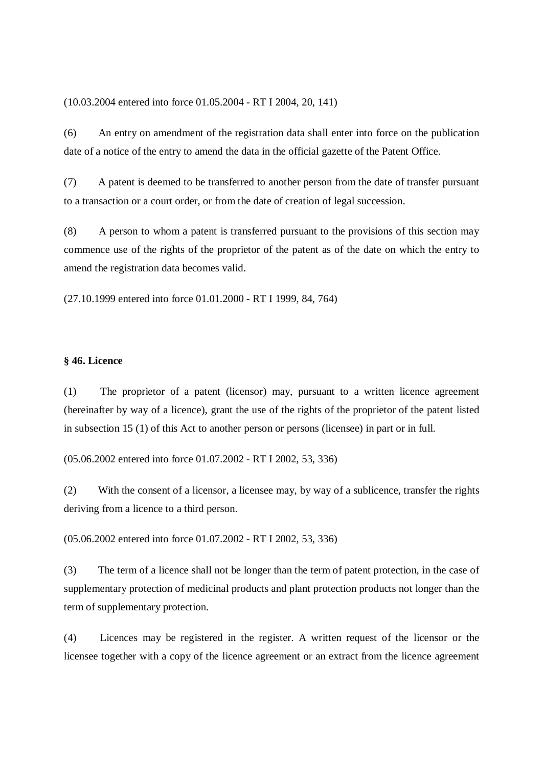(10.03.2004 entered into force 01.05.2004 - RT I 2004, 20, 141)

(6) An entry on amendment of the registration data shall enter into force on the publication date of a notice of the entry to amend the data in the official gazette of the Patent Office.

(7) A patent is deemed to be transferred to another person from the date of transfer pursuant to a transaction or a court order, or from the date of creation of legal succession.

(8) A person to whom a patent is transferred pursuant to the provisions of this section may commence use of the rights of the proprietor of the patent as of the date on which the entry to amend the registration data becomes valid.

(27.10.1999 entered into force 01.01.2000 - RT I 1999, 84, 764)

**§ 46. Licence**

(1) The proprietor of a patent (licensor) may, pursuant to a written licence agreement (hereinafter by way of a licence), grant the use of the rights of the proprietor of the patent listed in subsection 15 (1) of this Act to another person or persons (licensee) in part or in full.

(05.06.2002 entered into force 01.07.2002 - RT I 2002, 53, 336)

(2) With the consent of a licensor, a licensee may, by way of a sublicence, transfer the rights deriving from a licence to a third person.

(05.06.2002 entered into force 01.07.2002 - RT I 2002, 53, 336)

(3) The term of a licence shall not be longer than the term of patent protection, in the case of supplementary protection of medicinal products and plant protection products not longer than the term of supplementary protection.

(4) Licences may be registered in the register. A written request of the licensor or the licensee together with a copy of the licence agreement or an extract from the licence agreement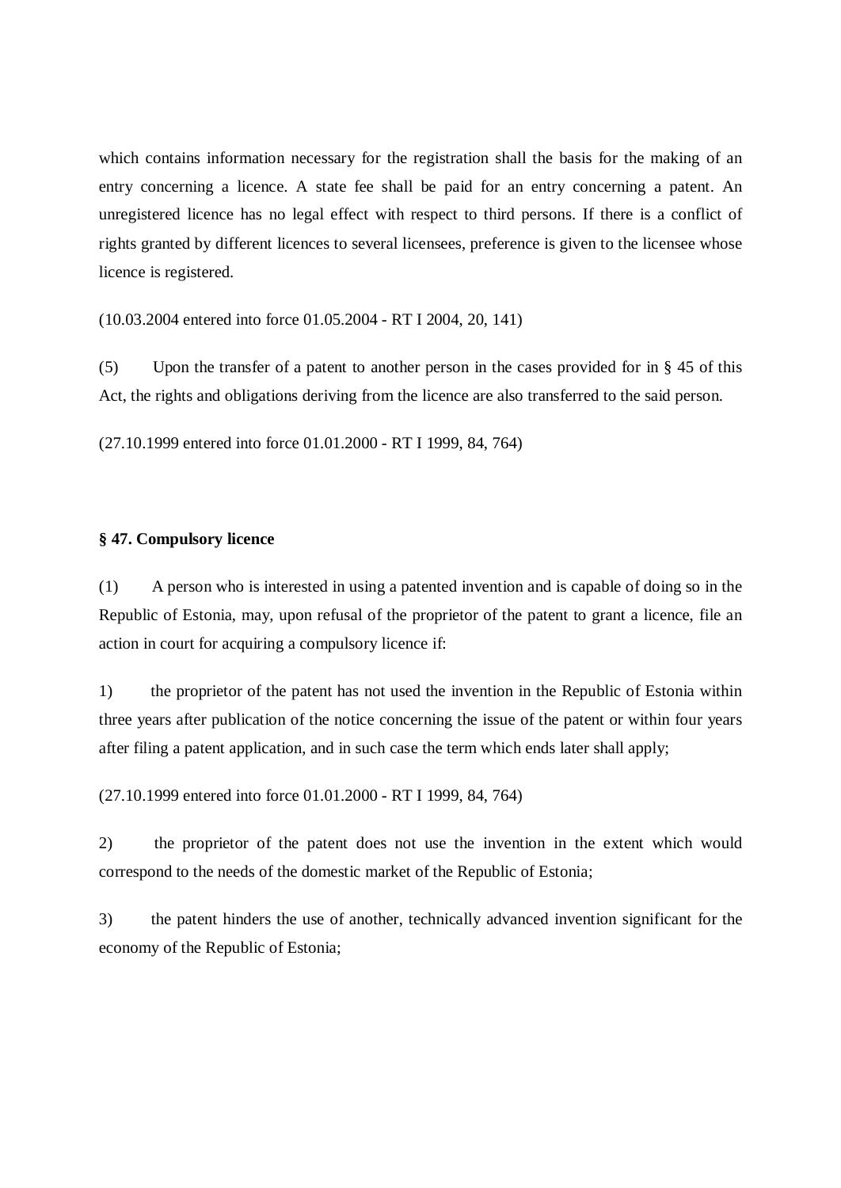which contains information necessary for the registration shall the basis for the making of an entry concerning a licence. A state fee shall be paid for an entry concerning a patent. An unregistered licence has no legal effect with respect to third persons. If there is a conflict of rights granted by different licences to several licensees, preference is given to the licensee whose licence is registered.

(10.03.2004 entered into force 01.05.2004 - RT I 2004, 20, 141)

(5) Upon the transfer of a patent to another person in the cases provided for in § 45 of this Act, the rights and obligations deriving from the licence are also transferred to the said person.

(27.10.1999 entered into force 01.01.2000 - RT I 1999, 84, 764)

**§ 47. Compulsory licence**

(1) A person who is interested in using a patented invention and is capable of doing so in the Republic of Estonia, may, upon refusal of the proprietor of the patent to grant a licence, file an action in court for acquiring a compulsory licence if:

1) the proprietor of the patent has not used the invention in the Republic of Estonia within three years after publication of the notice concerning the issue of the patent or within four years after filing a patent application, and in such case the term which ends later shall apply;

(27.10.1999 entered into force 01.01.2000 - RT I 1999, 84, 764)

2) the proprietor of the patent does not use the invention in the extent which would correspond to the needs of the domestic market of the Republic of Estonia;

3) the patent hinders the use of another, technically advanced invention significant for the economy of the Republic of Estonia;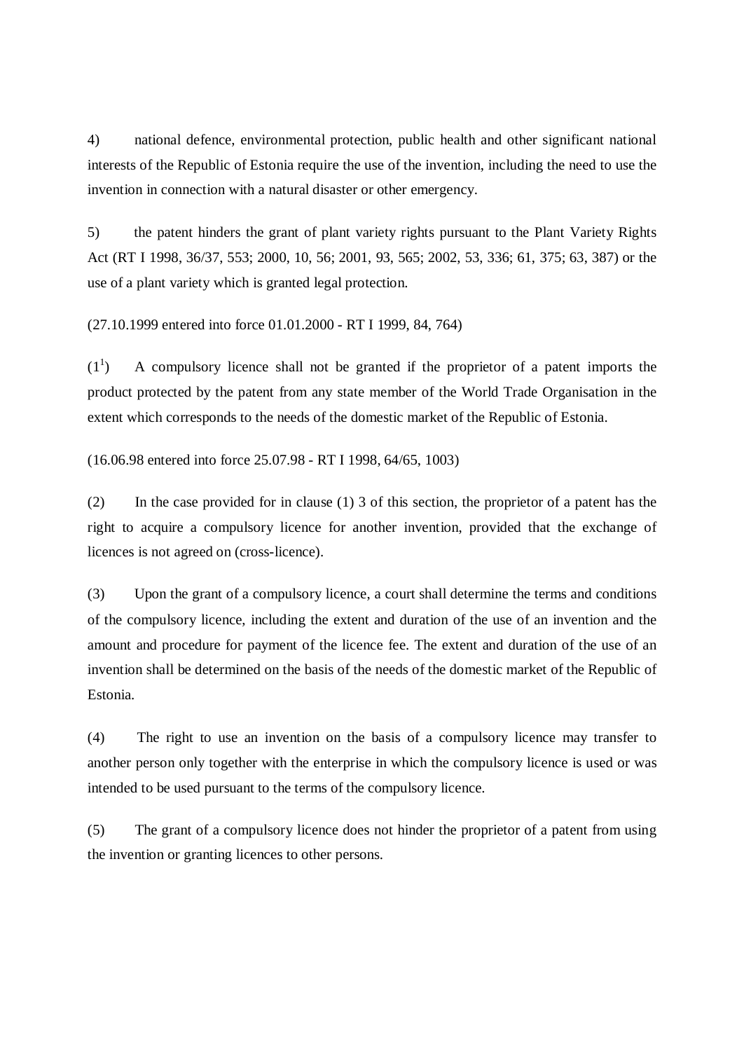4) national defence, environmental protection, public health and other significant national interests of the Republic of Estonia require the use of the invention, including the need to use the invention in connection with a natural disaster or other emergency.

5) the patent hinders the grant of plant variety rights pursuant to the Plant Variety Rights Act (RT I 1998, 36/37, 553; 2000, 10, 56; 2001, 93, 565; 2002, 53, 336; 61, 375; 63, 387) or the use of a plant variety which is granted legal protection.

(27.10.1999 entered into force 01.01.2000 - RT I 1999, 84, 764)

($1^1$) A compulsory licence shall not be granted if the proprietor of a patent imports the product protected by the patent from any state member of the World Trade Organisation in the extent which corresponds to the needs of the domestic market of the Republic of Estonia.

(16.06.98 entered into force 25.07.98 - RT I 1998, 64/65, 1003)

(2) In the case provided for in clause (1) 3 of this section, the proprietor of a patent has the right to acquire a compulsory licence for another invention, provided that the exchange of licences is not agreed on (cross-licence).

(3) Upon the grant of a compulsory licence, a court shall determine the terms and conditions of the compulsory licence, including the extent and duration of the use of an invention and the amount and procedure for payment of the licence fee. The extent and duration of the use of an invention shall be determined on the basis of the needs of the domestic market of the Republic of Estonia.

(4) The right to use an invention on the basis of a compulsory licence may transfer to another person only together with the enterprise in which the compulsory licence is used or was intended to be used pursuant to the terms of the compulsory licence.

(5) The grant of a compulsory licence does not hinder the proprietor of a patent from using the invention or granting licences to other persons.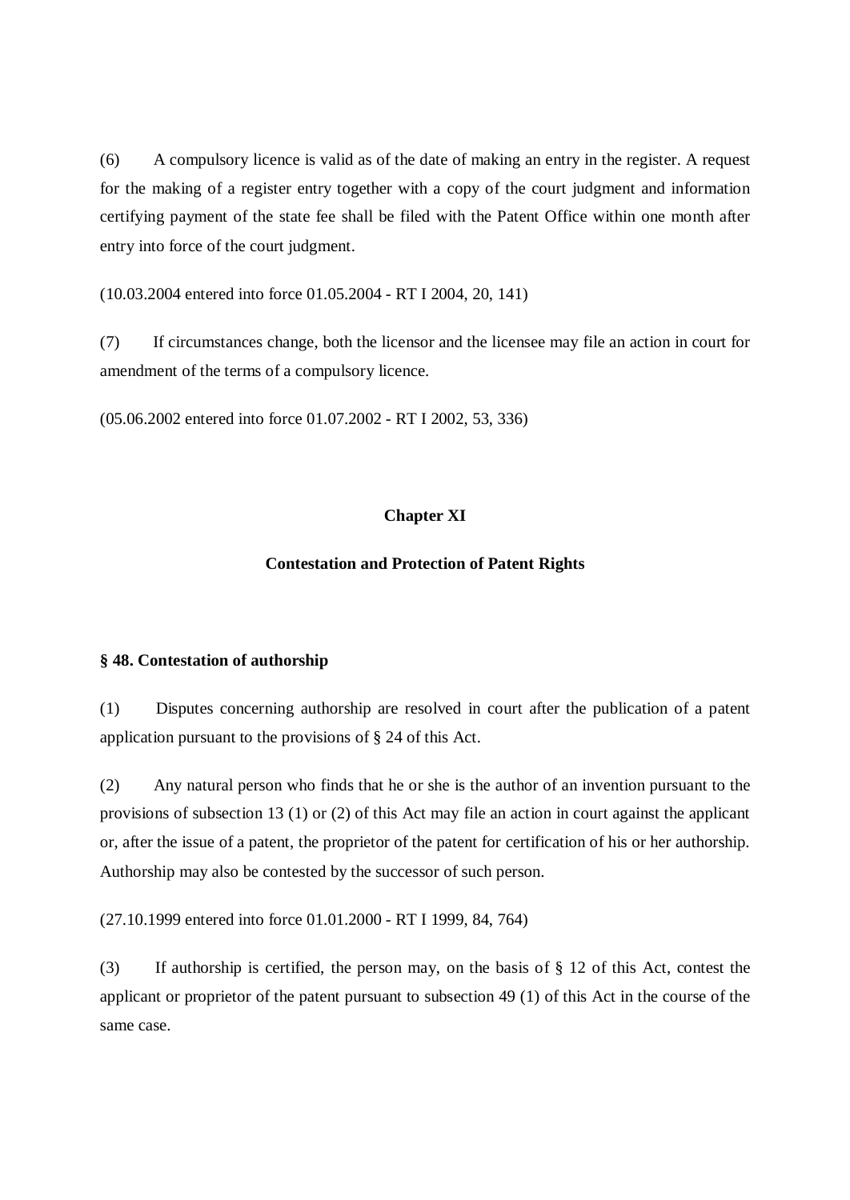(6) A compulsory licence is valid as of the date of making an entry in the register. A request for the making of a register entry together with a copy of the court judgment and information certifying payment of the state fee shall be filed with the Patent Office within one month after entry into force of the court judgment.

(10.03.2004 entered into force 01.05.2004 - RT I 2004, 20, 141)

(7) If circumstances change, both the licensor and the licensee may file an action in court for amendment of the terms of a compulsory licence.

(05.06.2002 entered into force 01.07.2002 - RT I 2002, 53, 336)

## Chapter XI

## Contestation and Protection of Patent Rights

### § 48. Contestation of authorship

(1) Disputes concerning authorship are resolved in court after the publication of a patent application pursuant to the provisions of § 24 of this Act.

(2) Any natural person who finds that he or she is the author of an invention pursuant to the provisions of subsection 13 (1) or (2) of this Act may file an action in court against the applicant or, after the issue of a patent, the proprietor of the patent for certification of his or her authorship. Authorship may also be contested by the successor of such person.

(27.10.1999 entered into force 01.01.2000 - RT I 1999, 84, 764)

(3) If authorship is certified, the person may, on the basis of § 12 of this Act, contest the applicant or proprietor of the patent pursuant to subsection 49 (1) of this Act in the course of the same case.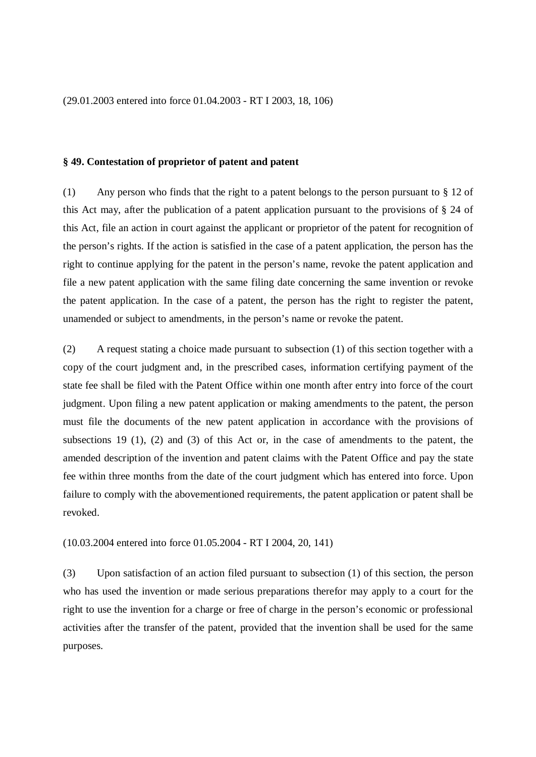(29.01.2003 entered into force 01.04.2003 - RT I 2003, 18, 106)

**§ 49. Contestation of proprietor of patent and patent**

(1) Any person who finds that the right to a patent belongs to the person pursuant to § 12 of this Act may, after the publication of a patent application pursuant to the provisions of § 24 of this Act, file an action in court against the applicant or proprietor of the patent for recognition of the person's rights. If the action is satisfied in the case of a patent application, the person has the right to continue applying for the patent in the person's name, revoke the patent application and file a new patent application with the same filing date concerning the same invention or revoke the patent application. In the case of a patent, the person has the right to register the patent, unamended or subject to amendments, in the person's name or revoke the patent.

(2) A request stating a choice made pursuant to subsection (1) of this section together with a copy of the court judgment and, in the prescribed cases, information certifying payment of the state fee shall be filed with the Patent Office within one month after entry into force of the court judgment. Upon filing a new patent application or making amendments to the patent, the person must file the documents of the new patent application in accordance with the provisions of subsections 19 (1), (2) and (3) of this Act or, in the case of amendments to the patent, the amended description of the invention and patent claims with the Patent Office and pay the state fee within three months from the date of the court judgment which has entered into force. Upon failure to comply with the abovementioned requirements, the patent application or patent shall be revoked.

(10.03.2004 entered into force 01.05.2004 - RT I 2004, 20, 141)

(3) Upon satisfaction of an action filed pursuant to subsection (1) of this section, the person who has used the invention or made serious preparations therefor may apply to a court for the right to use the invention for a charge or free of charge in the person's economic or professional activities after the transfer of the patent, provided that the invention shall be used for the same purposes.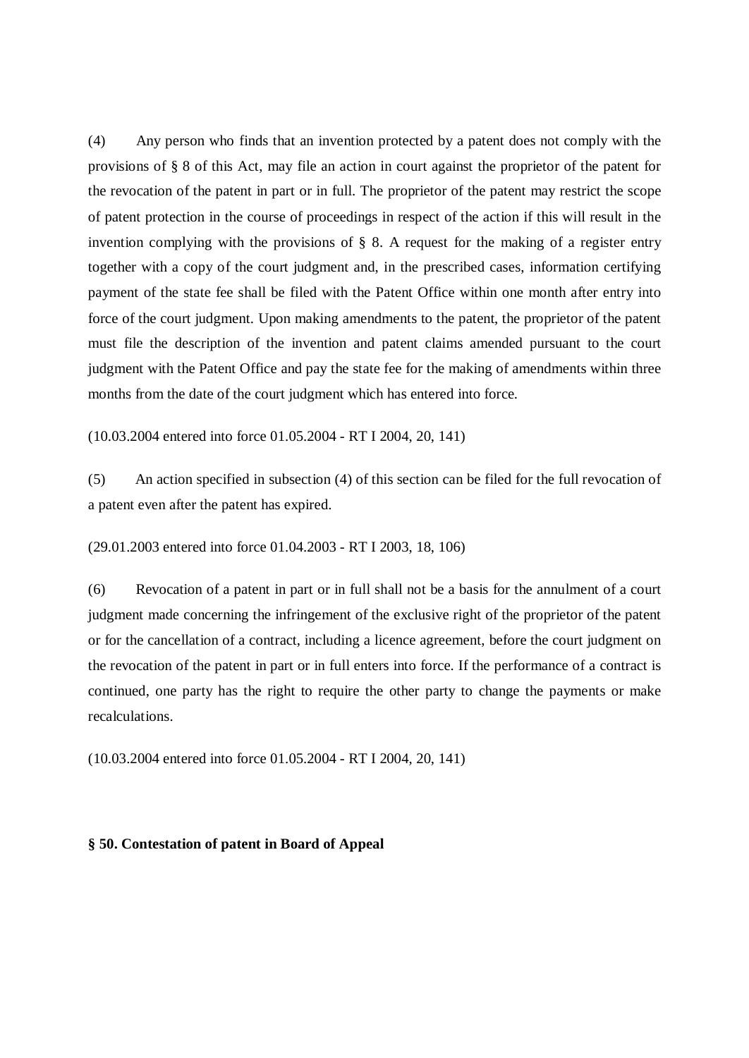(4) Any person who finds that an invention protected by a patent does not comply with the provisions of § 8 of this Act, may file an action in court against the proprietor of the patent for the revocation of the patent in part or in full. The proprietor of the patent may restrict the scope of patent protection in the course of proceedings in respect of the action if this will result in the invention complying with the provisions of § 8. A request for the making of a register entry together with a copy of the court judgment and, in the prescribed cases, information certifying payment of the state fee shall be filed with the Patent Office within one month after entry into force of the court judgment. Upon making amendments to the patent, the proprietor of the patent must file the description of the invention and patent claims amended pursuant to the court judgment with the Patent Office and pay the state fee for the making of amendments within three months from the date of the court judgment which has entered into force.

(10.03.2004 entered into force 01.05.2004 - RT I 2004, 20, 141)

(5) An action specified in subsection (4) of this section can be filed for the full revocation of a patent even after the patent has expired.

(29.01.2003 entered into force 01.04.2003 - RT I 2003, 18, 106)

(6) Revocation of a patent in part or in full shall not be a basis for the annulment of a court judgment made concerning the infringement of the exclusive right of the proprietor of the patent or for the cancellation of a contract, including a licence agreement, before the court judgment on the revocation of the patent in part or in full enters into force. If the performance of a contract is continued, one party has the right to require the other party to change the payments or make recalculations.

(10.03.2004 entered into force 01.05.2004 - RT I 2004, 20, 141)

**§ 50. Contestation of patent in Board of Appeal**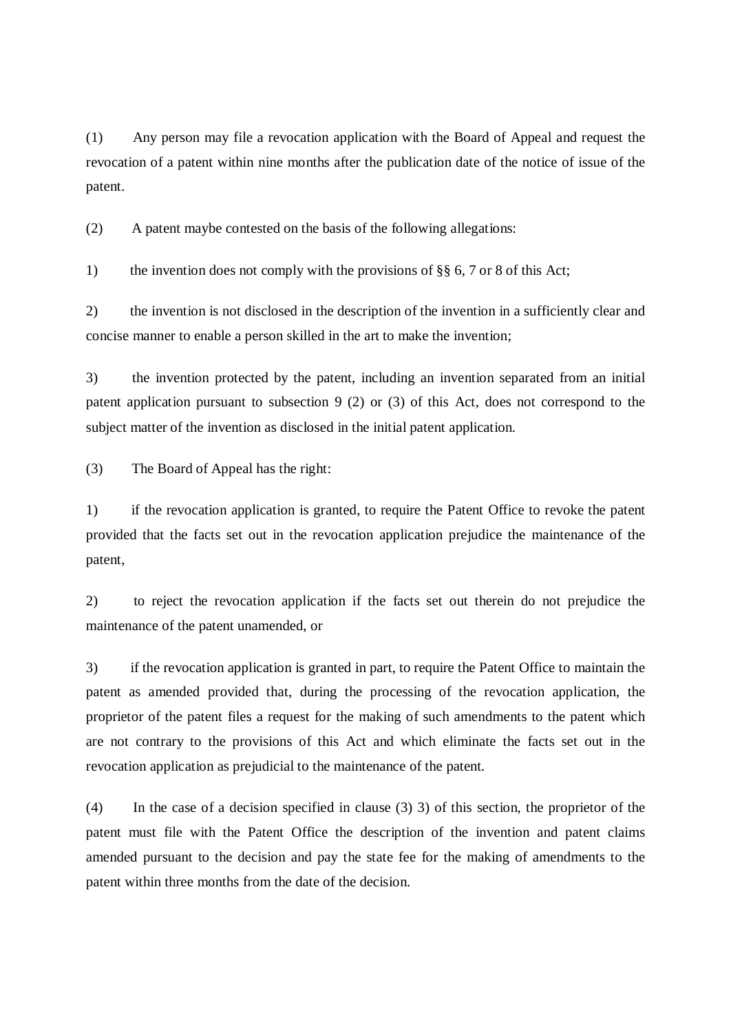(1) Any person may file a revocation application with the Board of Appeal and request the revocation of a patent within nine months after the publication date of the notice of issue of the patent.

(2) A patent maybe contested on the basis of the following allegations:

1) the invention does not comply with the provisions of §§ 6, 7 or 8 of this Act;

2) the invention is not disclosed in the description of the invention in a sufficiently clear and concise manner to enable a person skilled in the art to make the invention;

3) the invention protected by the patent, including an invention separated from an initial patent application pursuant to subsection 9 (2) or (3) of this Act, does not correspond to the subject matter of the invention as disclosed in the initial patent application.

(3) The Board of Appeal has the right:

1) if the revocation application is granted, to require the Patent Office to revoke the patent provided that the facts set out in the revocation application prejudice the maintenance of the patent,

2) to reject the revocation application if the facts set out therein do not prejudice the maintenance of the patent unamended, or

3) if the revocation application is granted in part, to require the Patent Office to maintain the patent as amended provided that, during the processing of the revocation application, the proprietor of the patent files a request for the making of such amendments to the patent which are not contrary to the provisions of this Act and which eliminate the facts set out in the revocation application as prejudicial to the maintenance of the patent.

(4) In the case of a decision specified in clause (3) 3) of this section, the proprietor of the patent must file with the Patent Office the description of the invention and patent claims amended pursuant to the decision and pay the state fee for the making of amendments to the patent within three months from the date of the decision.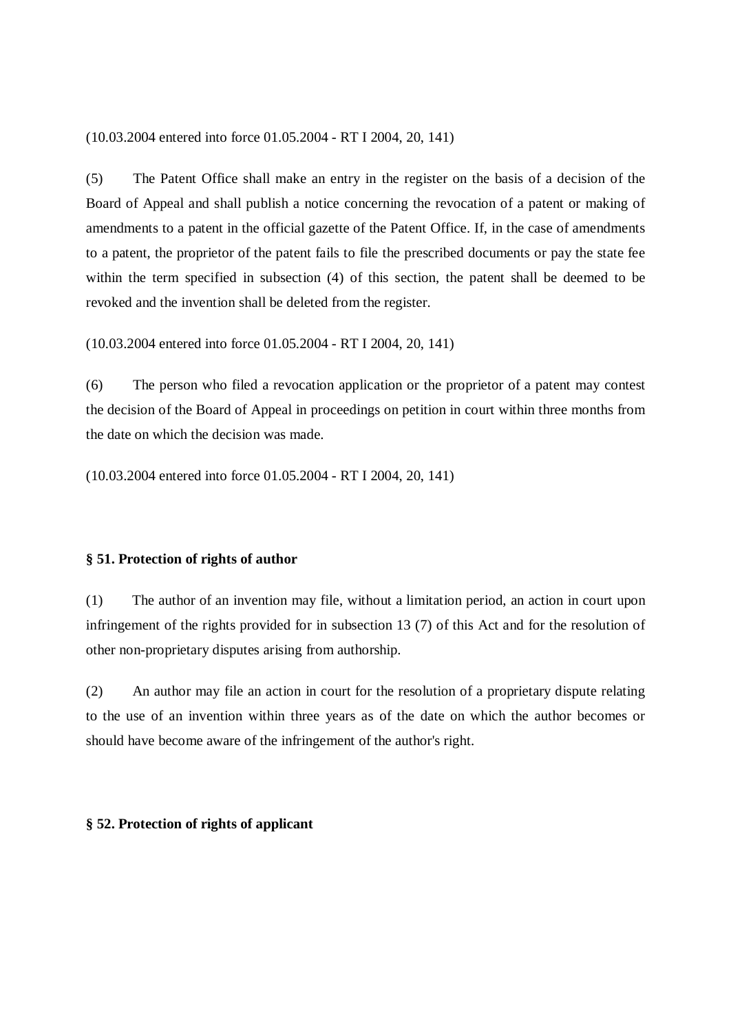(10.03.2004 entered into force 01.05.2004 - RT I 2004, 20, 141)

(5) The Patent Office shall make an entry in the register on the basis of a decision of the Board of Appeal and shall publish a notice concerning the revocation of a patent or making of amendments to a patent in the official gazette of the Patent Office. If, in the case of amendments to a patent, the proprietor of the patent fails to file the prescribed documents or pay the state fee within the term specified in subsection (4) of this section, the patent shall be deemed to be revoked and the invention shall be deleted from the register.

(10.03.2004 entered into force 01.05.2004 - RT I 2004, 20, 141)

(6) The person who filed a revocation application or the proprietor of a patent may contest the decision of the Board of Appeal in proceedings on petition in court within three months from the date on which the decision was made.

(10.03.2004 entered into force 01.05.2004 - RT I 2004, 20, 141)

**§ 51. Protection of rights of author**

(1) The author of an invention may file, without a limitation period, an action in court upon infringement of the rights provided for in subsection 13 (7) of this Act and for the resolution of other non-proprietary disputes arising from authorship.

(2) An author may file an action in court for the resolution of a proprietary dispute relating to the use of an invention within three years as of the date on which the author becomes or should have become aware of the infringement of the author's right.

**§ 52. Protection of rights of applicant**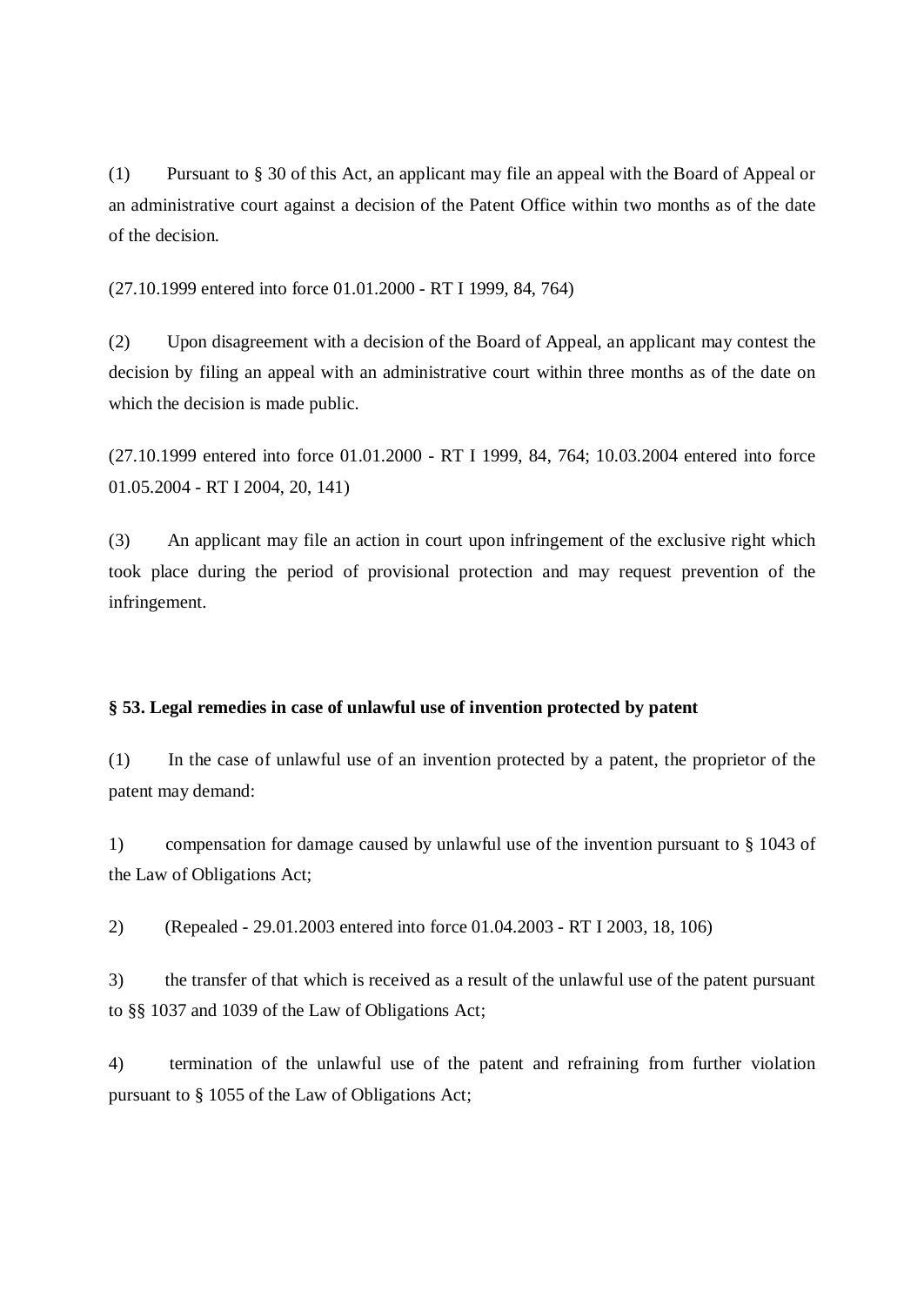(1) Pursuant to § 30 of this Act, an applicant may file an appeal with the Board of Appeal or an administrative court against a decision of the Patent Office within two months as of the date of the decision.

(27.10.1999 entered into force 01.01.2000 - RT I 1999, 84, 764)

(2) Upon disagreement with a decision of the Board of Appeal, an applicant may contest the decision by filing an appeal with an administrative court within three months as of the date on which the decision is made public.

(27.10.1999 entered into force 01.01.2000 - RT I 1999, 84, 764; 10.03.2004 entered into force 01.05.2004 - RT I 2004, 20, 141)

(3) An applicant may file an action in court upon infringement of the exclusive right which took place during the period of provisional protection and may request prevention of the infringement.

**§ 53. Legal remedies in case of unlawful use of invention protected by patent**

(1) In the case of unlawful use of an invention protected by a patent, the proprietor of the patent may demand:

1) compensation for damage caused by unlawful use of the invention pursuant to § 1043 of the Law of Obligations Act;

2) (Repealed - 29.01.2003 entered into force 01.04.2003 - RT I 2003, 18, 106)

3) the transfer of that which is received as a result of the unlawful use of the patent pursuant to §§ 1037 and 1039 of the Law of Obligations Act;

4) termination of the unlawful use of the patent and refraining from further violation pursuant to § 1055 of the Law of Obligations Act;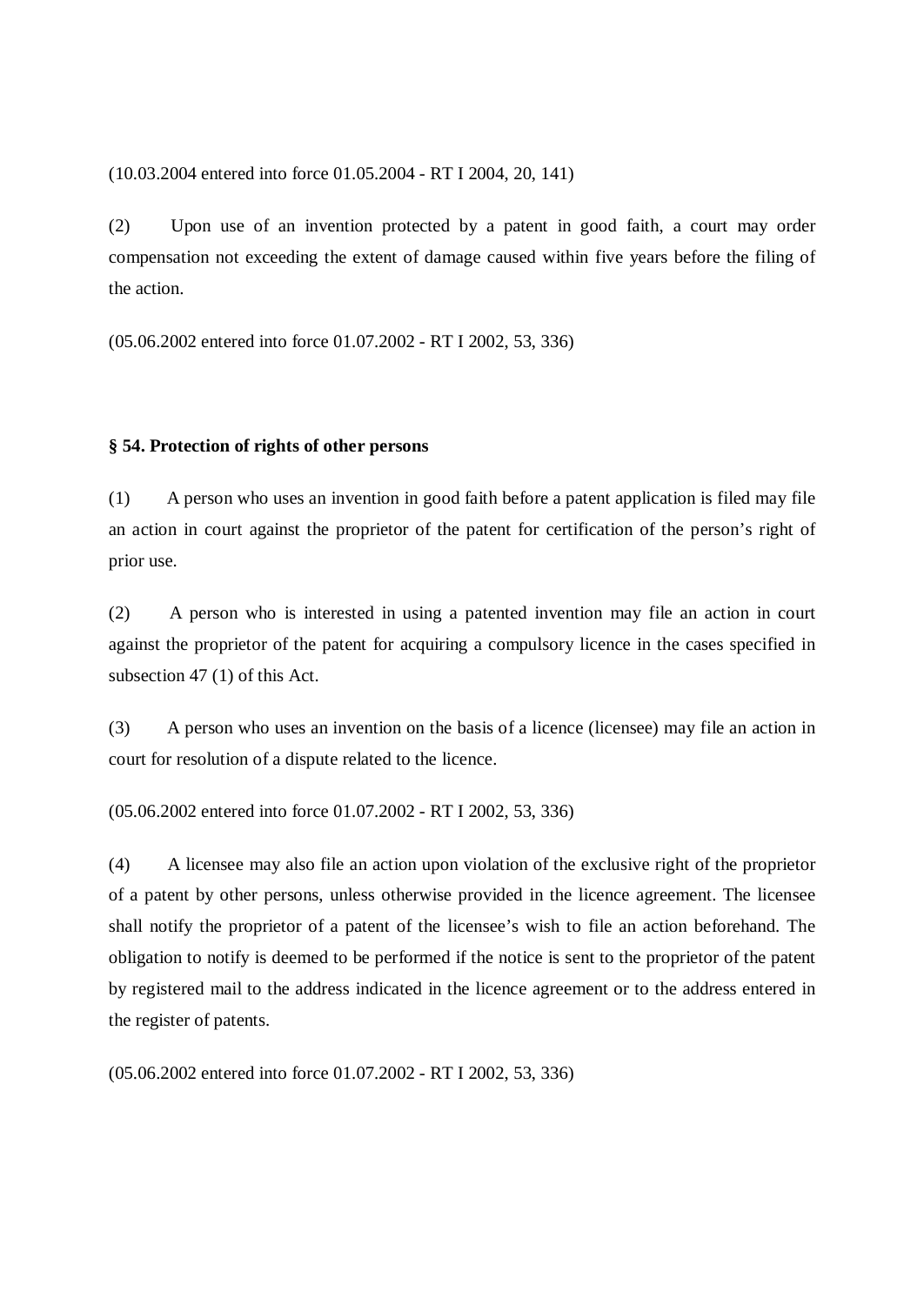(10.03.2004 entered into force 01.05.2004 - RT I 2004, 20, 141)

(2) Upon use of an invention protected by a patent in good faith, a court may order compensation not exceeding the extent of damage caused within five years before the filing of the action.

(05.06.2002 entered into force 01.07.2002 - RT I 2002, 53, 336)

**§ 54. Protection of rights of other persons**

(1) A person who uses an invention in good faith before a patent application is filed may file an action in court against the proprietor of the patent for certification of the person's right of prior use.

(2) A person who is interested in using a patented invention may file an action in court against the proprietor of the patent for acquiring a compulsory licence in the cases specified in subsection 47 (1) of this Act.

(3) A person who uses an invention on the basis of a licence (licensee) may file an action in court for resolution of a dispute related to the licence.

(05.06.2002 entered into force 01.07.2002 - RT I 2002, 53, 336)

(4) A licensee may also file an action upon violation of the exclusive right of the proprietor of a patent by other persons, unless otherwise provided in the licence agreement. The licensee shall notify the proprietor of a patent of the licensee's wish to file an action beforehand. The obligation to notify is deemed to be performed if the notice is sent to the proprietor of the patent by registered mail to the address indicated in the licence agreement or to the address entered in the register of patents.

(05.06.2002 entered into force 01.07.2002 - RT I 2002, 53, 336)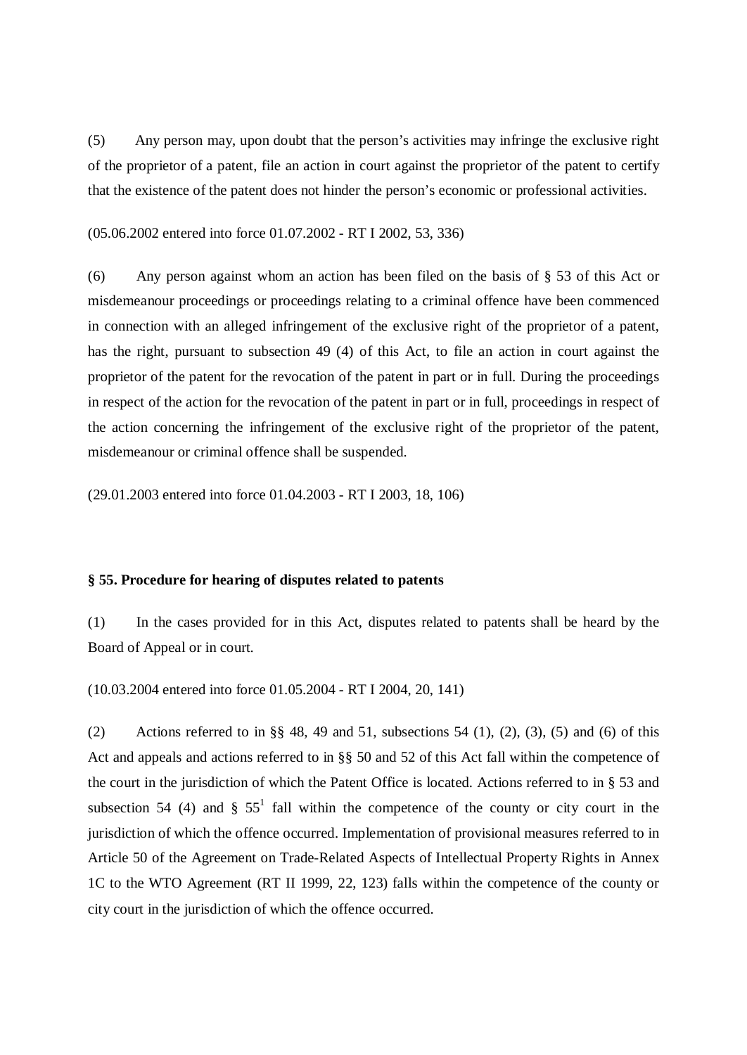(5) Any person may, upon doubt that the person's activities may infringe the exclusive right of the proprietor of a patent, file an action in court against the proprietor of the patent to certify that the existence of the patent does not hinder the person's economic or professional activities.

(05.06.2002 entered into force 01.07.2002 - RT I 2002, 53, 336)

(6) Any person against whom an action has been filed on the basis of § 53 of this Act or misdemeanour proceedings or proceedings relating to a criminal offence have been commenced in connection with an alleged infringement of the exclusive right of the proprietor of a patent, has the right, pursuant to subsection 49 (4) of this Act, to file an action in court against the proprietor of the patent for the revocation of the patent in part or in full. During the proceedings in respect of the action for the revocation of the patent in part or in full, proceedings in respect of the action concerning the infringement of the exclusive right of the proprietor of the patent, misdemeanour or criminal offence shall be suspended.

(29.01.2003 entered into force 01.04.2003 - RT I 2003, 18, 106)

**§ 55. Procedure for hearing of disputes related to patents**

(1) In the cases provided for in this Act, disputes related to patents shall be heard by the Board of Appeal or in court.

(10.03.2004 entered into force 01.05.2004 - RT I 2004, 20, 141)

(2) Actions referred to in §§ 48, 49 and 51, subsections 54 (1), (2), (3), (5) and (6) of this Act and appeals and actions referred to in §§ 50 and 52 of this Act fall within the competence of the court in the jurisdiction of which the Patent Office is located. Actions referred to in § 53 and subsection 54 (4) and § 55[1] fall within the competence of the county or city court in the jurisdiction of which the offence occurred. Implementation of provisional measures referred to in Article 50 of the Agreement on Trade-Related Aspects of Intellectual Property Rights in Annex 1C to the WTO Agreement (RT II 1999, 22, 123) falls within the competence of the county or city court in the jurisdiction of which the offence occurred.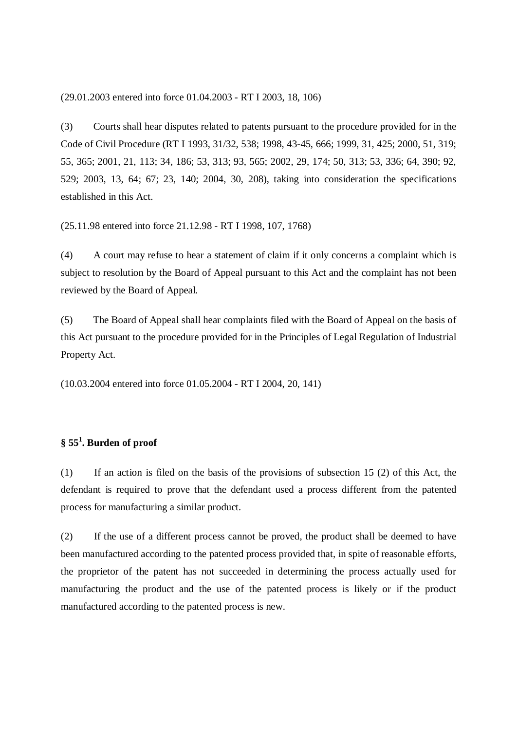(29.01.2003 entered into force 01.04.2003 - RT I 2003, 18, 106)

(3) Courts shall hear disputes related to patents pursuant to the procedure provided for in the Code of Civil Procedure (RT I 1993, 31/32, 538; 1998, 43-45, 666; 1999, 31, 425; 2000, 51, 319; 55, 365; 2001, 21, 113; 34, 186; 53, 313; 93, 565; 2002, 29, 174; 50, 313; 53, 336; 64, 390; 92, 529; 2003, 13, 64; 67; 23, 140; 2004, 30, 208), taking into consideration the specifications established in this Act.

(25.11.98 entered into force 21.12.98 - RT I 1998, 107, 1768)

(4) A court may refuse to hear a statement of claim if it only concerns a complaint which is subject to resolution by the Board of Appeal pursuant to this Act and the complaint has not been reviewed by the Board of Appeal.

(5) The Board of Appeal shall hear complaints filed with the Board of Appeal on the basis of this Act pursuant to the procedure provided for in the Principles of Legal Regulation of Industrial Property Act.

(10.03.2004 entered into force 01.05.2004 - RT I 2004, 20, 141)

### § 55[1]. Burden of proof

(1) If an action is filed on the basis of the provisions of subsection 15 (2) of this Act, the defendant is required to prove that the defendant used a process different from the patented process for manufacturing a similar product.

(2) If the use of a different process cannot be proved, the product shall be deemed to have been manufactured according to the patented process provided that, in spite of reasonable efforts, the proprietor of the patent has not succeeded in determining the process actually used for manufacturing the product and the use of the patented process is likely or if the product manufactured according to the patented process is new.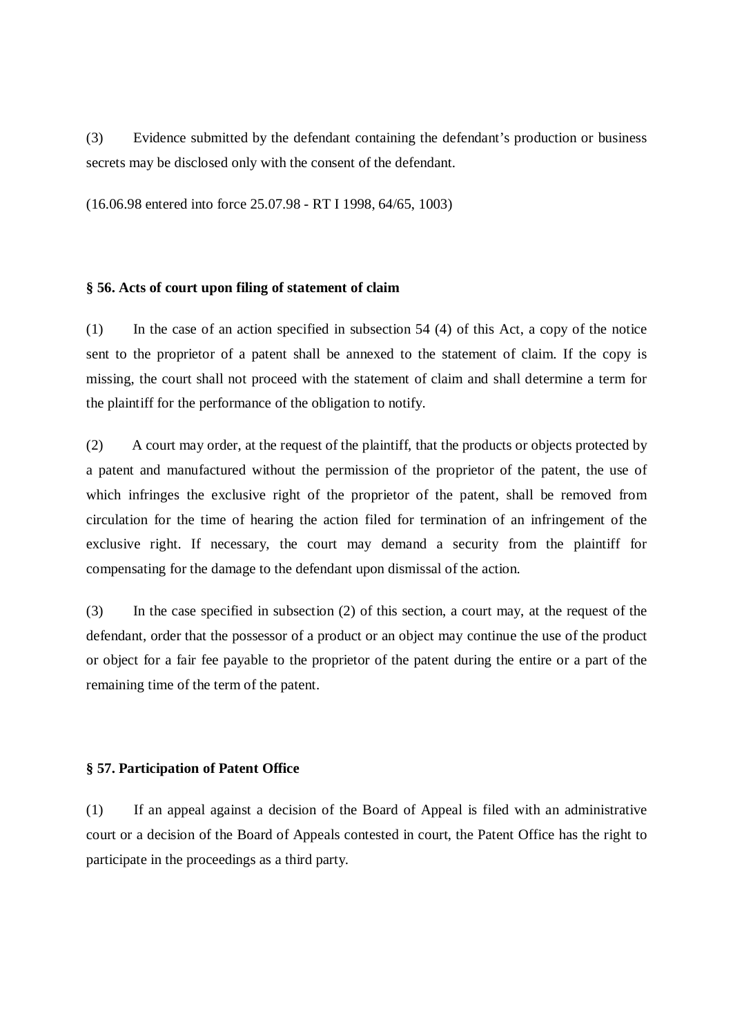(3) Evidence submitted by the defendant containing the defendant's production or business secrets may be disclosed only with the consent of the defendant.

(16.06.98 entered into force 25.07.98 - RT I 1998, 64/65, 1003)

**§ 56. Acts of court upon filing of statement of claim**

(1) In the case of an action specified in subsection 54 (4) of this Act, a copy of the notice sent to the proprietor of a patent shall be annexed to the statement of claim. If the copy is missing, the court shall not proceed with the statement of claim and shall determine a term for the plaintiff for the performance of the obligation to notify.

(2) A court may order, at the request of the plaintiff, that the products or objects protected by a patent and manufactured without the permission of the proprietor of the patent, the use of which infringes the exclusive right of the proprietor of the patent, shall be removed from circulation for the time of hearing the action filed for termination of an infringement of the exclusive right. If necessary, the court may demand a security from the plaintiff for compensating for the damage to the defendant upon dismissal of the action.

(3) In the case specified in subsection (2) of this section, a court may, at the request of the defendant, order that the possessor of a product or an object may continue the use of the product or object for a fair fee payable to the proprietor of the patent during the entire or a part of the remaining time of the term of the patent.

**§ 57. Participation of Patent Office**

(1) If an appeal against a decision of the Board of Appeal is filed with an administrative court or a decision of the Board of Appeals contested in court, the Patent Office has the right to participate in the proceedings as a third party.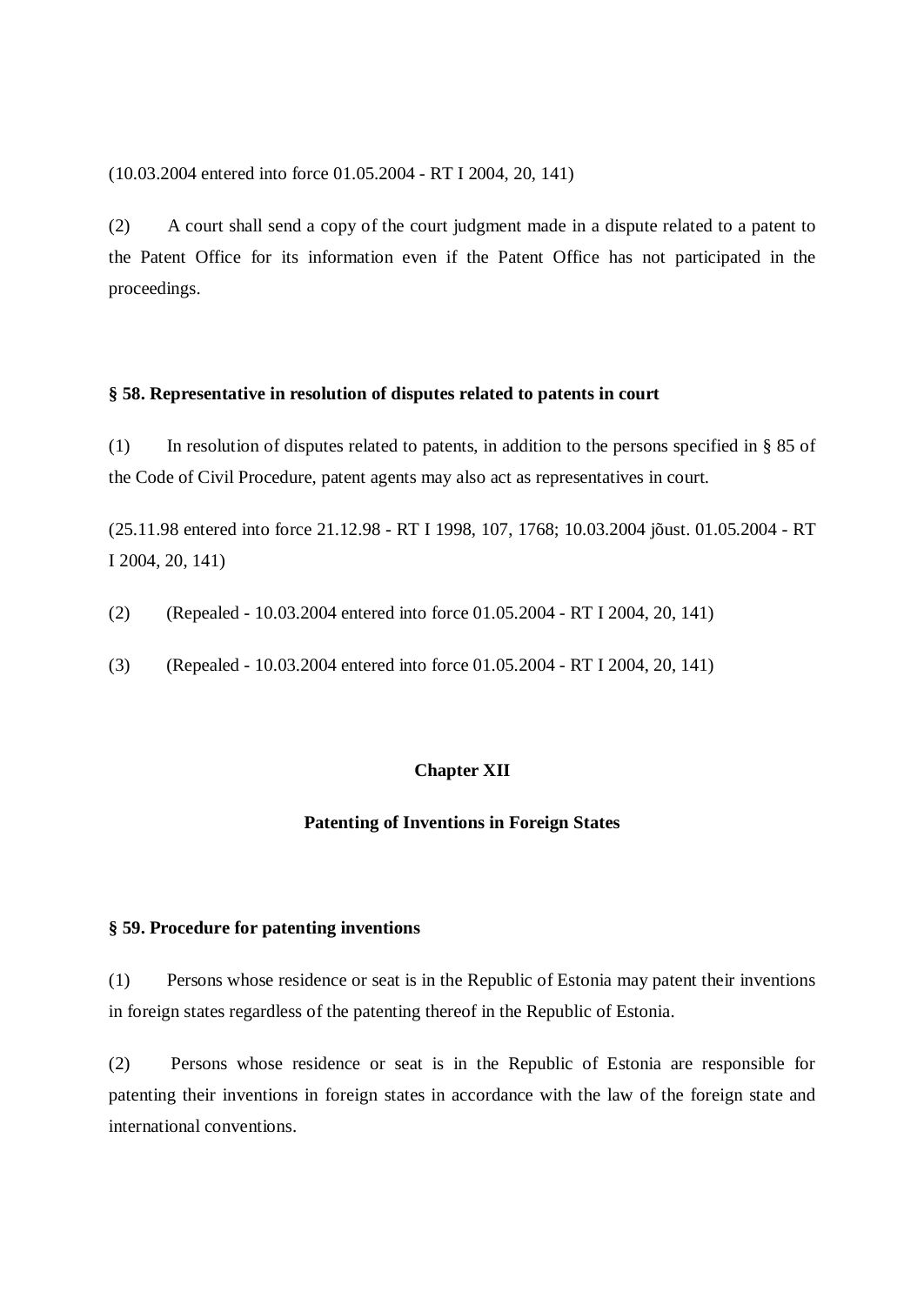(10.03.2004 entered into force 01.05.2004 - RT I 2004, 20, 141)

(2) A court shall send a copy of the court judgment made in a dispute related to a patent to the Patent Office for its information even if the Patent Office has not participated in the proceedings.

**§ 58. Representative in resolution of disputes related to patents in court**

(1) In resolution of disputes related to patents, in addition to the persons specified in § 85 of the Code of Civil Procedure, patent agents may also act as representatives in court.

(25.11.98 entered into force 21.12.98 - RT I 1998, 107, 1768; 10.03.2004 jõust. 01.05.2004 - RT I 2004, 20, 141)

(2) (Repealed - 10.03.2004 entered into force 01.05.2004 - RT I 2004, 20, 141)

(3) (Repealed - 10.03.2004 entered into force 01.05.2004 - RT I 2004, 20, 141)

## Chapter XII

## Patenting of Inventions in Foreign States

**§ 59. Procedure for patenting inventions**

(1) Persons whose residence or seat is in the Republic of Estonia may patent their inventions in foreign states regardless of the patenting thereof in the Republic of Estonia.

(2) Persons whose residence or seat is in the Republic of Estonia are responsible for patenting their inventions in foreign states in accordance with the law of the foreign state and international conventions.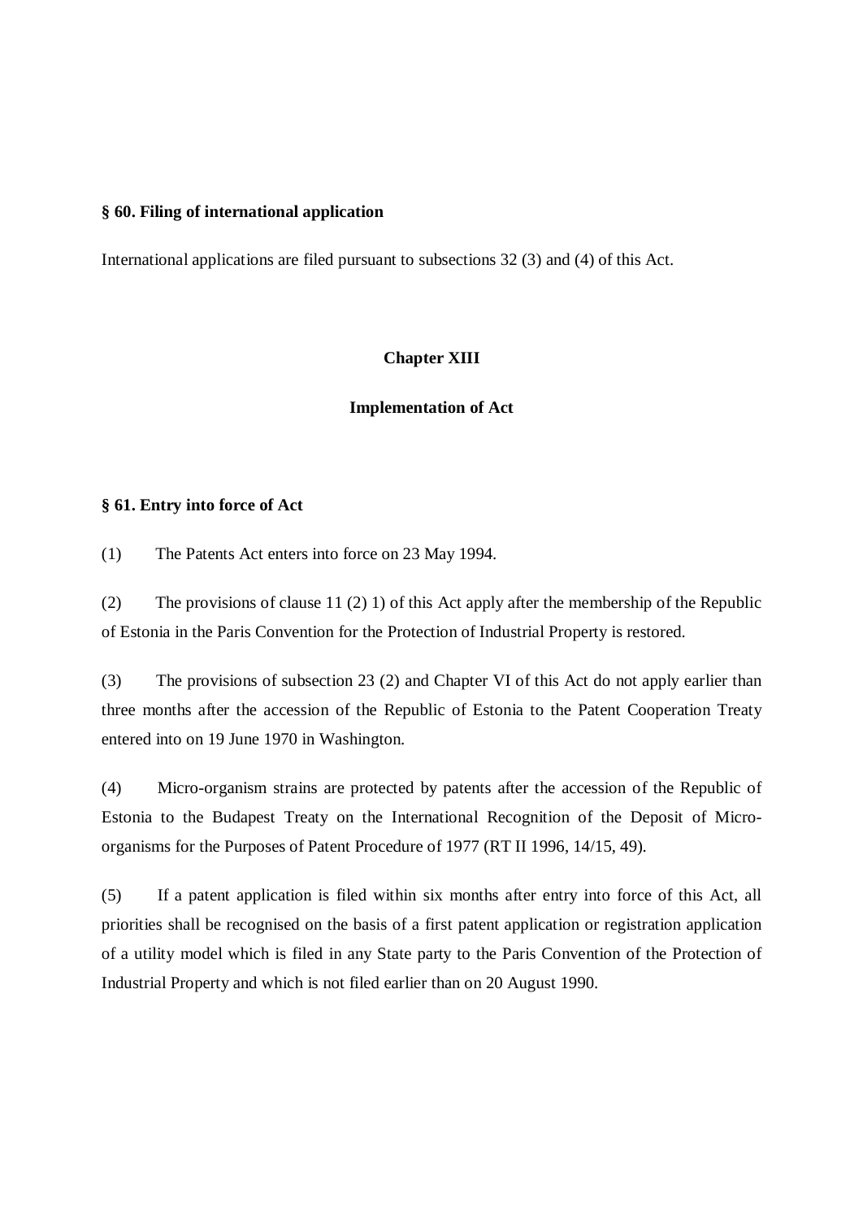**§ 60. Filing of international application**

International applications are filed pursuant to subsections 32 (3) and (4) of this Act.

## Chapter XIII

## Implementation of Act

**§ 61. Entry into force of Act**

(1) The Patents Act enters into force on 23 May 1994.

(2) The provisions of clause 11 (2) 1) of this Act apply after the membership of the Republic of Estonia in the Paris Convention for the Protection of Industrial Property is restored.

(3) The provisions of subsection 23 (2) and Chapter VI of this Act do not apply earlier than three months after the accession of the Republic of Estonia to the Patent Cooperation Treaty entered into on 19 June 1970 in Washington.

(4) Micro-organism strains are protected by patents after the accession of the Republic of Estonia to the Budapest Treaty on the International Recognition of the Deposit of Micro-organisms for the Purposes of Patent Procedure of 1977 (RT II 1996, 14/15, 49).

(5) If a patent application is filed within six months after entry into force of this Act, all priorities shall be recognised on the basis of a first patent application or registration application of a utility model which is filed in any State party to the Paris Convention of the Protection of Industrial Property and which is not filed earlier than on 20 August 1990.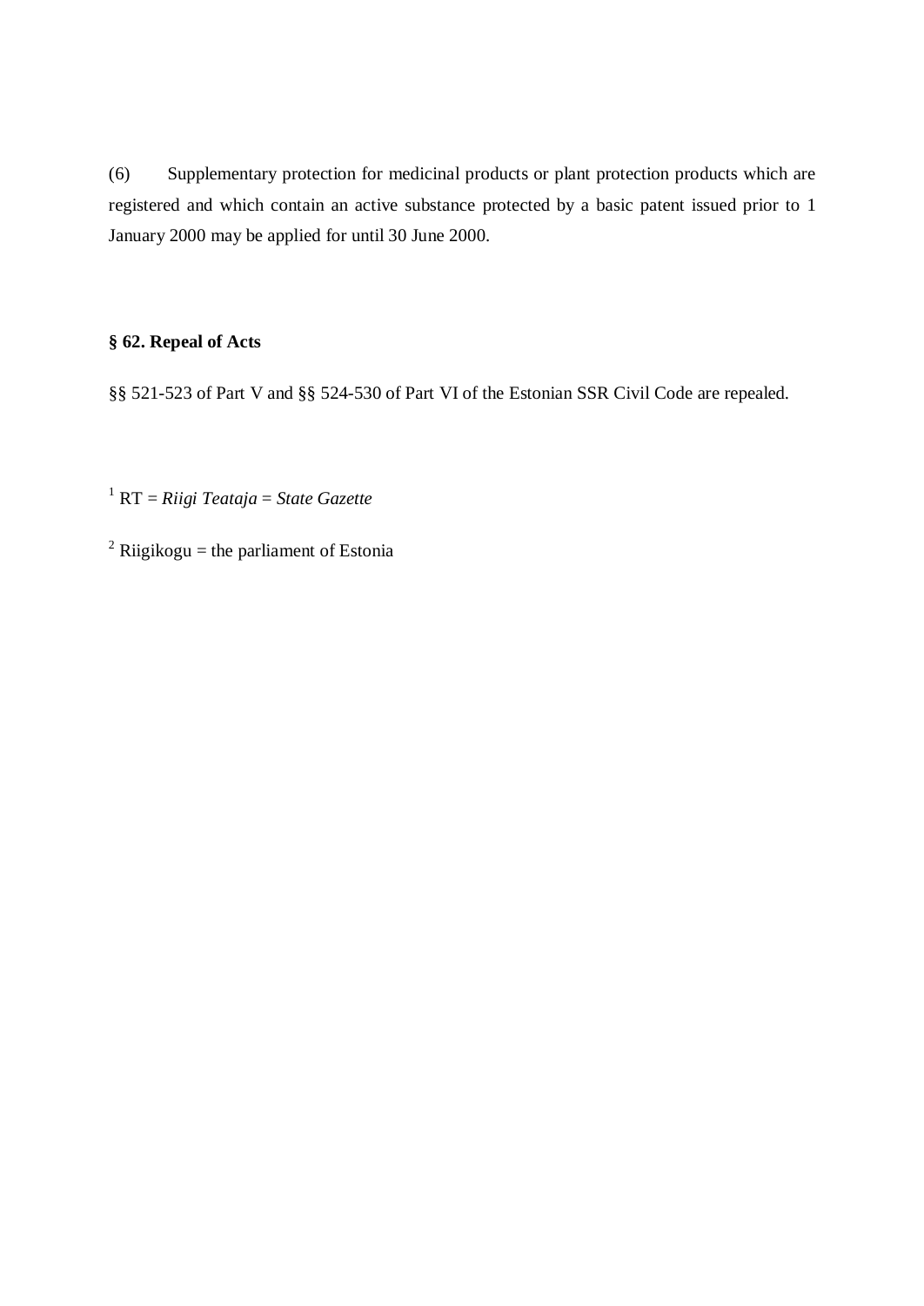(6) Supplementary protection for medicinal products or plant protection products which are registered and which contain an active substance protected by a basic patent issued prior to 1 January 2000 may be applied for until 30 June 2000.

### § 62. Repeal of Acts

§§ 521-523 of Part V and §§ 524-530 of Part VI of the Estonian SSR Civil Code are repealed.

[1] RT = *Riigi Teataja* = *State Gazette*

[2] Riigikogu = the parliament of Estonia